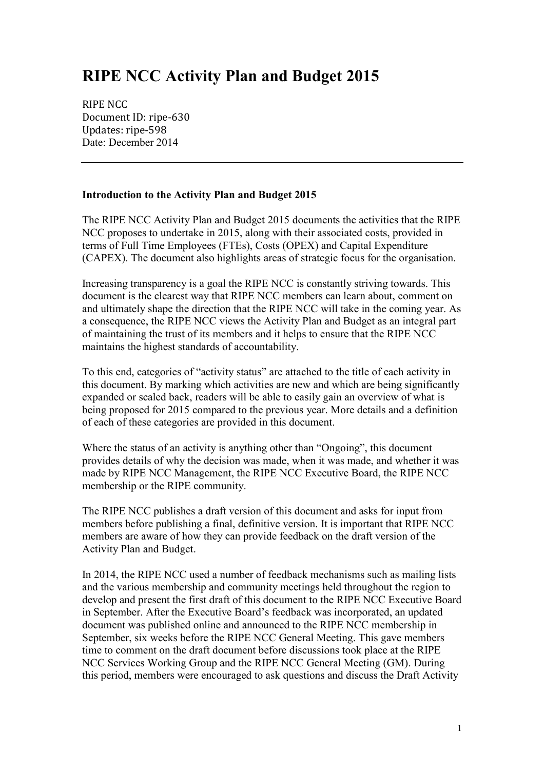# RIPE NCC Activity Plan and Budget 2015

RIPE NCC
Document ID: ripe-630
Updates: ripe-598
Date: December 2014

---

**Introduction to the Activity Plan and Budget 2015**

The RIPE NCC Activity Plan and Budget 2015 documents the activities that the RIPE NCC proposes to undertake in 2015, along with their associated costs, provided in terms of Full Time Employees (FTEs), Costs (OPEX) and Capital Expenditure (CAPEX). The document also highlights areas of strategic focus for the organisation.

Increasing transparency is a goal the RIPE NCC is constantly striving towards. This document is the clearest way that RIPE NCC members can learn about, comment on and ultimately shape the direction that the RIPE NCC will take in the coming year. As a consequence, the RIPE NCC views the Activity Plan and Budget as an integral part of maintaining the trust of its members and it helps to ensure that the RIPE NCC maintains the highest standards of accountability.

To this end, categories of "activity status" are attached to the title of each activity in this document. By marking which activities are new and which are being significantly expanded or scaled back, readers will be able to easily gain an overview of what is being proposed for 2015 compared to the previous year. More details and a definition of each of these categories are provided in this document.

Where the status of an activity is anything other than "Ongoing", this document provides details of why the decision was made, when it was made, and whether it was made by RIPE NCC Management, the RIPE NCC Executive Board, the RIPE NCC membership or the RIPE community.

The RIPE NCC publishes a draft version of this document and asks for input from members before publishing a final, definitive version. It is important that RIPE NCC members are aware of how they can provide feedback on the draft version of the Activity Plan and Budget.

In 2014, the RIPE NCC used a number of feedback mechanisms such as mailing lists and the various membership and community meetings held throughout the region to develop and present the first draft of this document to the RIPE NCC Executive Board in September. After the Executive Board's feedback was incorporated, an updated document was published online and announced to the RIPE NCC membership in September, six weeks before the RIPE NCC General Meeting. This gave members time to comment on the draft document before discussions took place at the RIPE NCC Services Working Group and the RIPE NCC General Meeting (GM). During this period, members were encouraged to ask questions and discuss the Draft Activity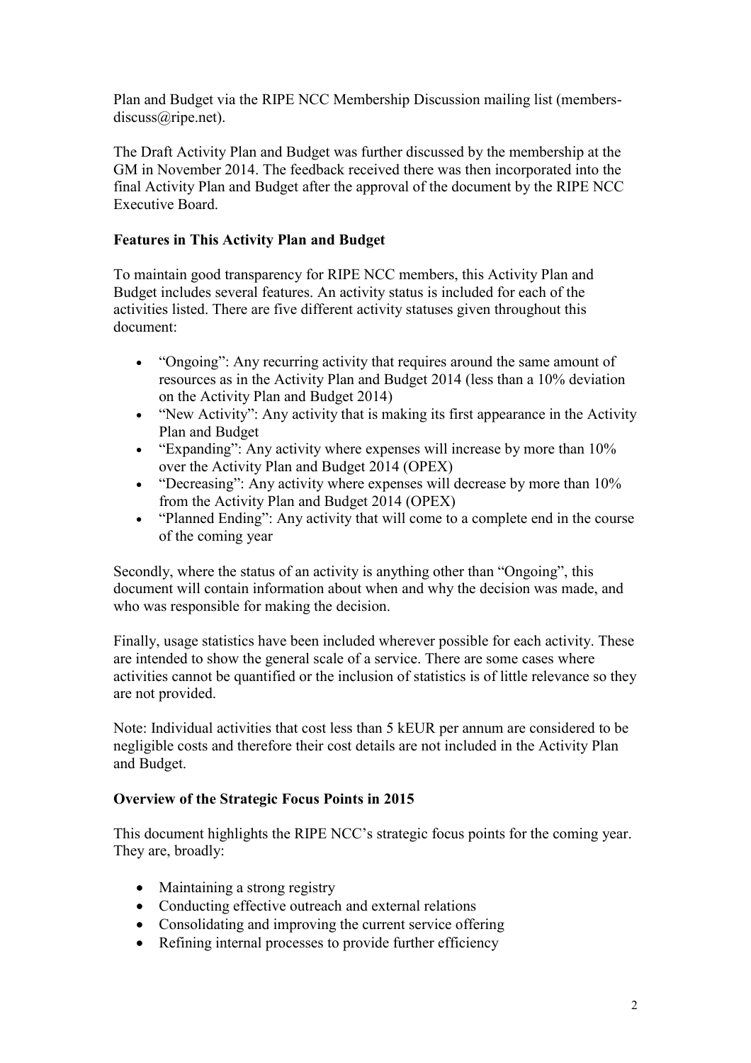Plan and Budget via the RIPE NCC Membership Discussion mailing list (members-discuss@ripe.net).

The Draft Activity Plan and Budget was further discussed by the membership at the GM in November 2014. The feedback received there was then incorporated into the final Activity Plan and Budget after the approval of the document by the RIPE NCC Executive Board.

**Features in This Activity Plan and Budget**

To maintain good transparency for RIPE NCC members, this Activity Plan and Budget includes several features. An activity status is included for each of the activities listed. There are five different activity statuses given throughout this document:

- "Ongoing": Any recurring activity that requires around the same amount of resources as in the Activity Plan and Budget 2014 (less than a 10% deviation on the Activity Plan and Budget 2014)
- "New Activity": Any activity that is making its first appearance in the Activity Plan and Budget
- "Expanding": Any activity where expenses will increase by more than 10% over the Activity Plan and Budget 2014 (OPEX)
- "Decreasing": Any activity where expenses will decrease by more than 10% from the Activity Plan and Budget 2014 (OPEX)
- "Planned Ending": Any activity that will come to a complete end in the course of the coming year

Secondly, where the status of an activity is anything other than "Ongoing", this document will contain information about when and why the decision was made, and who was responsible for making the decision.

Finally, usage statistics have been included wherever possible for each activity. These are intended to show the general scale of a service. There are some cases where activities cannot be quantified or the inclusion of statistics is of little relevance so they are not provided.

Note: Individual activities that cost less than 5 kEUR per annum are considered to be negligible costs and therefore their cost details are not included in the Activity Plan and Budget.

**Overview of the Strategic Focus Points in 2015**

This document highlights the RIPE NCC's strategic focus points for the coming year. They are, broadly:

- Maintaining a strong registry
- Conducting effective outreach and external relations
- Consolidating and improving the current service offering
- Refining internal processes to provide further efficiency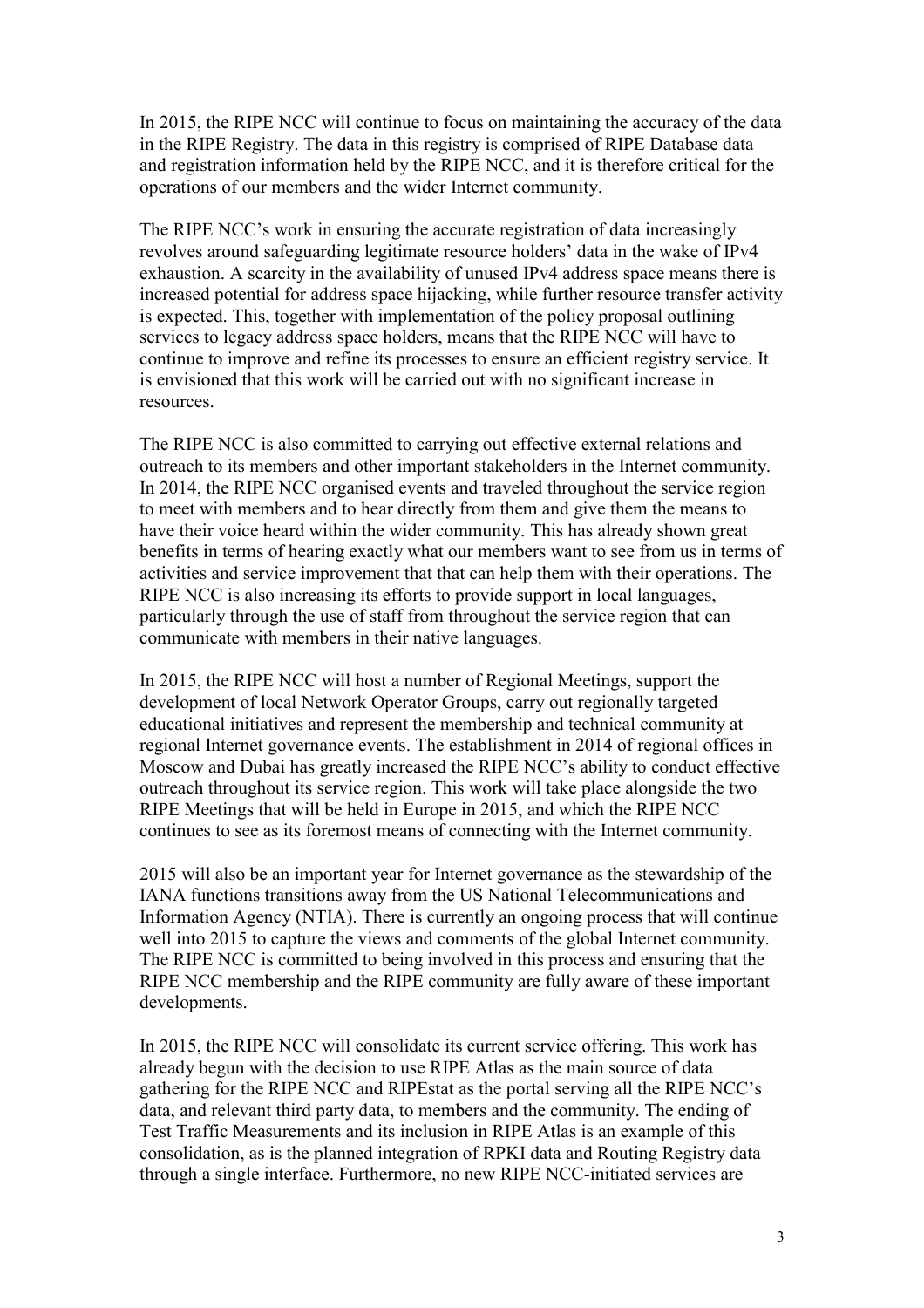In 2015, the RIPE NCC will continue to focus on maintaining the accuracy of the data in the RIPE Registry. The data in this registry is comprised of RIPE Database data and registration information held by the RIPE NCC, and it is therefore critical for the operations of our members and the wider Internet community.

The RIPE NCC's work in ensuring the accurate registration of data increasingly revolves around safeguarding legitimate resource holders' data in the wake of IPv4 exhaustion. A scarcity in the availability of unused IPv4 address space means there is increased potential for address space hijacking, while further resource transfer activity is expected. This, together with implementation of the policy proposal outlining services to legacy address space holders, means that the RIPE NCC will have to continue to improve and refine its processes to ensure an efficient registry service. It is envisioned that this work will be carried out with no significant increase in resources.

The RIPE NCC is also committed to carrying out effective external relations and outreach to its members and other important stakeholders in the Internet community. In 2014, the RIPE NCC organised events and traveled throughout the service region to meet with members and to hear directly from them and give them the means to have their voice heard within the wider community. This has already shown great benefits in terms of hearing exactly what our members want to see from us in terms of activities and service improvement that that can help them with their operations. The RIPE NCC is also increasing its efforts to provide support in local languages, particularly through the use of staff from throughout the service region that can communicate with members in their native languages.

In 2015, the RIPE NCC will host a number of Regional Meetings, support the development of local Network Operator Groups, carry out regionally targeted educational initiatives and represent the membership and technical community at regional Internet governance events. The establishment in 2014 of regional offices in Moscow and Dubai has greatly increased the RIPE NCC's ability to conduct effective outreach throughout its service region. This work will take place alongside the two RIPE Meetings that will be held in Europe in 2015, and which the RIPE NCC continues to see as its foremost means of connecting with the Internet community.

2015 will also be an important year for Internet governance as the stewardship of the IANA functions transitions away from the US National Telecommunications and Information Agency (NTIA). There is currently an ongoing process that will continue well into 2015 to capture the views and comments of the global Internet community. The RIPE NCC is committed to being involved in this process and ensuring that the RIPE NCC membership and the RIPE community are fully aware of these important developments.

In 2015, the RIPE NCC will consolidate its current service offering. This work has already begun with the decision to use RIPE Atlas as the main source of data gathering for the RIPE NCC and RIPEstat as the portal serving all the RIPE NCC's data, and relevant third party data, to members and the community. The ending of Test Traffic Measurements and its inclusion in RIPE Atlas is an example of this consolidation, as is the planned integration of RPKI data and Routing Registry data through a single interface. Furthermore, no new RIPE NCC-initiated services are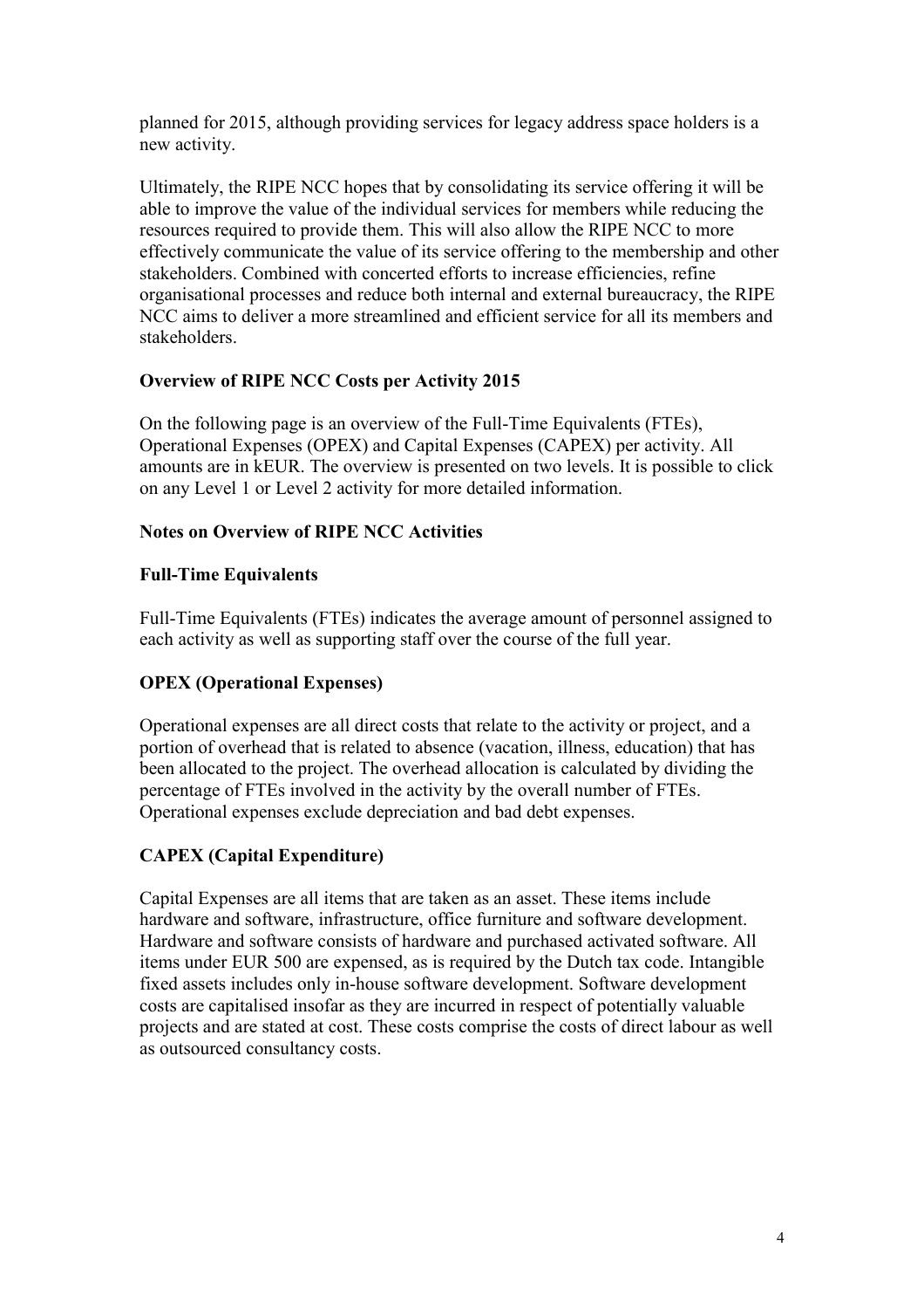planned for 2015, although providing services for legacy address space holders is a new activity.

Ultimately, the RIPE NCC hopes that by consolidating its service offering it will be able to improve the value of the individual services for members while reducing the resources required to provide them. This will also allow the RIPE NCC to more effectively communicate the value of its service offering to the membership and other stakeholders. Combined with concerted efforts to increase efficiencies, refine organisational processes and reduce both internal and external bureaucracy, the RIPE NCC aims to deliver a more streamlined and efficient service for all its members and stakeholders.

## Overview of RIPE NCC Costs per Activity 2015

On the following page is an overview of the Full-Time Equivalents (FTEs), Operational Expenses (OPEX) and Capital Expenses (CAPEX) per activity. All amounts are in kEUR. The overview is presented on two levels. It is possible to click on any Level 1 or Level 2 activity for more detailed information.

## Notes on Overview of RIPE NCC Activities

### Full-Time Equivalents

Full-Time Equivalents (FTEs) indicates the average amount of personnel assigned to each activity as well as supporting staff over the course of the full year.

### OPEX (Operational Expenses)

Operational expenses are all direct costs that relate to the activity or project, and a portion of overhead that is related to absence (vacation, illness, education) that has been allocated to the project. The overhead allocation is calculated by dividing the percentage of FTEs involved in the activity by the overall number of FTEs. Operational expenses exclude depreciation and bad debt expenses.

### CAPEX (Capital Expenditure)

Capital Expenses are all items that are taken as an asset. These items include hardware and software, infrastructure, office furniture and software development. Hardware and software consists of hardware and purchased activated software. All items under EUR 500 are expensed, as is required by the Dutch tax code. Intangible fixed assets includes only in-house software development. Software development costs are capitalised insofar as they are incurred in respect of potentially valuable projects and are stated at cost. These costs comprise the costs of direct labour as well as outsourced consultancy costs.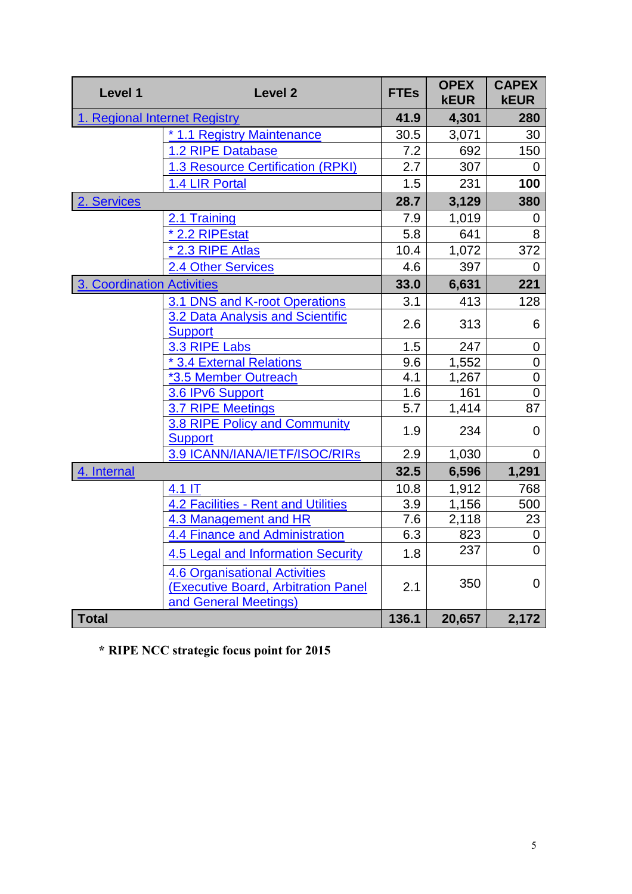| Level 1 | Level 2 | FTEs | OPEX kEUR | CAPEX kEUR |
|---|---|---|---|---|
| **1. Regional Internet Registry** | | **41.9** | **4,301** | **280** |
| | * 1.1 Registry Maintenance | 30.5 | 3,071 | 30 |
| | 1.2 RIPE Database | 7.2 | 692 | 150 |
| | 1.3 Resource Certification (RPKI) | 2.7 | 307 | 0 |
| | 1.4 LIR Portal | 1.5 | 231 | **100** |
| **2. Services** | | **28.7** | **3,129** | **380** |
| | 2.1 Training | 7.9 | 1,019 | 0 |
| | * 2.2 RIPEstat | 5.8 | 641 | 8 |
| | * 2.3 RIPE Atlas | 10.4 | 1,072 | 372 |
| | 2.4 Other Services | 4.6 | 397 | 0 |
| **3. Coordination Activities** | | **33.0** | **6,631** | **221** |
| | 3.1 DNS and K-root Operations | 3.1 | 413 | 128 |
| | 3.2 Data Analysis and Scientific Support | 2.6 | 313 | 6 |
| | 3.3 RIPE Labs | 1.5 | 247 | 0 |
| | * 3.4 External Relations | 9.6 | 1,552 | 0 |
| | *3.5 Member Outreach | 4.1 | 1,267 | 0 |
| | 3.6 IPv6 Support | 1.6 | 161 | 0 |
| | 3.7 RIPE Meetings | 5.7 | 1,414 | 87 |
| | 3.8 RIPE Policy and Community Support | 1.9 | 234 | 0 |
| | 3.9 ICANN/IANA/IETF/ISOC/RIRs | 2.9 | 1,030 | 0 |
| **4. Internal** | | **32.5** | **6,596** | **1,291** |
| | 4.1 IT | 10.8 | 1,912 | 768 |
| | 4.2 Facilities - Rent and Utilities | 3.9 | 1,156 | 500 |
| | 4.3 Management and HR | 7.6 | 2,118 | 23 |
| | 4.4 Finance and Administration | 6.3 | 823 | 0 |
| | 4.5 Legal and Information Security | 1.8 | 237 | 0 |
| | 4.6 Organisational Activities (Executive Board, Arbitration Panel and General Meetings) | 2.1 | 350 | 0 |
| **Total** | | **136.1** | **20,657** | **2,172** |

**\* RIPE NCC strategic focus point for 2015**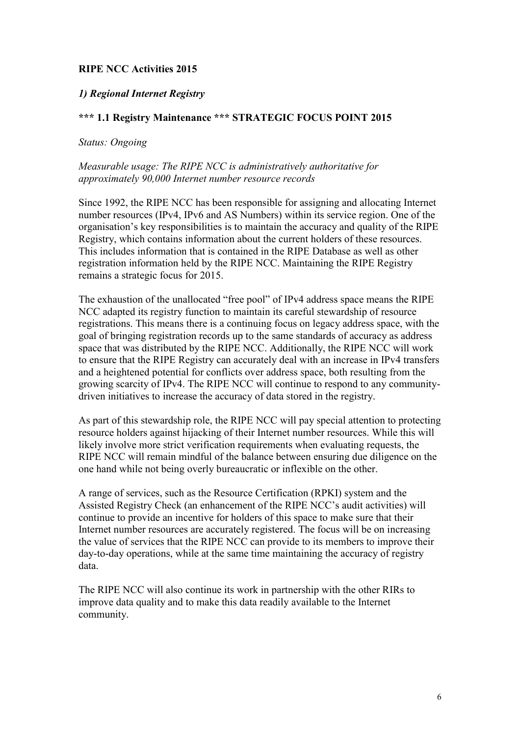**RIPE NCC Activities 2015**

## *1) Regional Internet Registry*

### *** 1.1 Registry Maintenance *** STRATEGIC FOCUS POINT 2015

*Status: Ongoing*

*Measurable usage: The RIPE NCC is administratively authoritative for approximately 90,000 Internet number resource records*

Since 1992, the RIPE NCC has been responsible for assigning and allocating Internet number resources (IPv4, IPv6 and AS Numbers) within its service region. One of the organisation's key responsibilities is to maintain the accuracy and quality of the RIPE Registry, which contains information about the current holders of these resources. This includes information that is contained in the RIPE Database as well as other registration information held by the RIPE NCC. Maintaining the RIPE Registry remains a strategic focus for 2015.

The exhaustion of the unallocated "free pool" of IPv4 address space means the RIPE NCC adapted its registry function to maintain its careful stewardship of resource registrations. This means there is a continuing focus on legacy address space, with the goal of bringing registration records up to the same standards of accuracy as address space that was distributed by the RIPE NCC. Additionally, the RIPE NCC will work to ensure that the RIPE Registry can accurately deal with an increase in IPv4 transfers and a heightened potential for conflicts over address space, both resulting from the growing scarcity of IPv4. The RIPE NCC will continue to respond to any community-driven initiatives to increase the accuracy of data stored in the registry.

As part of this stewardship role, the RIPE NCC will pay special attention to protecting resource holders against hijacking of their Internet number resources. While this will likely involve more strict verification requirements when evaluating requests, the RIPE NCC will remain mindful of the balance between ensuring due diligence on the one hand while not being overly bureaucratic or inflexible on the other.

A range of services, such as the Resource Certification (RPKI) system and the Assisted Registry Check (an enhancement of the RIPE NCC's audit activities) will continue to provide an incentive for holders of this space to make sure that their Internet number resources are accurately registered. The focus will be on increasing the value of services that the RIPE NCC can provide to its members to improve their day-to-day operations, while at the same time maintaining the accuracy of registry data.

The RIPE NCC will also continue its work in partnership with the other RIRs to improve data quality and to make this data readily available to the Internet community.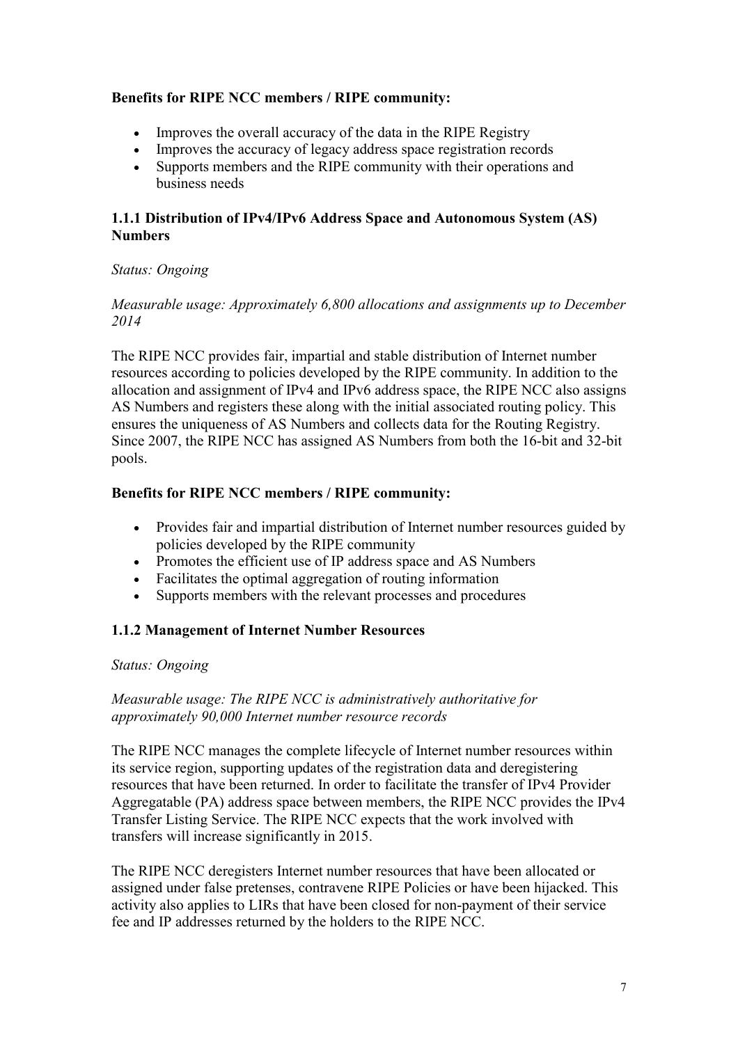**Benefits for RIPE NCC members / RIPE community:**

- Improves the overall accuracy of the data in the RIPE Registry
- Improves the accuracy of legacy address space registration records
- Supports members and the RIPE community with their operations and business needs

### 1.1.1 Distribution of IPv4/IPv6 Address Space and Autonomous System (AS) Numbers

*Status: Ongoing*

*Measurable usage: Approximately 6,800 allocations and assignments up to December 2014*

The RIPE NCC provides fair, impartial and stable distribution of Internet number resources according to policies developed by the RIPE community. In addition to the allocation and assignment of IPv4 and IPv6 address space, the RIPE NCC also assigns AS Numbers and registers these along with the initial associated routing policy. This ensures the uniqueness of AS Numbers and collects data for the Routing Registry. Since 2007, the RIPE NCC has assigned AS Numbers from both the 16-bit and 32-bit pools.

**Benefits for RIPE NCC members / RIPE community:**

- Provides fair and impartial distribution of Internet number resources guided by policies developed by the RIPE community
- Promotes the efficient use of IP address space and AS Numbers
- Facilitates the optimal aggregation of routing information
- Supports members with the relevant processes and procedures

### 1.1.2 Management of Internet Number Resources

*Status: Ongoing*

*Measurable usage: The RIPE NCC is administratively authoritative for approximately 90,000 Internet number resource records*

The RIPE NCC manages the complete lifecycle of Internet number resources within its service region, supporting updates of the registration data and deregistering resources that have been returned. In order to facilitate the transfer of IPv4 Provider Aggregatable (PA) address space between members, the RIPE NCC provides the IPv4 Transfer Listing Service. The RIPE NCC expects that the work involved with transfers will increase significantly in 2015.

The RIPE NCC deregisters Internet number resources that have been allocated or assigned under false pretenses, contravene RIPE Policies or have been hijacked. This activity also applies to LIRs that have been closed for non-payment of their service fee and IP addresses returned by the holders to the RIPE NCC.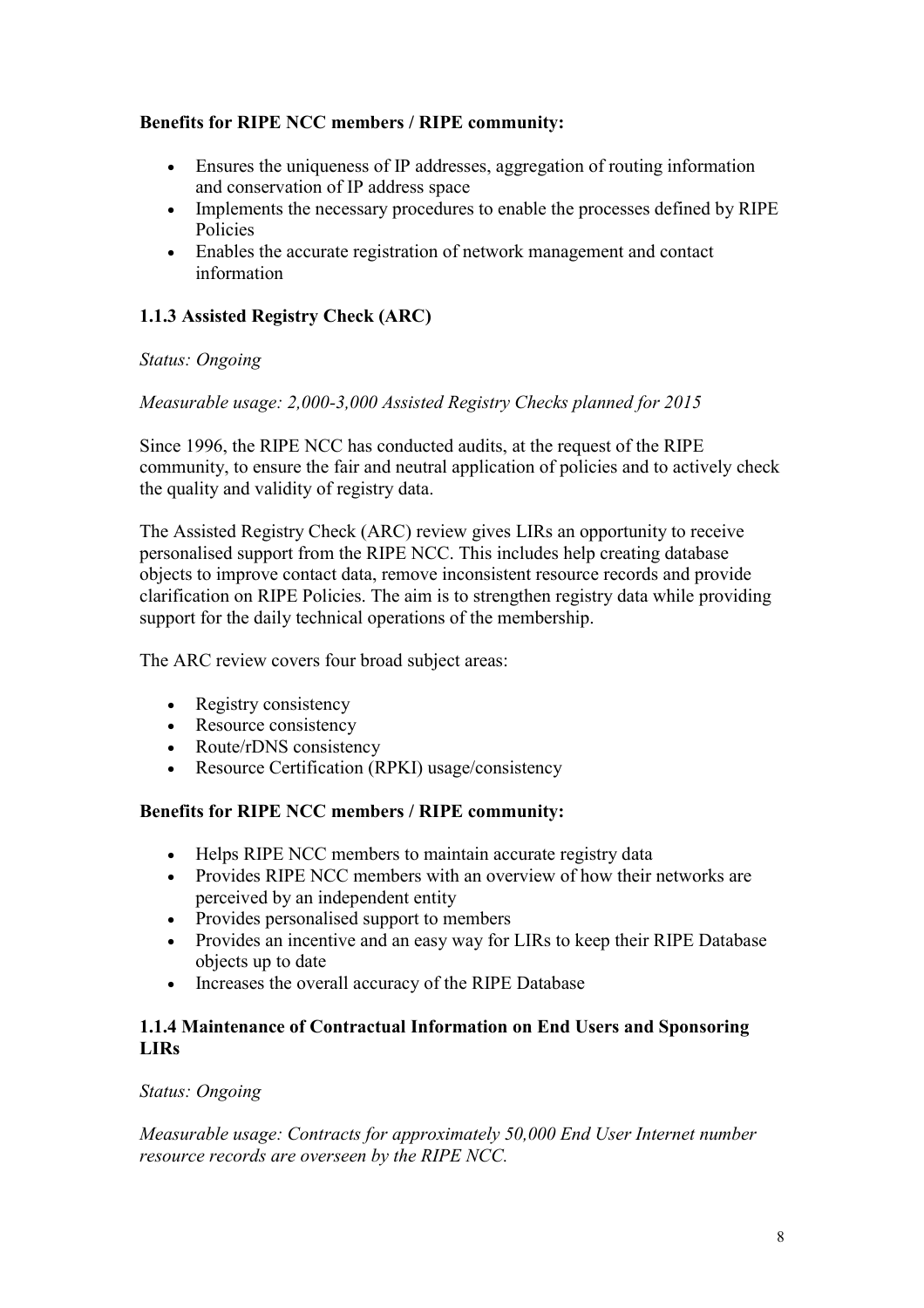**Benefits for RIPE NCC members / RIPE community:**

- Ensures the uniqueness of IP addresses, aggregation of routing information and conservation of IP address space
- Implements the necessary procedures to enable the processes defined by RIPE Policies
- Enables the accurate registration of network management and contact information

### 1.1.3 Assisted Registry Check (ARC)

*Status: Ongoing*

*Measurable usage: 2,000-3,000 Assisted Registry Checks planned for 2015*

Since 1996, the RIPE NCC has conducted audits, at the request of the RIPE community, to ensure the fair and neutral application of policies and to actively check the quality and validity of registry data.

The Assisted Registry Check (ARC) review gives LIRs an opportunity to receive personalised support from the RIPE NCC. This includes help creating database objects to improve contact data, remove inconsistent resource records and provide clarification on RIPE Policies. The aim is to strengthen registry data while providing support for the daily technical operations of the membership.

The ARC review covers four broad subject areas:

- Registry consistency
- Resource consistency
- Route/rDNS consistency
- Resource Certification (RPKI) usage/consistency

**Benefits for RIPE NCC members / RIPE community:**

- Helps RIPE NCC members to maintain accurate registry data
- Provides RIPE NCC members with an overview of how their networks are perceived by an independent entity
- Provides personalised support to members
- Provides an incentive and an easy way for LIRs to keep their RIPE Database objects up to date
- Increases the overall accuracy of the RIPE Database

### 1.1.4 Maintenance of Contractual Information on End Users and Sponsoring LIRs

*Status: Ongoing*

*Measurable usage: Contracts for approximately 50,000 End User Internet number resource records are overseen by the RIPE NCC.*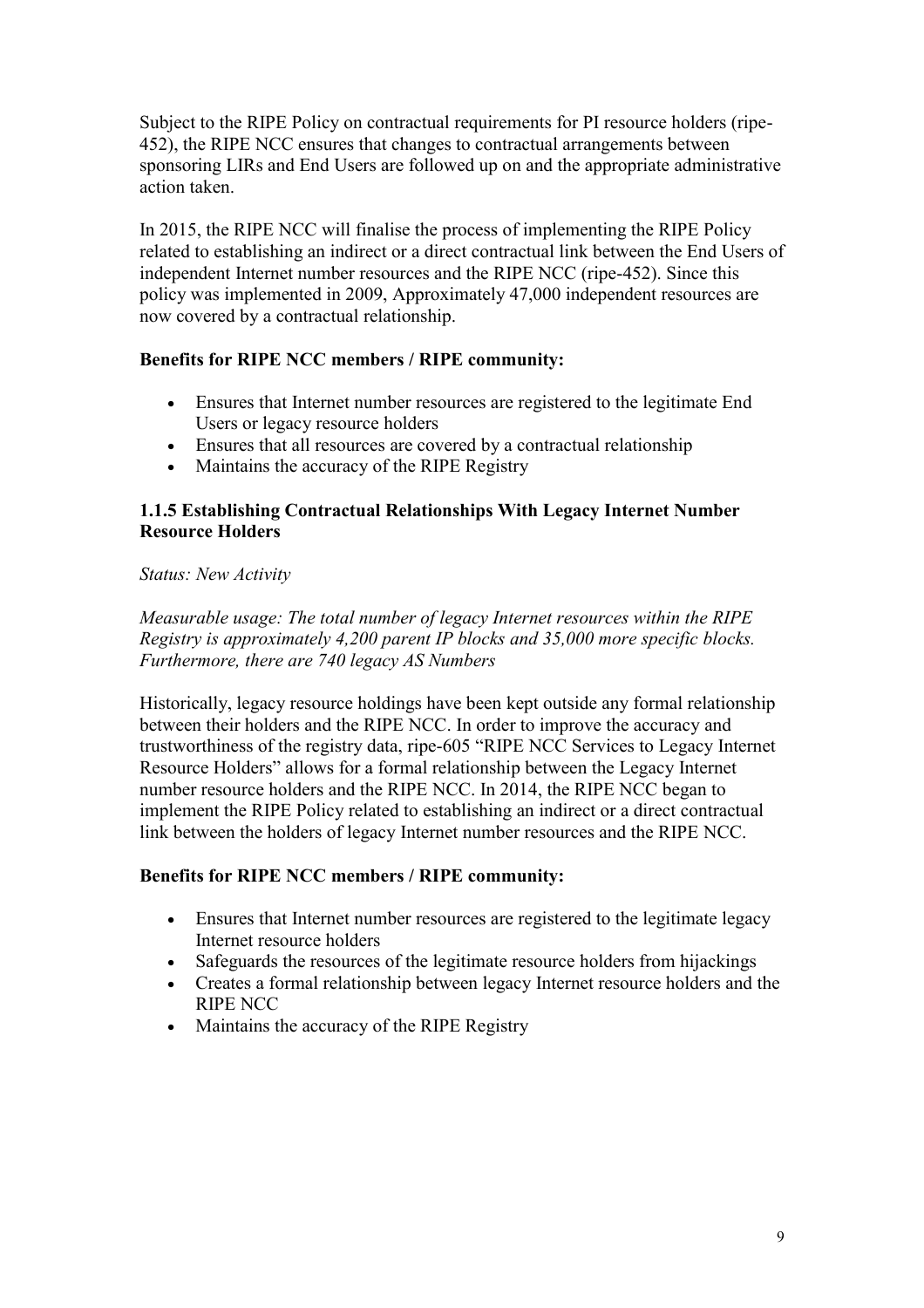Subject to the RIPE Policy on contractual requirements for PI resource holders (ripe-452), the RIPE NCC ensures that changes to contractual arrangements between sponsoring LIRs and End Users are followed up on and the appropriate administrative action taken.

In 2015, the RIPE NCC will finalise the process of implementing the RIPE Policy related to establishing an indirect or a direct contractual link between the End Users of independent Internet number resources and the RIPE NCC (ripe-452). Since this policy was implemented in 2009, Approximately 47,000 independent resources are now covered by a contractual relationship.

**Benefits for RIPE NCC members / RIPE community:**

- Ensures that Internet number resources are registered to the legitimate End Users or legacy resource holders
- Ensures that all resources are covered by a contractual relationship
- Maintains the accuracy of the RIPE Registry

### 1.1.5 Establishing Contractual Relationships With Legacy Internet Number Resource Holders

*Status: New Activity*

*Measurable usage: The total number of legacy Internet resources within the RIPE Registry is approximately 4,200 parent IP blocks and 35,000 more specific blocks. Furthermore, there are 740 legacy AS Numbers*

Historically, legacy resource holdings have been kept outside any formal relationship between their holders and the RIPE NCC. In order to improve the accuracy and trustworthiness of the registry data, ripe-605 "RIPE NCC Services to Legacy Internet Resource Holders" allows for a formal relationship between the Legacy Internet number resource holders and the RIPE NCC. In 2014, the RIPE NCC began to implement the RIPE Policy related to establishing an indirect or a direct contractual link between the holders of legacy Internet number resources and the RIPE NCC.

**Benefits for RIPE NCC members / RIPE community:**

- Ensures that Internet number resources are registered to the legitimate legacy Internet resource holders
- Safeguards the resources of the legitimate resource holders from hijackings
- Creates a formal relationship between legacy Internet resource holders and the RIPE NCC
- Maintains the accuracy of the RIPE Registry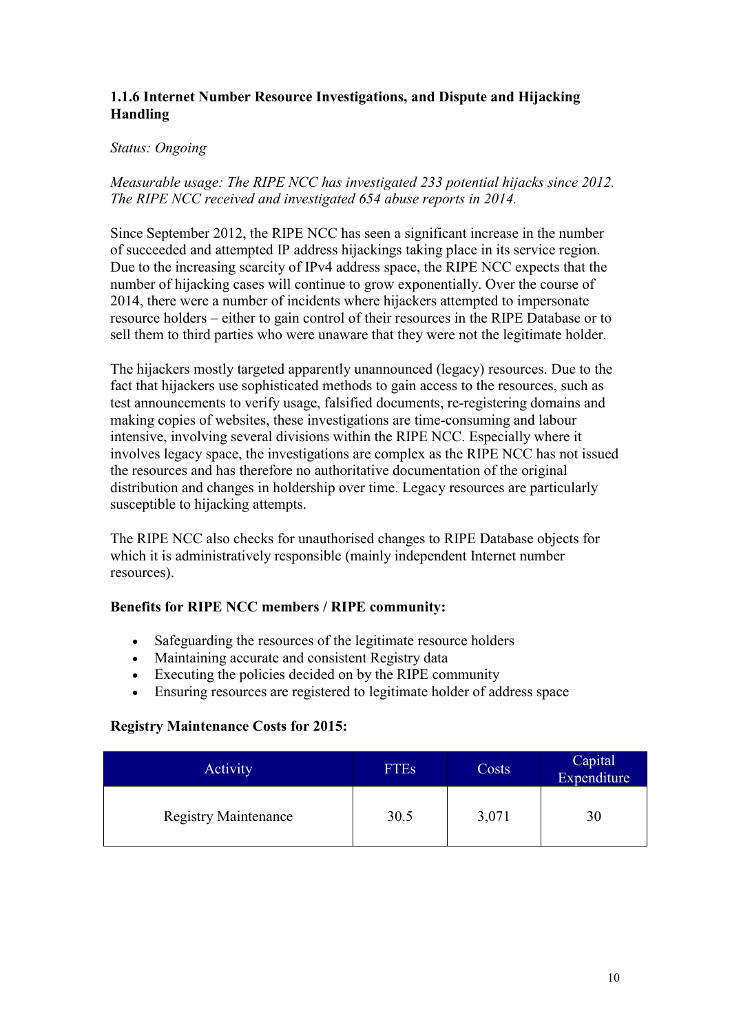### 1.1.6 Internet Number Resource Investigations, and Dispute and Hijacking Handling

*Status: Ongoing*

*Measurable usage: The RIPE NCC has investigated 233 potential hijacks since 2012. The RIPE NCC received and investigated 654 abuse reports in 2014.*

Since September 2012, the RIPE NCC has seen a significant increase in the number of succeeded and attempted IP address hijackings taking place in its service region. Due to the increasing scarcity of IPv4 address space, the RIPE NCC expects that the number of hijacking cases will continue to grow exponentially. Over the course of 2014, there were a number of incidents where hijackers attempted to impersonate resource holders – either to gain control of their resources in the RIPE Database or to sell them to third parties who were unaware that they were not the legitimate holder.

The hijackers mostly targeted apparently unannounced (legacy) resources. Due to the fact that hijackers use sophisticated methods to gain access to the resources, such as test announcements to verify usage, falsified documents, re-registering domains and making copies of websites, these investigations are time-consuming and labour intensive, involving several divisions within the RIPE NCC. Especially where it involves legacy space, the investigations are complex as the RIPE NCC has not issued the resources and has therefore no authoritative documentation of the original distribution and changes in holdership over time. Legacy resources are particularly susceptible to hijacking attempts.

The RIPE NCC also checks for unauthorised changes to RIPE Database objects for which it is administratively responsible (mainly independent Internet number resources).

**Benefits for RIPE NCC members / RIPE community:**

- Safeguarding the resources of the legitimate resource holders
- Maintaining accurate and consistent Registry data
- Executing the policies decided on by the RIPE community
- Ensuring resources are registered to legitimate holder of address space

**Registry Maintenance Costs for 2015:**

| Activity | FTEs | Costs | Capital Expenditure |
|---|---|---|---|
| Registry Maintenance | 30.5 | 3,071 | 30 |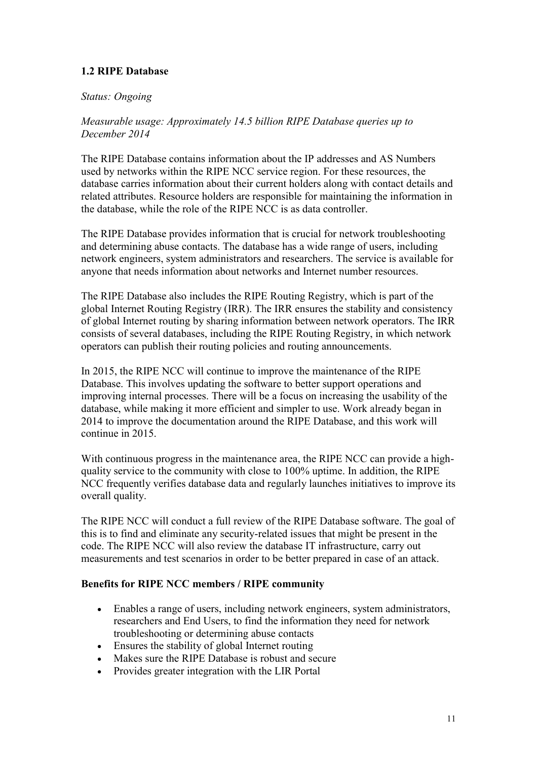### 1.2 RIPE Database

*Status: Ongoing*

*Measurable usage: Approximately 14.5 billion RIPE Database queries up to December 2014*

The RIPE Database contains information about the IP addresses and AS Numbers used by networks within the RIPE NCC service region. For these resources, the database carries information about their current holders along with contact details and related attributes. Resource holders are responsible for maintaining the information in the database, while the role of the RIPE NCC is as data controller.

The RIPE Database provides information that is crucial for network troubleshooting and determining abuse contacts. The database has a wide range of users, including network engineers, system administrators and researchers. The service is available for anyone that needs information about networks and Internet number resources.

The RIPE Database also includes the RIPE Routing Registry, which is part of the global Internet Routing Registry (IRR). The IRR ensures the stability and consistency of global Internet routing by sharing information between network operators. The IRR consists of several databases, including the RIPE Routing Registry, in which network operators can publish their routing policies and routing announcements.

In 2015, the RIPE NCC will continue to improve the maintenance of the RIPE Database. This involves updating the software to better support operations and improving internal processes. There will be a focus on increasing the usability of the database, while making it more efficient and simpler to use. Work already began in 2014 to improve the documentation around the RIPE Database, and this work will continue in 2015.

With continuous progress in the maintenance area, the RIPE NCC can provide a high-quality service to the community with close to 100% uptime. In addition, the RIPE NCC frequently verifies database data and regularly launches initiatives to improve its overall quality.

The RIPE NCC will conduct a full review of the RIPE Database software. The goal of this is to find and eliminate any security-related issues that might be present in the code. The RIPE NCC will also review the database IT infrastructure, carry out measurements and test scenarios in order to be better prepared in case of an attack.

**Benefits for RIPE NCC members / RIPE community**

- Enables a range of users, including network engineers, system administrators, researchers and End Users, to find the information they need for network troubleshooting or determining abuse contacts
- Ensures the stability of global Internet routing
- Makes sure the RIPE Database is robust and secure
- Provides greater integration with the LIR Portal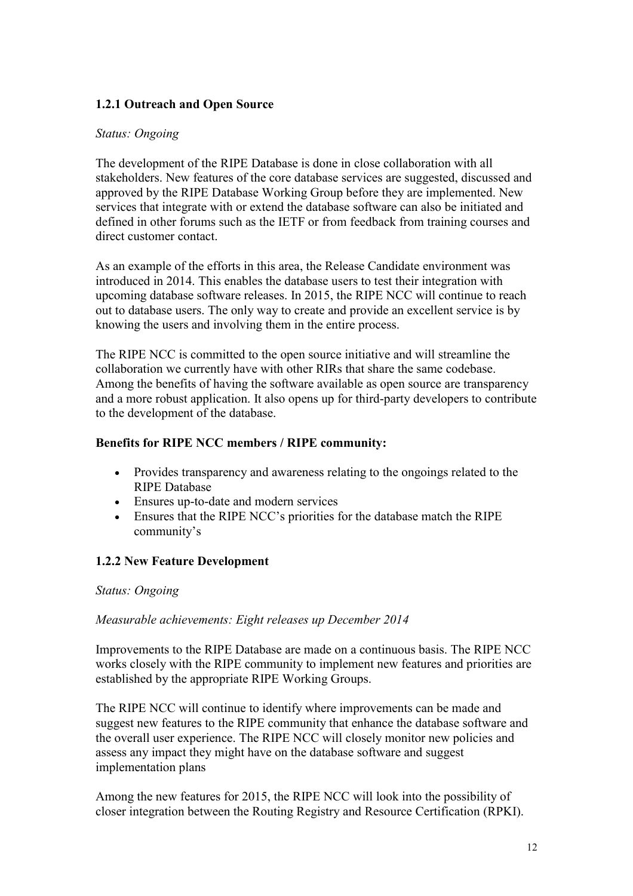### 1.2.1 Outreach and Open Source

*Status: Ongoing*

The development of the RIPE Database is done in close collaboration with all stakeholders. New features of the core database services are suggested, discussed and approved by the RIPE Database Working Group before they are implemented. New services that integrate with or extend the database software can also be initiated and defined in other forums such as the IETF or from feedback from training courses and direct customer contact.

As an example of the efforts in this area, the Release Candidate environment was introduced in 2014. This enables the database users to test their integration with upcoming database software releases. In 2015, the RIPE NCC will continue to reach out to database users. The only way to create and provide an excellent service is by knowing the users and involving them in the entire process.

The RIPE NCC is committed to the open source initiative and will streamline the collaboration we currently have with other RIRs that share the same codebase. Among the benefits of having the software available as open source are transparency and a more robust application. It also opens up for third-party developers to contribute to the development of the database.

**Benefits for RIPE NCC members / RIPE community:**

- Provides transparency and awareness relating to the ongoings related to the RIPE Database
- Ensures up-to-date and modern services
- Ensures that the RIPE NCC's priorities for the database match the RIPE community's

### 1.2.2 New Feature Development

*Status: Ongoing*

*Measurable achievements: Eight releases up December 2014*

Improvements to the RIPE Database are made on a continuous basis. The RIPE NCC works closely with the RIPE community to implement new features and priorities are established by the appropriate RIPE Working Groups.

The RIPE NCC will continue to identify where improvements can be made and suggest new features to the RIPE community that enhance the database software and the overall user experience. The RIPE NCC will closely monitor new policies and assess any impact they might have on the database software and suggest implementation plans

Among the new features for 2015, the RIPE NCC will look into the possibility of closer integration between the Routing Registry and Resource Certification (RPKI).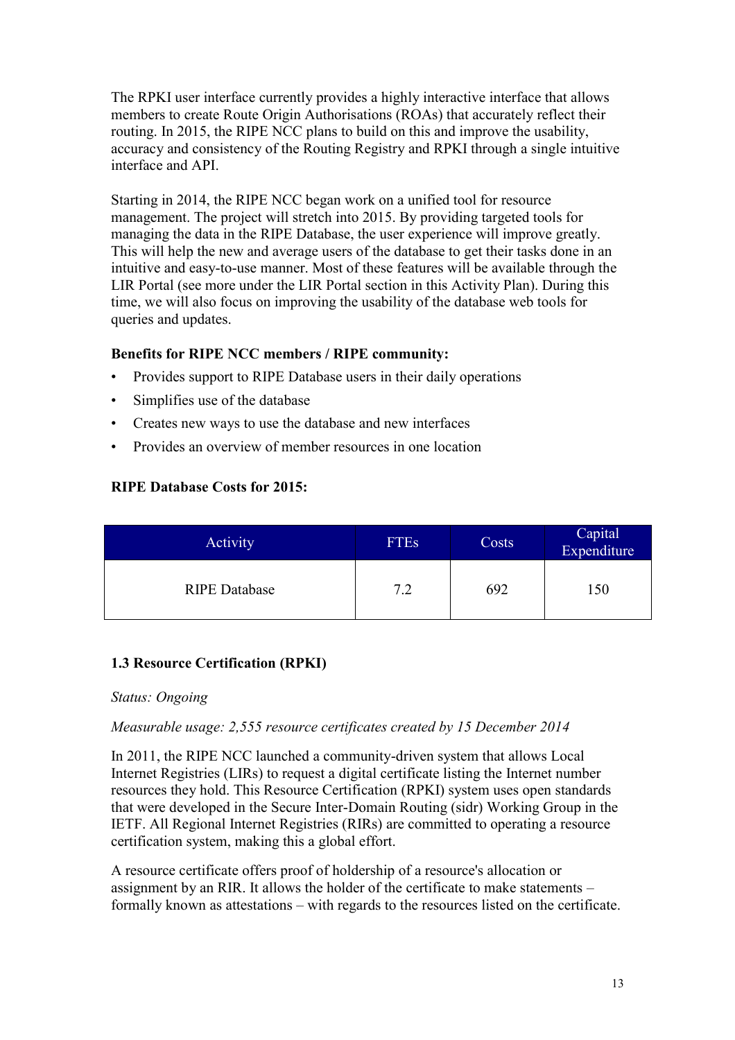The RPKI user interface currently provides a highly interactive interface that allows members to create Route Origin Authorisations (ROAs) that accurately reflect their routing. In 2015, the RIPE NCC plans to build on this and improve the usability, accuracy and consistency of the Routing Registry and RPKI through a single intuitive interface and API.

Starting in 2014, the RIPE NCC began work on a unified tool for resource management. The project will stretch into 2015. By providing targeted tools for managing the data in the RIPE Database, the user experience will improve greatly. This will help the new and average users of the database to get their tasks done in an intuitive and easy-to-use manner. Most of these features will be available through the LIR Portal (see more under the LIR Portal section in this Activity Plan). During this time, we will also focus on improving the usability of the database web tools for queries and updates.

**Benefits for RIPE NCC members / RIPE community:**

- Provides support to RIPE Database users in their daily operations
- Simplifies use of the database
- Creates new ways to use the database and new interfaces
- Provides an overview of member resources in one location

**RIPE Database Costs for 2015:**

| Activity | FTEs | Costs | Capital Expenditure |
|---|---|---|---|
| RIPE Database | 7.2 | 692 | 150 |

### 1.3 Resource Certification (RPKI)

*Status: Ongoing*

*Measurable usage: 2,555 resource certificates created by 15 December 2014*

In 2011, the RIPE NCC launched a community-driven system that allows Local Internet Registries (LIRs) to request a digital certificate listing the Internet number resources they hold. This Resource Certification (RPKI) system uses open standards that were developed in the Secure Inter-Domain Routing (sidr) Working Group in the IETF. All Regional Internet Registries (RIRs) are committed to operating a resource certification system, making this a global effort.

A resource certificate offers proof of holdership of a resource's allocation or assignment by an RIR. It allows the holder of the certificate to make statements – formally known as attestations – with regards to the resources listed on the certificate.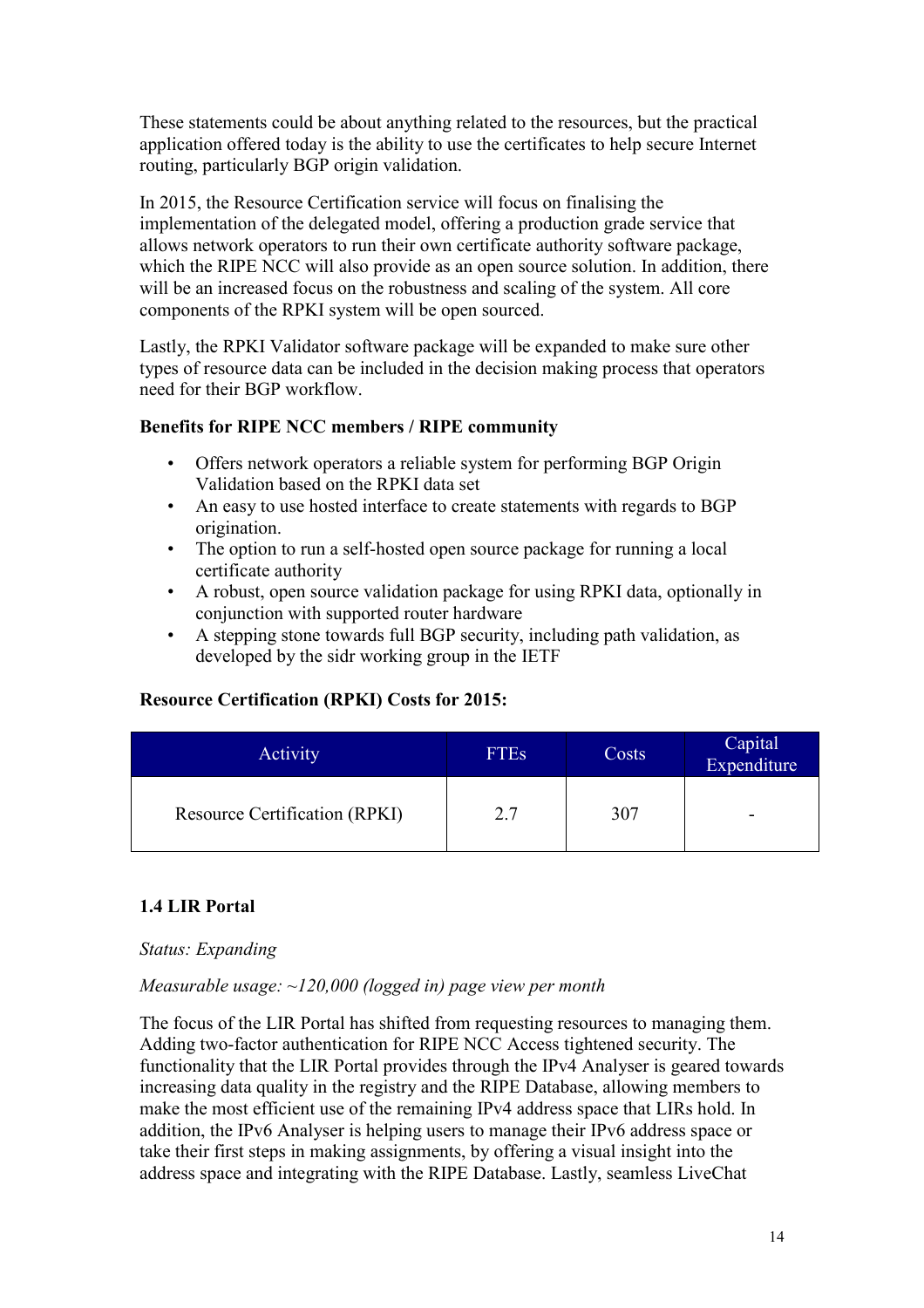These statements could be about anything related to the resources, but the practical application offered today is the ability to use the certificates to help secure Internet routing, particularly BGP origin validation.

In 2015, the Resource Certification service will focus on finalising the implementation of the delegated model, offering a production grade service that allows network operators to run their own certificate authority software package, which the RIPE NCC will also provide as an open source solution. In addition, there will be an increased focus on the robustness and scaling of the system. All core components of the RPKI system will be open sourced.

Lastly, the RPKI Validator software package will be expanded to make sure other types of resource data can be included in the decision making process that operators need for their BGP workflow.

**Benefits for RIPE NCC members / RIPE community**

- Offers network operators a reliable system for performing BGP Origin Validation based on the RPKI data set
- An easy to use hosted interface to create statements with regards to BGP origination.
- The option to run a self-hosted open source package for running a local certificate authority
- A robust, open source validation package for using RPKI data, optionally in conjunction with supported router hardware
- A stepping stone towards full BGP security, including path validation, as developed by the sidr working group in the IETF

**Resource Certification (RPKI) Costs for 2015:**

| Activity | FTEs | Costs | Capital Expenditure |
|---|---|---|---|
| Resource Certification (RPKI) | 2.7 | 307 | - |

### 1.4 LIR Portal

*Status: Expanding*

*Measurable usage: ~120,000 (logged in) page view per month*

The focus of the LIR Portal has shifted from requesting resources to managing them. Adding two-factor authentication for RIPE NCC Access tightened security. The functionality that the LIR Portal provides through the IPv4 Analyser is geared towards increasing data quality in the registry and the RIPE Database, allowing members to make the most efficient use of the remaining IPv4 address space that LIRs hold. In addition, the IPv6 Analyser is helping users to manage their IPv6 address space or take their first steps in making assignments, by offering a visual insight into the address space and integrating with the RIPE Database. Lastly, seamless LiveChat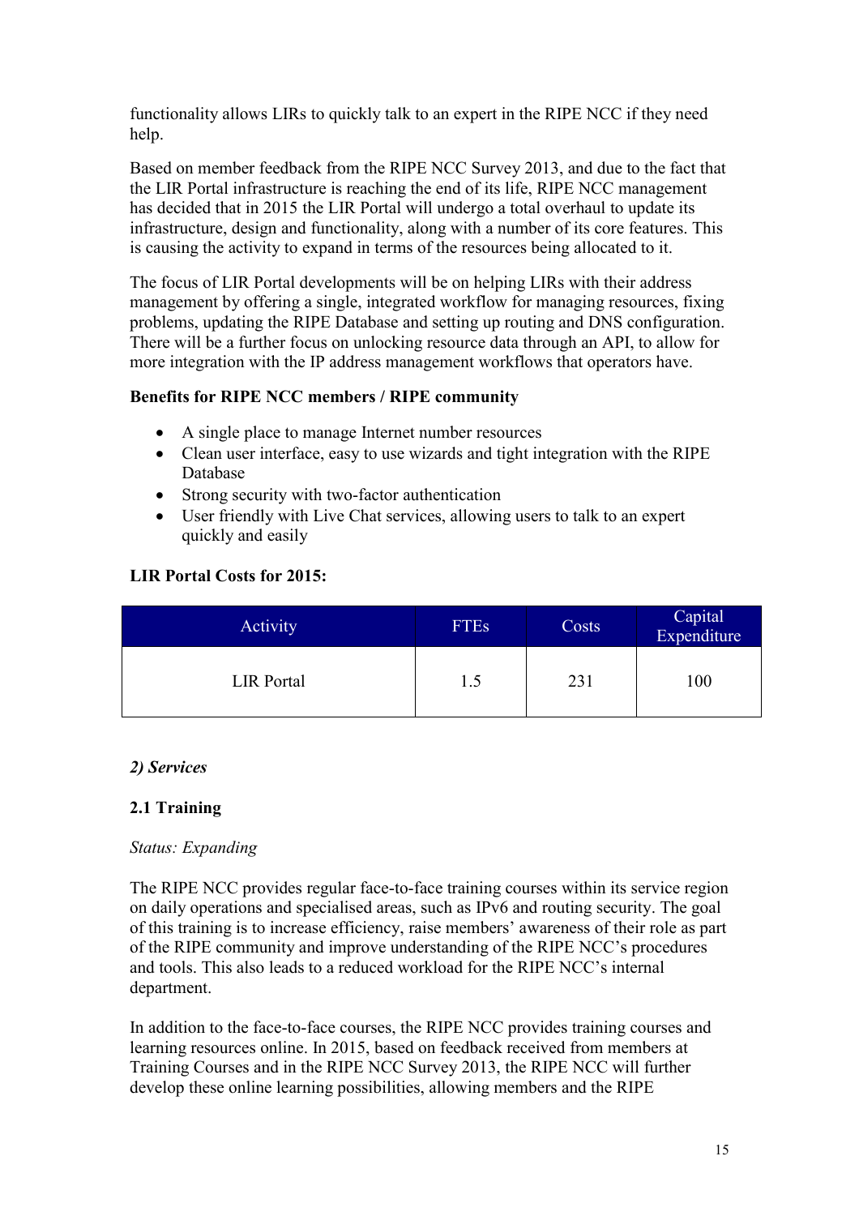functionality allows LIRs to quickly talk to an expert in the RIPE NCC if they need help.

Based on member feedback from the RIPE NCC Survey 2013, and due to the fact that the LIR Portal infrastructure is reaching the end of its life, RIPE NCC management has decided that in 2015 the LIR Portal will undergo a total overhaul to update its infrastructure, design and functionality, along with a number of its core features. This is causing the activity to expand in terms of the resources being allocated to it.

The focus of LIR Portal developments will be on helping LIRs with their address management by offering a single, integrated workflow for managing resources, fixing problems, updating the RIPE Database and setting up routing and DNS configuration. There will be a further focus on unlocking resource data through an API, to allow for more integration with the IP address management workflows that operators have.

**Benefits for RIPE NCC members / RIPE community**

- A single place to manage Internet number resources
- Clean user interface, easy to use wizards and tight integration with the RIPE Database
- Strong security with two-factor authentication
- User friendly with Live Chat services, allowing users to talk to an expert quickly and easily

**LIR Portal Costs for 2015:**

| Activity | FTEs | Costs | Capital Expenditure |
|---|---|---|---|
| LIR Portal | 1.5 | 231 | 100 |

***2) Services***

**2.1 Training**

*Status: Expanding*

The RIPE NCC provides regular face-to-face training courses within its service region on daily operations and specialised areas, such as IPv6 and routing security. The goal of this training is to increase efficiency, raise members' awareness of their role as part of the RIPE community and improve understanding of the RIPE NCC's procedures and tools. This also leads to a reduced workload for the RIPE NCC's internal department.

In addition to the face-to-face courses, the RIPE NCC provides training courses and learning resources online. In 2015, based on feedback received from members at Training Courses and in the RIPE NCC Survey 2013, the RIPE NCC will further develop these online learning possibilities, allowing members and the RIPE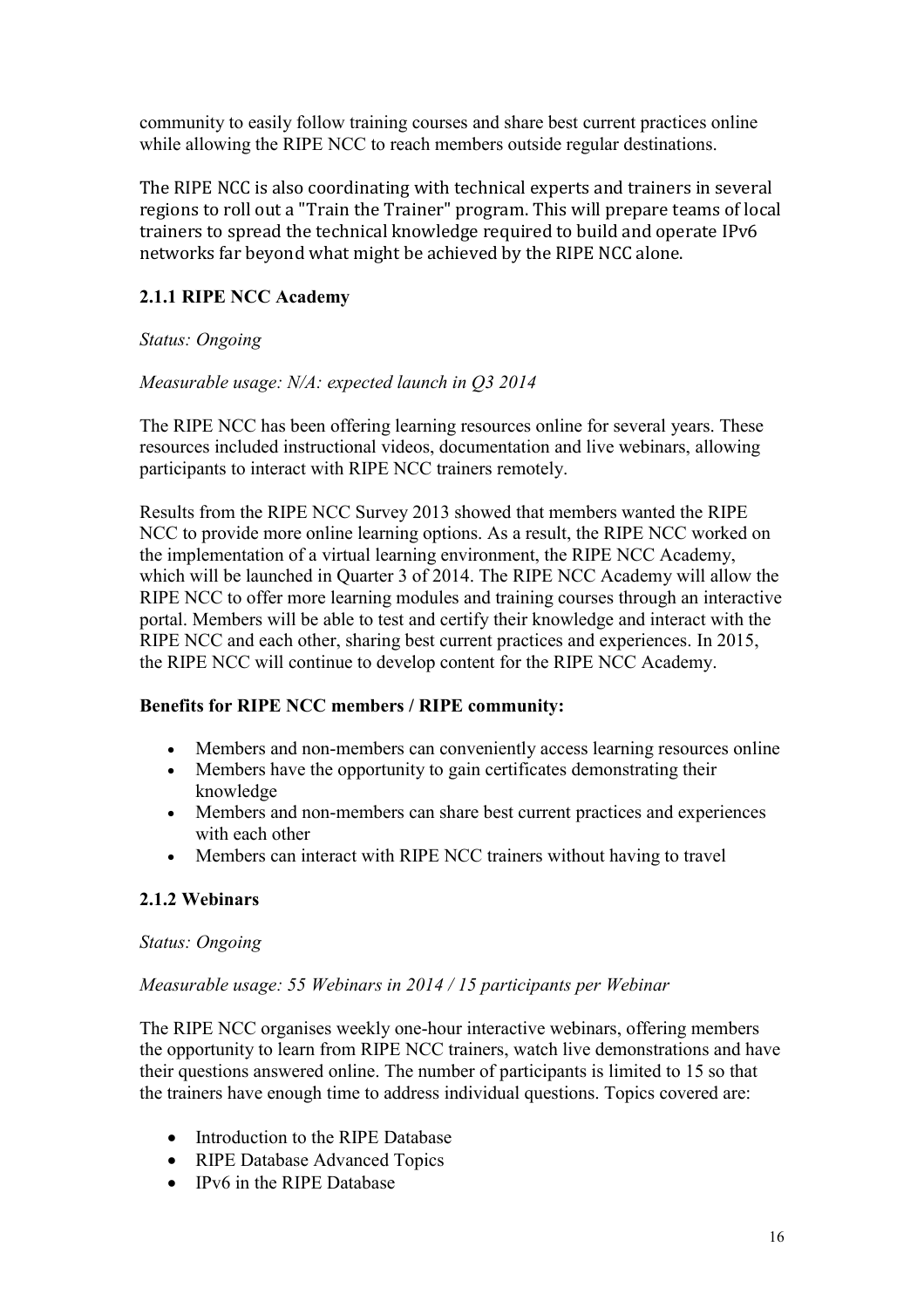community to easily follow training courses and share best current practices online while allowing the RIPE NCC to reach members outside regular destinations.

The RIPE NCC is also coordinating with technical experts and trainers in several regions to roll out a "Train the Trainer" program. This will prepare teams of local trainers to spread the technical knowledge required to build and operate IPv6 networks far beyond what might be achieved by the RIPE NCC alone.

### 2.1.1 RIPE NCC Academy

*Status: Ongoing*

*Measurable usage: N/A: expected launch in Q3 2014*

The RIPE NCC has been offering learning resources online for several years. These resources included instructional videos, documentation and live webinars, allowing participants to interact with RIPE NCC trainers remotely.

Results from the RIPE NCC Survey 2013 showed that members wanted the RIPE NCC to provide more online learning options. As a result, the RIPE NCC worked on the implementation of a virtual learning environment, the RIPE NCC Academy, which will be launched in Quarter 3 of 2014. The RIPE NCC Academy will allow the RIPE NCC to offer more learning modules and training courses through an interactive portal. Members will be able to test and certify their knowledge and interact with the RIPE NCC and each other, sharing best current practices and experiences. In 2015, the RIPE NCC will continue to develop content for the RIPE NCC Academy.

**Benefits for RIPE NCC members / RIPE community:**

- Members and non-members can conveniently access learning resources online
- Members have the opportunity to gain certificates demonstrating their knowledge
- Members and non-members can share best current practices and experiences with each other
- Members can interact with RIPE NCC trainers without having to travel

### 2.1.2 Webinars

*Status: Ongoing*

*Measurable usage: 55 Webinars in 2014 / 15 participants per Webinar*

The RIPE NCC organises weekly one-hour interactive webinars, offering members the opportunity to learn from RIPE NCC trainers, watch live demonstrations and have their questions answered online. The number of participants is limited to 15 so that the trainers have enough time to address individual questions. Topics covered are:

- Introduction to the RIPE Database
- RIPE Database Advanced Topics
- IPv6 in the RIPE Database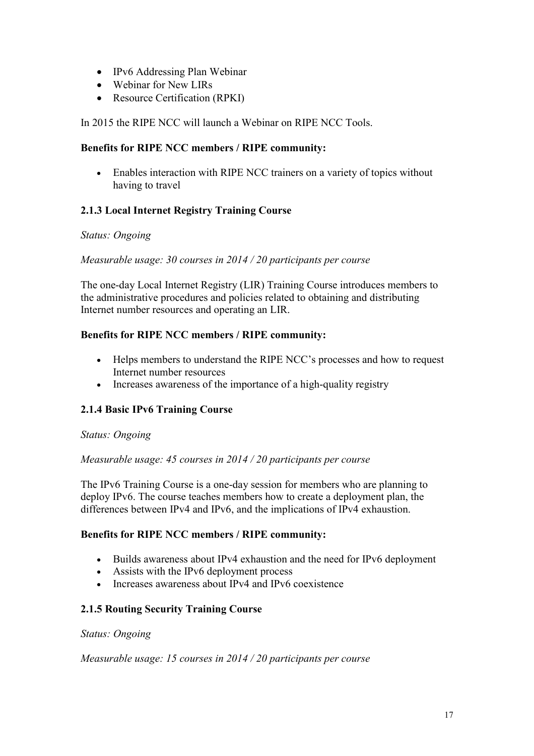- IPv6 Addressing Plan Webinar
- Webinar for New LIRs
- Resource Certification (RPKI)

In 2015 the RIPE NCC will launch a Webinar on RIPE NCC Tools.

**Benefits for RIPE NCC members / RIPE community:**

- Enables interaction with RIPE NCC trainers on a variety of topics without having to travel

### 2.1.3 Local Internet Registry Training Course

*Status: Ongoing*

*Measurable usage: 30 courses in 2014 / 20 participants per course*

The one-day Local Internet Registry (LIR) Training Course introduces members to the administrative procedures and policies related to obtaining and distributing Internet number resources and operating an LIR.

**Benefits for RIPE NCC members / RIPE community:**

- Helps members to understand the RIPE NCC's processes and how to request Internet number resources
- Increases awareness of the importance of a high-quality registry

### 2.1.4 Basic IPv6 Training Course

*Status: Ongoing*

*Measurable usage: 45 courses in 2014 / 20 participants per course*

The IPv6 Training Course is a one-day session for members who are planning to deploy IPv6. The course teaches members how to create a deployment plan, the differences between IPv4 and IPv6, and the implications of IPv4 exhaustion.

**Benefits for RIPE NCC members / RIPE community:**

- Builds awareness about IPv4 exhaustion and the need for IPv6 deployment
- Assists with the IPv6 deployment process
- Increases awareness about IPv4 and IPv6 coexistence

### 2.1.5 Routing Security Training Course

*Status: Ongoing*

*Measurable usage: 15 courses in 2014 / 20 participants per course*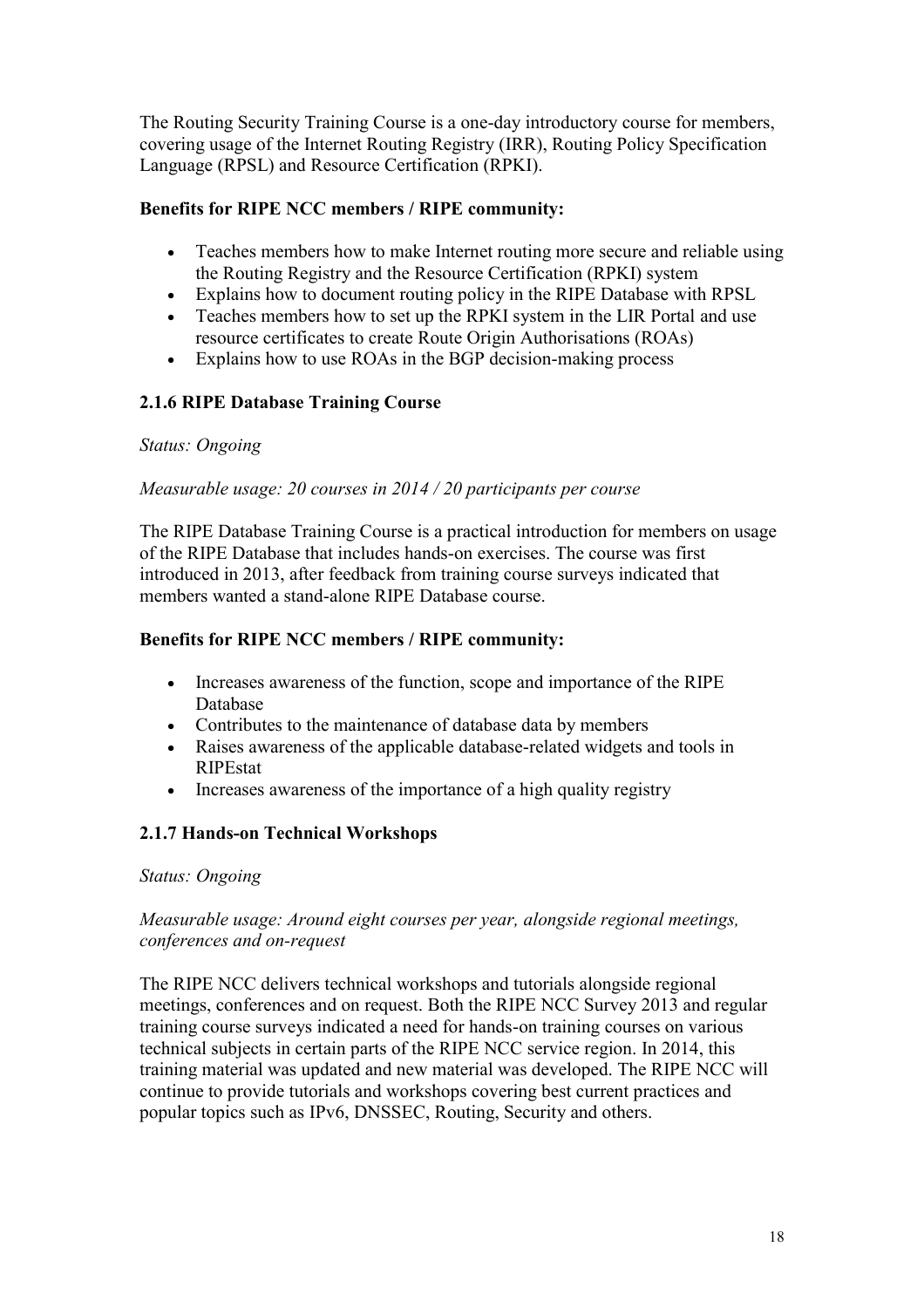The Routing Security Training Course is a one-day introductory course for members, covering usage of the Internet Routing Registry (IRR), Routing Policy Specification Language (RPSL) and Resource Certification (RPKI).

**Benefits for RIPE NCC members / RIPE community:**

- Teaches members how to make Internet routing more secure and reliable using the Routing Registry and the Resource Certification (RPKI) system
- Explains how to document routing policy in the RIPE Database with RPSL
- Teaches members how to set up the RPKI system in the LIR Portal and use resource certificates to create Route Origin Authorisations (ROAs)
- Explains how to use ROAs in the BGP decision-making process

### 2.1.6 RIPE Database Training Course

*Status: Ongoing*

*Measurable usage: 20 courses in 2014 / 20 participants per course*

The RIPE Database Training Course is a practical introduction for members on usage of the RIPE Database that includes hands-on exercises. The course was first introduced in 2013, after feedback from training course surveys indicated that members wanted a stand-alone RIPE Database course.

**Benefits for RIPE NCC members / RIPE community:**

- Increases awareness of the function, scope and importance of the RIPE Database
- Contributes to the maintenance of database data by members
- Raises awareness of the applicable database-related widgets and tools in RIPEstat
- Increases awareness of the importance of a high quality registry

### 2.1.7 Hands-on Technical Workshops

*Status: Ongoing*

*Measurable usage: Around eight courses per year, alongside regional meetings, conferences and on-request*

The RIPE NCC delivers technical workshops and tutorials alongside regional meetings, conferences and on request. Both the RIPE NCC Survey 2013 and regular training course surveys indicated a need for hands-on training courses on various technical subjects in certain parts of the RIPE NCC service region. In 2014, this training material was updated and new material was developed. The RIPE NCC will continue to provide tutorials and workshops covering best current practices and popular topics such as IPv6, DNSSEC, Routing, Security and others.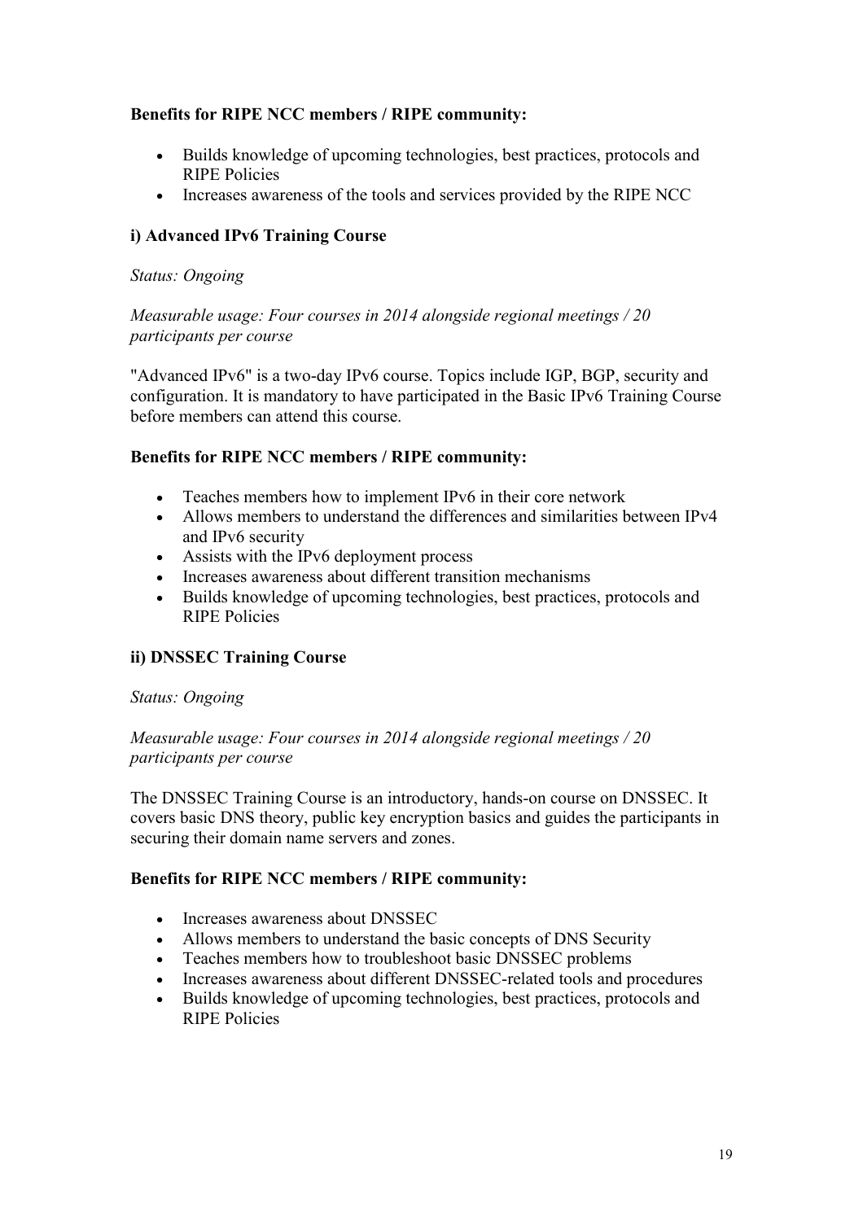**Benefits for RIPE NCC members / RIPE community:**

- Builds knowledge of upcoming technologies, best practices, protocols and RIPE Policies
- Increases awareness of the tools and services provided by the RIPE NCC

### i) Advanced IPv6 Training Course

*Status: Ongoing*

*Measurable usage: Four courses in 2014 alongside regional meetings / 20 participants per course*

"Advanced IPv6" is a two-day IPv6 course. Topics include IGP, BGP, security and configuration. It is mandatory to have participated in the Basic IPv6 Training Course before members can attend this course.

**Benefits for RIPE NCC members / RIPE community:**

- Teaches members how to implement IPv6 in their core network
- Allows members to understand the differences and similarities between IPv4 and IPv6 security
- Assists with the IPv6 deployment process
- Increases awareness about different transition mechanisms
- Builds knowledge of upcoming technologies, best practices, protocols and RIPE Policies

### ii) DNSSEC Training Course

*Status: Ongoing*

*Measurable usage: Four courses in 2014 alongside regional meetings / 20 participants per course*

The DNSSEC Training Course is an introductory, hands-on course on DNSSEC. It covers basic DNS theory, public key encryption basics and guides the participants in securing their domain name servers and zones.

**Benefits for RIPE NCC members / RIPE community:**

- Increases awareness about DNSSEC
- Allows members to understand the basic concepts of DNS Security
- Teaches members how to troubleshoot basic DNSSEC problems
- Increases awareness about different DNSSEC-related tools and procedures
- Builds knowledge of upcoming technologies, best practices, protocols and RIPE Policies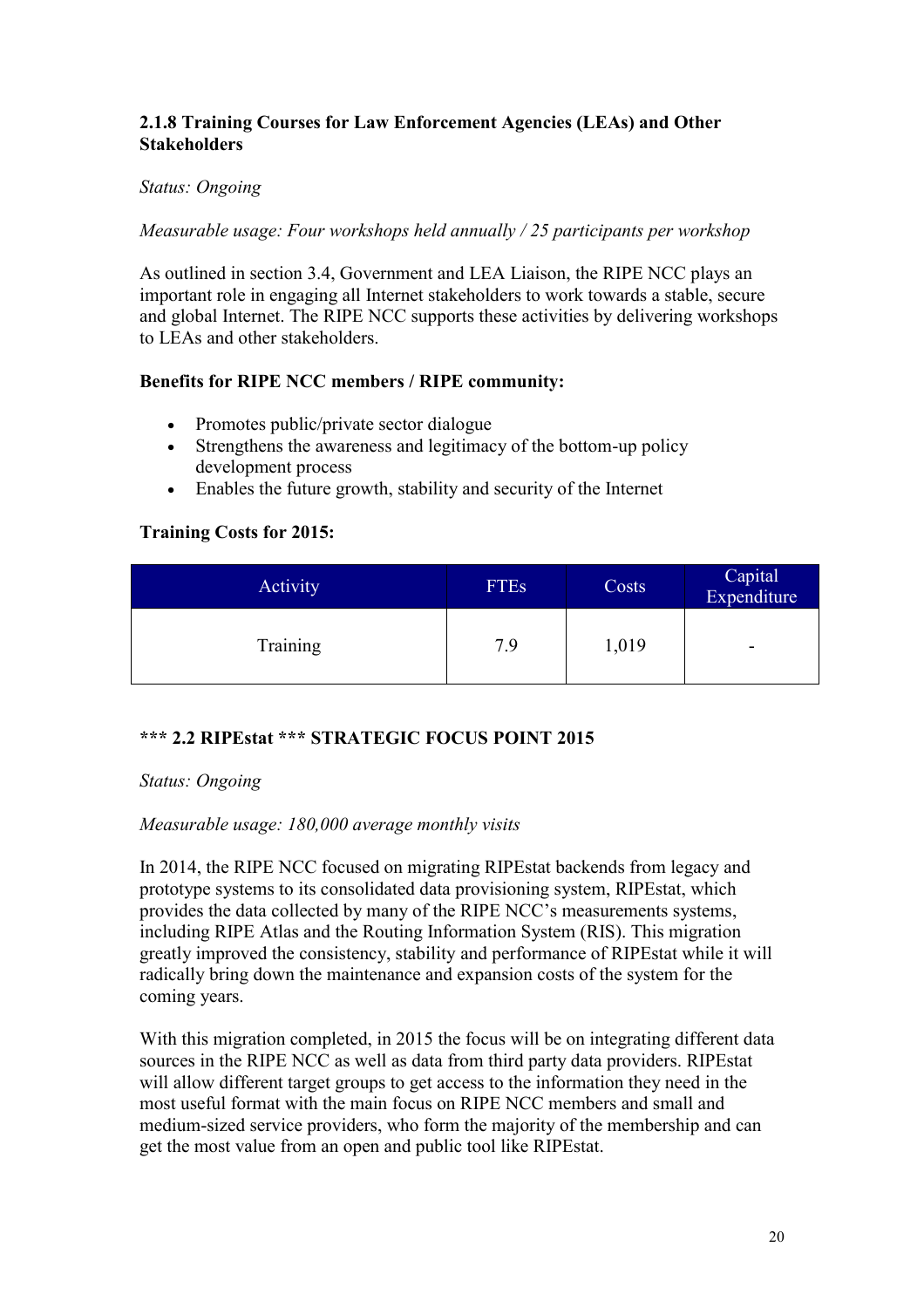#### 2.1.8 Training Courses for Law Enforcement Agencies (LEAs) and Other Stakeholders

*Status: Ongoing*

*Measurable usage: Four workshops held annually / 25 participants per workshop*

As outlined in section 3.4, Government and LEA Liaison, the RIPE NCC plays an important role in engaging all Internet stakeholders to work towards a stable, secure and global Internet. The RIPE NCC supports these activities by delivering workshops to LEAs and other stakeholders.

**Benefits for RIPE NCC members / RIPE community:**

- Promotes public/private sector dialogue
- Strengthens the awareness and legitimacy of the bottom-up policy development process
- Enables the future growth, stability and security of the Internet

**Training Costs for 2015:**

| Activity | FTEs | Costs | Capital Expenditure |
|---|---|---|---|
| Training | 7.9 | 1,019 | - |

### *** 2.2 RIPEstat *** STRATEGIC FOCUS POINT 2015

*Status: Ongoing*

*Measurable usage: 180,000 average monthly visits*

In 2014, the RIPE NCC focused on migrating RIPEstat backends from legacy and prototype systems to its consolidated data provisioning system, RIPEstat, which provides the data collected by many of the RIPE NCC's measurements systems, including RIPE Atlas and the Routing Information System (RIS). This migration greatly improved the consistency, stability and performance of RIPEstat while it will radically bring down the maintenance and expansion costs of the system for the coming years.

With this migration completed, in 2015 the focus will be on integrating different data sources in the RIPE NCC as well as data from third party data providers. RIPEstat will allow different target groups to get access to the information they need in the most useful format with the main focus on RIPE NCC members and small and medium-sized service providers, who form the majority of the membership and can get the most value from an open and public tool like RIPEstat.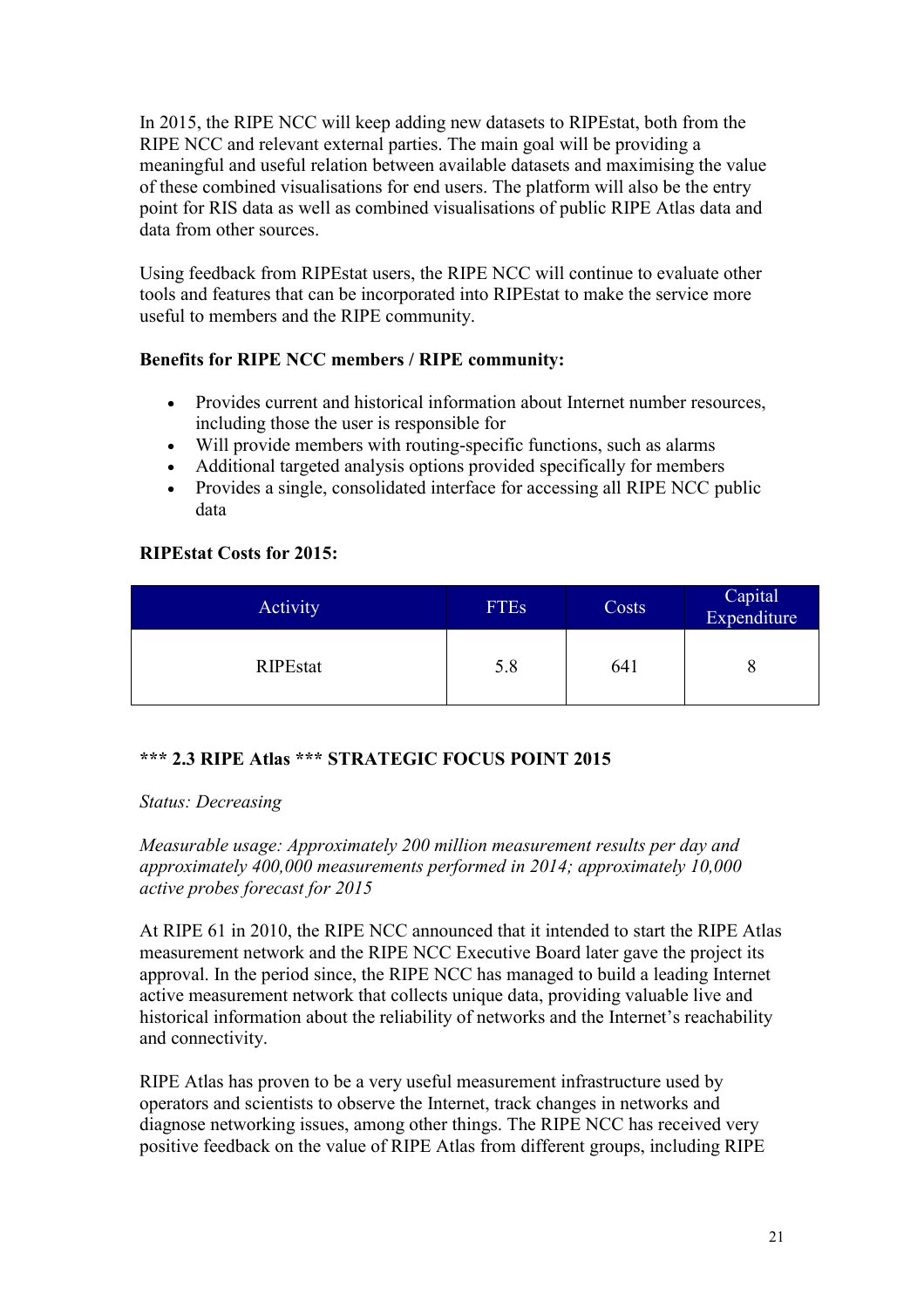In 2015, the RIPE NCC will keep adding new datasets to RIPEstat, both from the RIPE NCC and relevant external parties. The main goal will be providing a meaningful and useful relation between available datasets and maximising the value of these combined visualisations for end users. The platform will also be the entry point for RIS data as well as combined visualisations of public RIPE Atlas data and data from other sources.

Using feedback from RIPEstat users, the RIPE NCC will continue to evaluate other tools and features that can be incorporated into RIPEstat to make the service more useful to members and the RIPE community.

**Benefits for RIPE NCC members / RIPE community:**

- Provides current and historical information about Internet number resources, including those the user is responsible for
- Will provide members with routing-specific functions, such as alarms
- Additional targeted analysis options provided specifically for members
- Provides a single, consolidated interface for accessing all RIPE NCC public data

**RIPEstat Costs for 2015:**

| Activity | FTEs | Costs | Capital Expenditure |
|---|---|---|---|
| RIPEstat | 5.8 | 641 | 8 |

### *** 2.3 RIPE Atlas *** STRATEGIC FOCUS POINT 2015

*Status: Decreasing*

*Measurable usage: Approximately 200 million measurement results per day and approximately 400,000 measurements performed in 2014; approximately 10,000 active probes forecast for 2015*

At RIPE 61 in 2010, the RIPE NCC announced that it intended to start the RIPE Atlas measurement network and the RIPE NCC Executive Board later gave the project its approval. In the period since, the RIPE NCC has managed to build a leading Internet active measurement network that collects unique data, providing valuable live and historical information about the reliability of networks and the Internet's reachability and connectivity.

RIPE Atlas has proven to be a very useful measurement infrastructure used by operators and scientists to observe the Internet, track changes in networks and diagnose networking issues, among other things. The RIPE NCC has received very positive feedback on the value of RIPE Atlas from different groups, including RIPE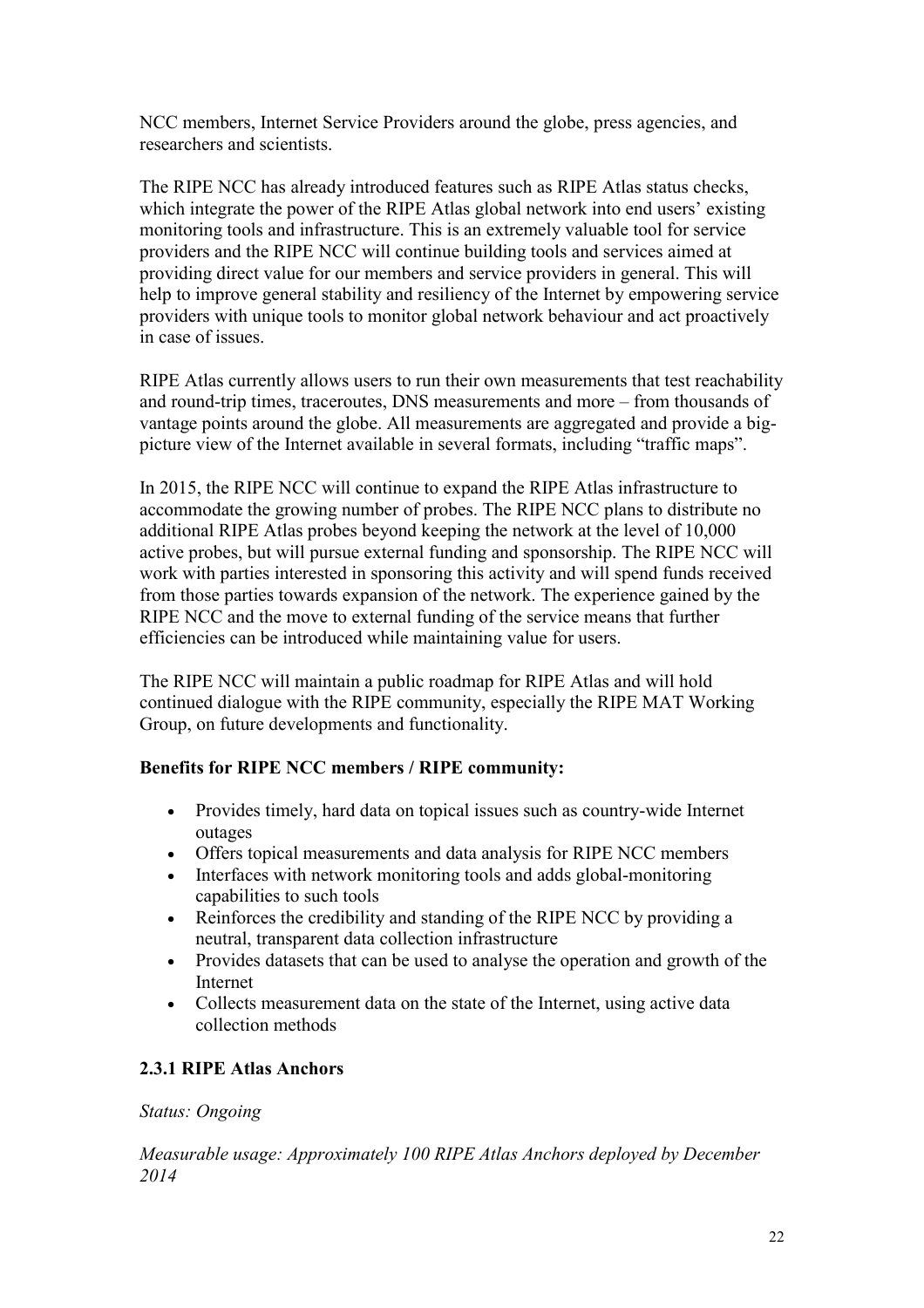NCC members, Internet Service Providers around the globe, press agencies, and researchers and scientists.

The RIPE NCC has already introduced features such as RIPE Atlas status checks, which integrate the power of the RIPE Atlas global network into end users' existing monitoring tools and infrastructure. This is an extremely valuable tool for service providers and the RIPE NCC will continue building tools and services aimed at providing direct value for our members and service providers in general. This will help to improve general stability and resiliency of the Internet by empowering service providers with unique tools to monitor global network behaviour and act proactively in case of issues.

RIPE Atlas currently allows users to run their own measurements that test reachability and round-trip times, traceroutes, DNS measurements and more – from thousands of vantage points around the globe. All measurements are aggregated and provide a big-picture view of the Internet available in several formats, including "traffic maps".

In 2015, the RIPE NCC will continue to expand the RIPE Atlas infrastructure to accommodate the growing number of probes. The RIPE NCC plans to distribute no additional RIPE Atlas probes beyond keeping the network at the level of 10,000 active probes, but will pursue external funding and sponsorship. The RIPE NCC will work with parties interested in sponsoring this activity and will spend funds received from those parties towards expansion of the network. The experience gained by the RIPE NCC and the move to external funding of the service means that further efficiencies can be introduced while maintaining value for users.

The RIPE NCC will maintain a public roadmap for RIPE Atlas and will hold continued dialogue with the RIPE community, especially the RIPE MAT Working Group, on future developments and functionality.

**Benefits for RIPE NCC members / RIPE community:**

- Provides timely, hard data on topical issues such as country-wide Internet outages
- Offers topical measurements and data analysis for RIPE NCC members
- Interfaces with network monitoring tools and adds global-monitoring capabilities to such tools
- Reinforces the credibility and standing of the RIPE NCC by providing a neutral, transparent data collection infrastructure
- Provides datasets that can be used to analyse the operation and growth of the Internet
- Collects measurement data on the state of the Internet, using active data collection methods

### 2.3.1 RIPE Atlas Anchors

*Status: Ongoing*

*Measurable usage: Approximately 100 RIPE Atlas Anchors deployed by December 2014*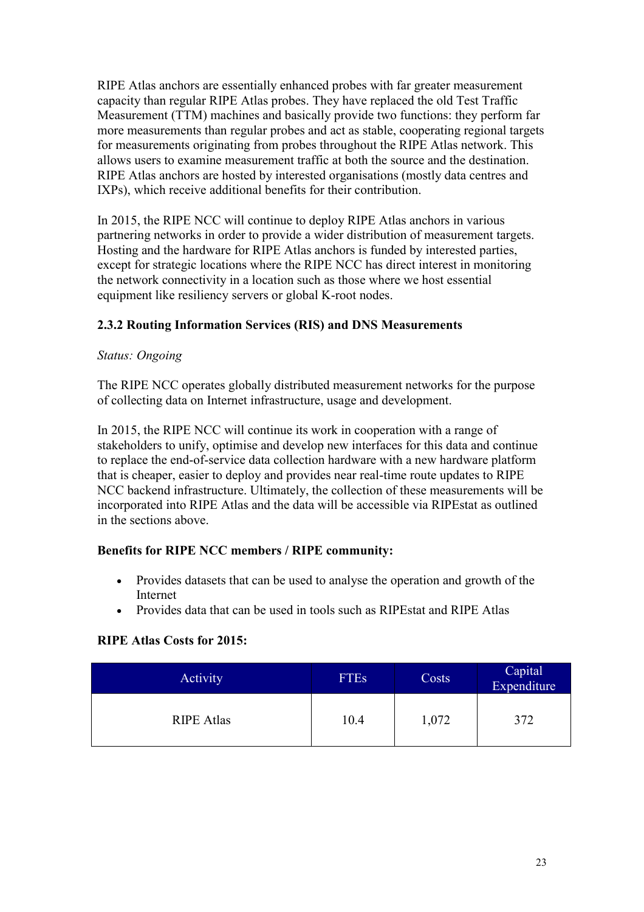RIPE Atlas anchors are essentially enhanced probes with far greater measurement capacity than regular RIPE Atlas probes. They have replaced the old Test Traffic Measurement (TTM) machines and basically provide two functions: they perform far more measurements than regular probes and act as stable, cooperating regional targets for measurements originating from probes throughout the RIPE Atlas network. This allows users to examine measurement traffic at both the source and the destination. RIPE Atlas anchors are hosted by interested organisations (mostly data centres and IXPs), which receive additional benefits for their contribution.

In 2015, the RIPE NCC will continue to deploy RIPE Atlas anchors in various partnering networks in order to provide a wider distribution of measurement targets. Hosting and the hardware for RIPE Atlas anchors is funded by interested parties, except for strategic locations where the RIPE NCC has direct interest in monitoring the network connectivity in a location such as those where we host essential equipment like resiliency servers or global K-root nodes.

### 2.3.2 Routing Information Services (RIS) and DNS Measurements

*Status: Ongoing*

The RIPE NCC operates globally distributed measurement networks for the purpose of collecting data on Internet infrastructure, usage and development.

In 2015, the RIPE NCC will continue its work in cooperation with a range of stakeholders to unify, optimise and develop new interfaces for this data and continue to replace the end-of-service data collection hardware with a new hardware platform that is cheaper, easier to deploy and provides near real-time route updates to RIPE NCC backend infrastructure. Ultimately, the collection of these measurements will be incorporated into RIPE Atlas and the data will be accessible via RIPEstat as outlined in the sections above.

**Benefits for RIPE NCC members / RIPE community:**

- Provides datasets that can be used to analyse the operation and growth of the Internet
- Provides data that can be used in tools such as RIPEstat and RIPE Atlas

**RIPE Atlas Costs for 2015:**

| Activity | FTEs | Costs | Capital Expenditure |
|---|---|---|---|
| RIPE Atlas | 10.4 | 1,072 | 372 |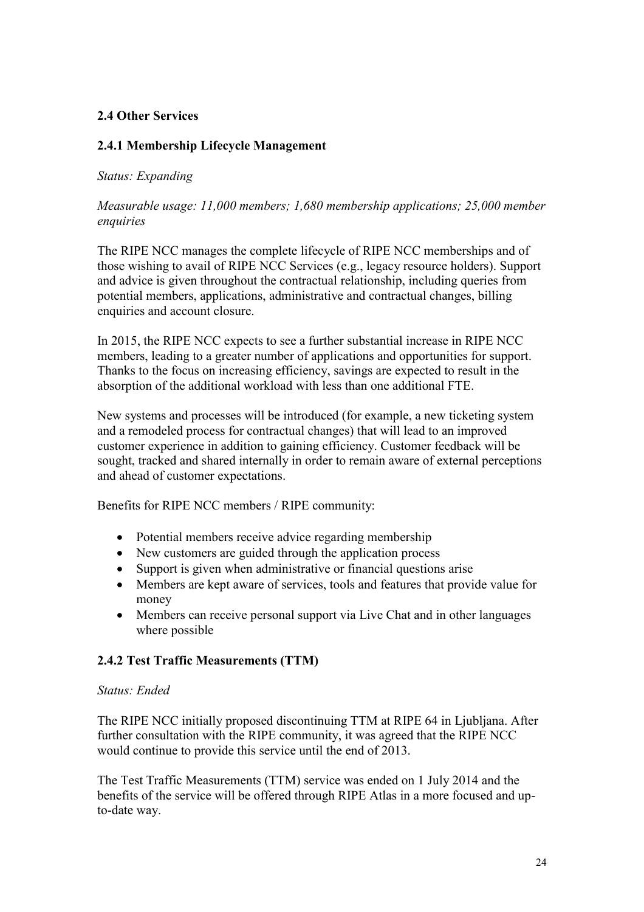## 2.4 Other Services

### 2.4.1 Membership Lifecycle Management

*Status: Expanding*

*Measurable usage: 11,000 members; 1,680 membership applications; 25,000 member enquiries*

The RIPE NCC manages the complete lifecycle of RIPE NCC memberships and of those wishing to avail of RIPE NCC Services (e.g., legacy resource holders). Support and advice is given throughout the contractual relationship, including queries from potential members, applications, administrative and contractual changes, billing enquiries and account closure.

In 2015, the RIPE NCC expects to see a further substantial increase in RIPE NCC members, leading to a greater number of applications and opportunities for support. Thanks to the focus on increasing efficiency, savings are expected to result in the absorption of the additional workload with less than one additional FTE.

New systems and processes will be introduced (for example, a new ticketing system and a remodeled process for contractual changes) that will lead to an improved customer experience in addition to gaining efficiency. Customer feedback will be sought, tracked and shared internally in order to remain aware of external perceptions and ahead of customer expectations.

Benefits for RIPE NCC members / RIPE community:

- Potential members receive advice regarding membership
- New customers are guided through the application process
- Support is given when administrative or financial questions arise
- Members are kept aware of services, tools and features that provide value for money
- Members can receive personal support via Live Chat and in other languages where possible

### 2.4.2 Test Traffic Measurements (TTM)

*Status: Ended*

The RIPE NCC initially proposed discontinuing TTM at RIPE 64 in Ljubljana. After further consultation with the RIPE community, it was agreed that the RIPE NCC would continue to provide this service until the end of 2013.

The Test Traffic Measurements (TTM) service was ended on 1 July 2014 and the benefits of the service will be offered through RIPE Atlas in a more focused and up-to-date way.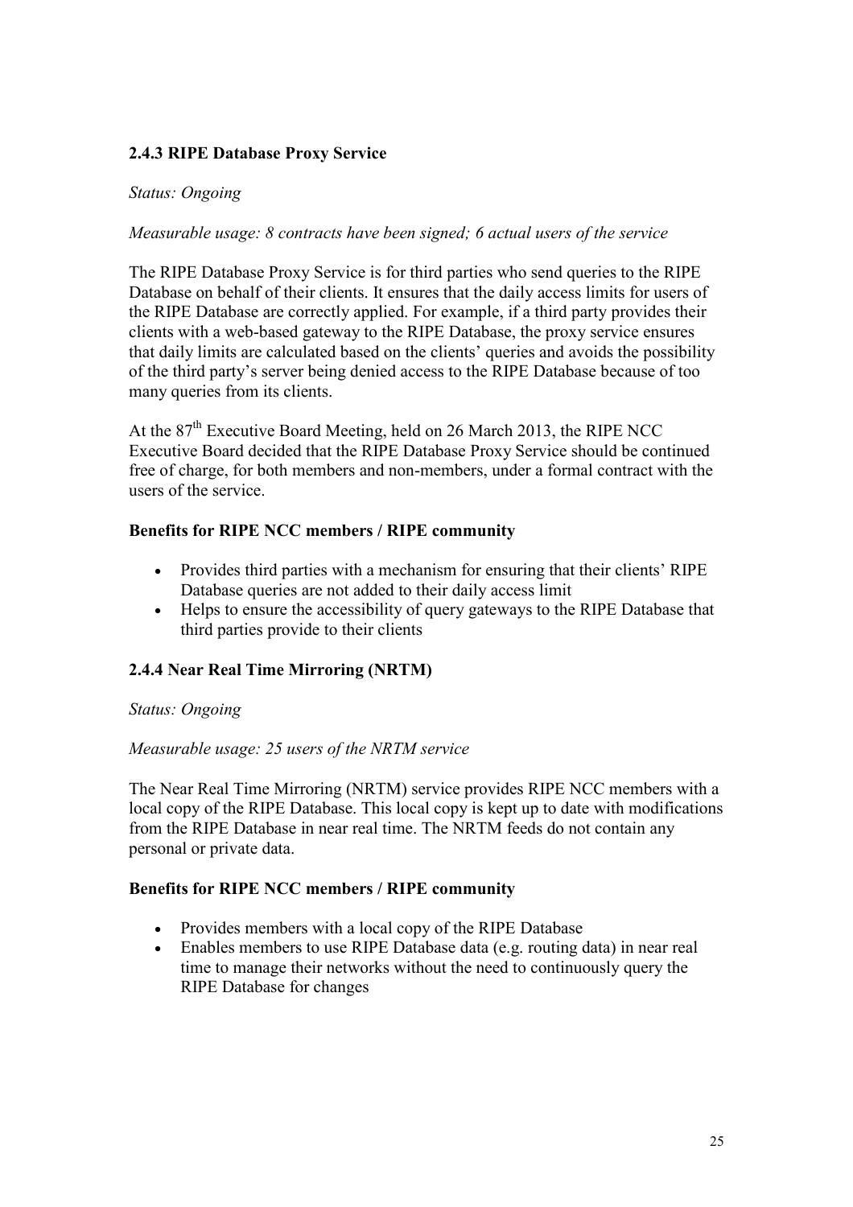### 2.4.3 RIPE Database Proxy Service

*Status: Ongoing*

*Measurable usage: 8 contracts have been signed; 6 actual users of the service*

The RIPE Database Proxy Service is for third parties who send queries to the RIPE Database on behalf of their clients. It ensures that the daily access limits for users of the RIPE Database are correctly applied. For example, if a third party provides their clients with a web-based gateway to the RIPE Database, the proxy service ensures that daily limits are calculated based on the clients' queries and avoids the possibility of the third party's server being denied access to the RIPE Database because of too many queries from its clients.

At the 87th Executive Board Meeting, held on 26 March 2013, the RIPE NCC Executive Board decided that the RIPE Database Proxy Service should be continued free of charge, for both members and non-members, under a formal contract with the users of the service.

**Benefits for RIPE NCC members / RIPE community**

- Provides third parties with a mechanism for ensuring that their clients' RIPE Database queries are not added to their daily access limit
- Helps to ensure the accessibility of query gateways to the RIPE Database that third parties provide to their clients

### 2.4.4 Near Real Time Mirroring (NRTM)

*Status: Ongoing*

*Measurable usage: 25 users of the NRTM service*

The Near Real Time Mirroring (NRTM) service provides RIPE NCC members with a local copy of the RIPE Database. This local copy is kept up to date with modifications from the RIPE Database in near real time. The NRTM feeds do not contain any personal or private data.

**Benefits for RIPE NCC members / RIPE community**

- Provides members with a local copy of the RIPE Database
- Enables members to use RIPE Database data (e.g. routing data) in near real time to manage their networks without the need to continuously query the RIPE Database for changes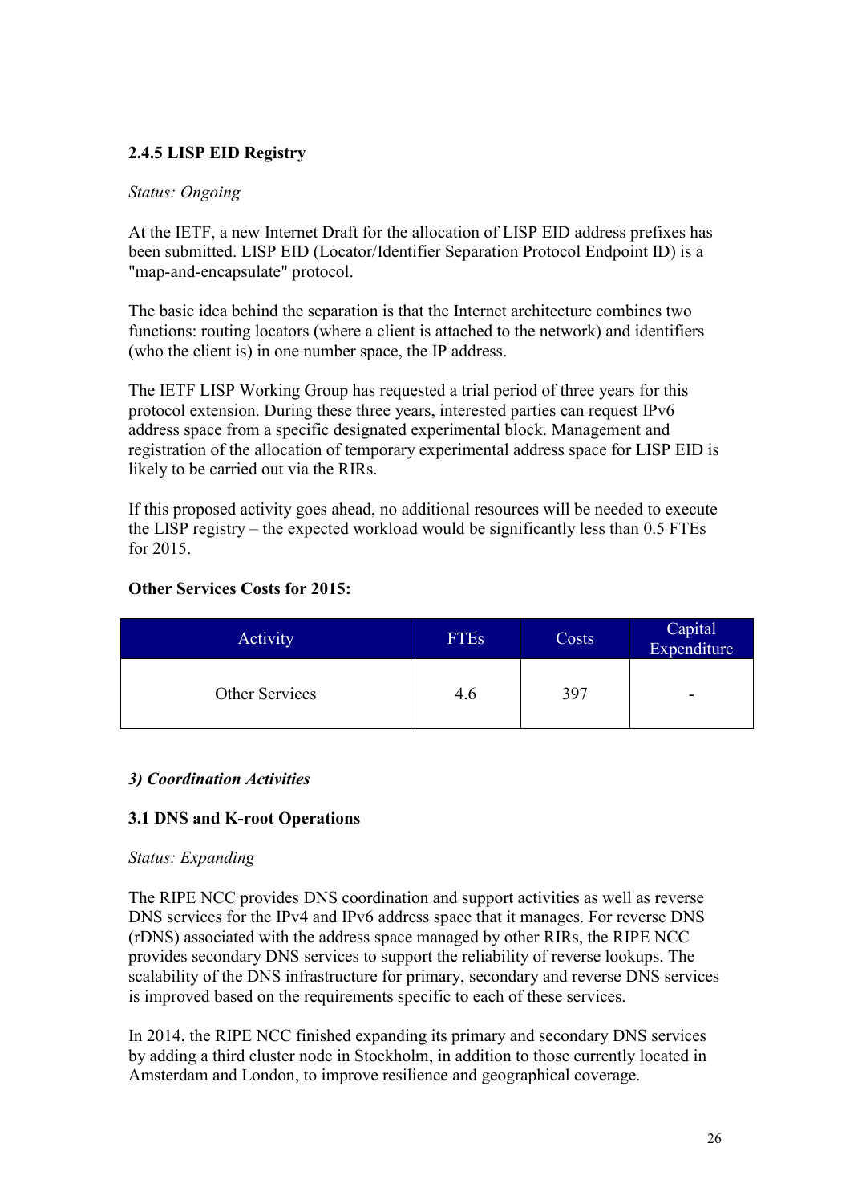### 2.4.5 LISP EID Registry

*Status: Ongoing*

At the IETF, a new Internet Draft for the allocation of LISP EID address prefixes has been submitted. LISP EID (Locator/Identifier Separation Protocol Endpoint ID) is a "map-and-encapsulate" protocol.

The basic idea behind the separation is that the Internet architecture combines two functions: routing locators (where a client is attached to the network) and identifiers (who the client is) in one number space, the IP address.

The IETF LISP Working Group has requested a trial period of three years for this protocol extension. During these three years, interested parties can request IPv6 address space from a specific designated experimental block. Management and registration of the allocation of temporary experimental address space for LISP EID is likely to be carried out via the RIRs.

If this proposed activity goes ahead, no additional resources will be needed to execute the LISP registry – the expected workload would be significantly less than 0.5 FTEs for 2015.

**Other Services Costs for 2015:**

| Activity | FTEs | Costs | Capital Expenditure |
|---|---|---|---|
| Other Services | 4.6 | 397 | - |

***3) Coordination Activities***

### 3.1 DNS and K-root Operations

*Status: Expanding*

The RIPE NCC provides DNS coordination and support activities as well as reverse DNS services for the IPv4 and IPv6 address space that it manages. For reverse DNS (rDNS) associated with the address space managed by other RIRs, the RIPE NCC provides secondary DNS services to support the reliability of reverse lookups. The scalability of the DNS infrastructure for primary, secondary and reverse DNS services is improved based on the requirements specific to each of these services.

In 2014, the RIPE NCC finished expanding its primary and secondary DNS services by adding a third cluster node in Stockholm, in addition to those currently located in Amsterdam and London, to improve resilience and geographical coverage.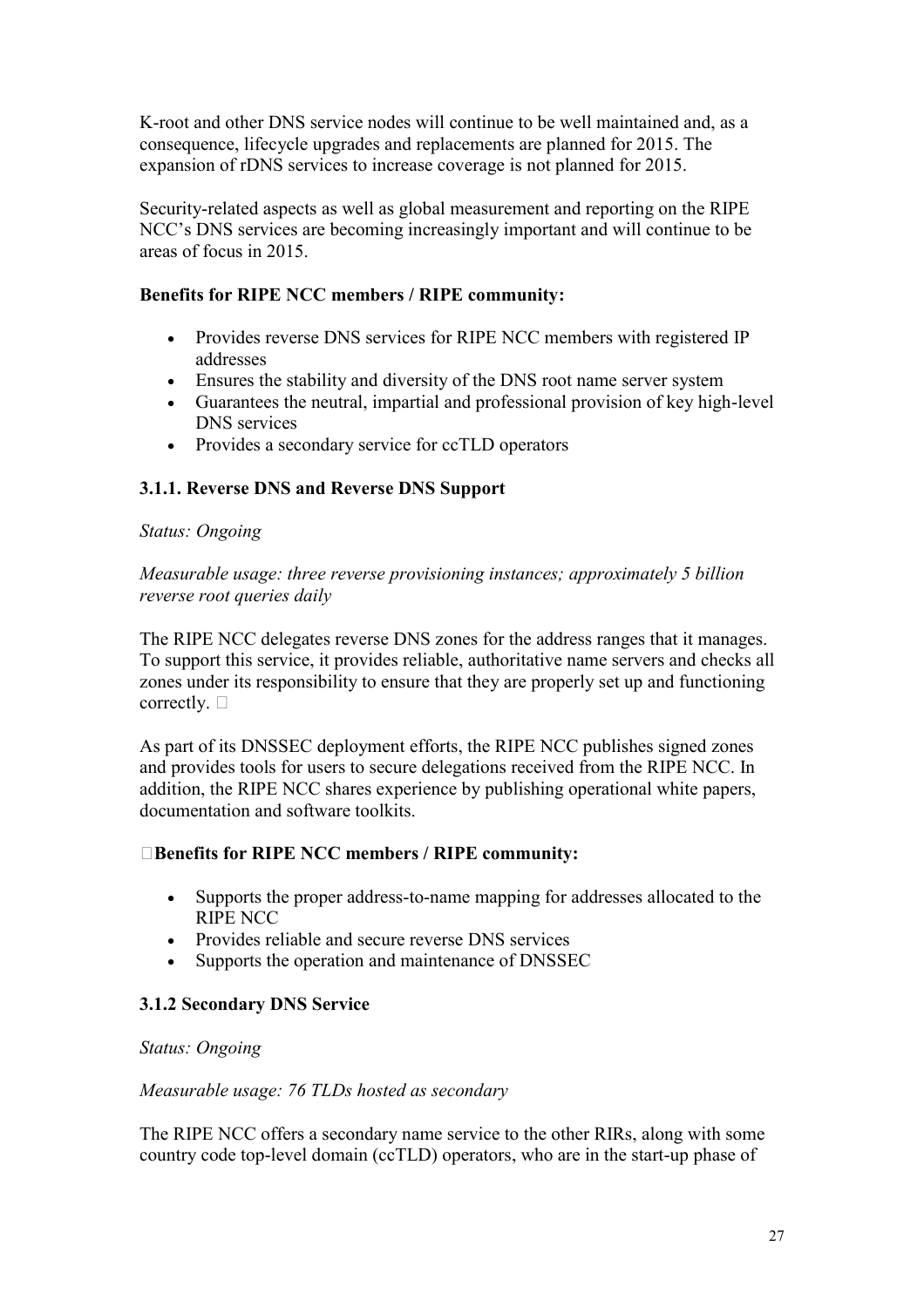K-root and other DNS service nodes will continue to be well maintained and, as a consequence, lifecycle upgrades and replacements are planned for 2015. The expansion of rDNS services to increase coverage is not planned for 2015.

Security-related aspects as well as global measurement and reporting on the RIPE NCC's DNS services are becoming increasingly important and will continue to be areas of focus in 2015.

**Benefits for RIPE NCC members / RIPE community:**

- Provides reverse DNS services for RIPE NCC members with registered IP addresses
- Ensures the stability and diversity of the DNS root name server system
- Guarantees the neutral, impartial and professional provision of key high-level DNS services
- Provides a secondary service for ccTLD operators

### 3.1.1. Reverse DNS and Reverse DNS Support

*Status: Ongoing*

*Measurable usage: three reverse provisioning instances; approximately 5 billion reverse root queries daily*

The RIPE NCC delegates reverse DNS zones for the address ranges that it manages. To support this service, it provides reliable, authoritative name servers and checks all zones under its responsibility to ensure that they are properly set up and functioning correctly.

As part of its DNSSEC deployment efforts, the RIPE NCC publishes signed zones and provides tools for users to secure delegations received from the RIPE NCC. In addition, the RIPE NCC shares experience by publishing operational white papers, documentation and software toolkits.

**Benefits for RIPE NCC members / RIPE community:**

- Supports the proper address-to-name mapping for addresses allocated to the RIPE NCC
- Provides reliable and secure reverse DNS services
- Supports the operation and maintenance of DNSSEC

### 3.1.2 Secondary DNS Service

*Status: Ongoing*

*Measurable usage: 76 TLDs hosted as secondary*

The RIPE NCC offers a secondary name service to the other RIRs, along with some country code top-level domain (ccTLD) operators, who are in the start-up phase of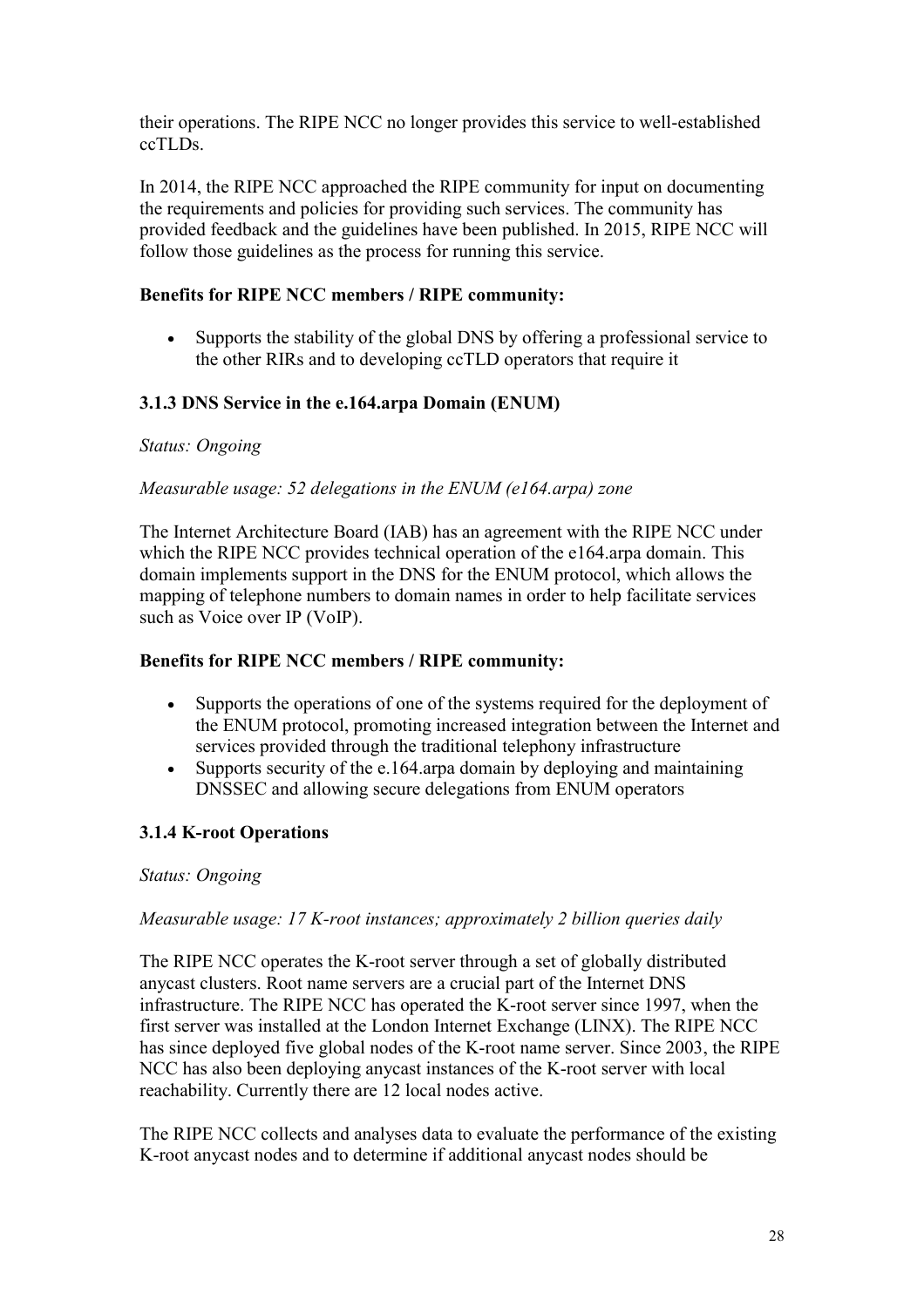their operations. The RIPE NCC no longer provides this service to well-established ccTLDs.

In 2014, the RIPE NCC approached the RIPE community for input on documenting the requirements and policies for providing such services. The community has provided feedback and the guidelines have been published. In 2015, RIPE NCC will follow those guidelines as the process for running this service.

**Benefits for RIPE NCC members / RIPE community:**

- Supports the stability of the global DNS by offering a professional service to the other RIRs and to developing ccTLD operators that require it

### 3.1.3 DNS Service in the e.164.arpa Domain (ENUM)

*Status: Ongoing*

*Measurable usage: 52 delegations in the ENUM (e164.arpa) zone*

The Internet Architecture Board (IAB) has an agreement with the RIPE NCC under which the RIPE NCC provides technical operation of the e164.arpa domain. This domain implements support in the DNS for the ENUM protocol, which allows the mapping of telephone numbers to domain names in order to help facilitate services such as Voice over IP (VoIP).

**Benefits for RIPE NCC members / RIPE community:**

- Supports the operations of one of the systems required for the deployment of the ENUM protocol, promoting increased integration between the Internet and services provided through the traditional telephony infrastructure
- Supports security of the e.164.arpa domain by deploying and maintaining DNSSEC and allowing secure delegations from ENUM operators

### 3.1.4 K-root Operations

*Status: Ongoing*

*Measurable usage: 17 K-root instances; approximately 2 billion queries daily*

The RIPE NCC operates the K-root server through a set of globally distributed anycast clusters. Root name servers are a crucial part of the Internet DNS infrastructure. The RIPE NCC has operated the K-root server since 1997, when the first server was installed at the London Internet Exchange (LINX). The RIPE NCC has since deployed five global nodes of the K-root name server. Since 2003, the RIPE NCC has also been deploying anycast instances of the K-root server with local reachability. Currently there are 12 local nodes active.

The RIPE NCC collects and analyses data to evaluate the performance of the existing K-root anycast nodes and to determine if additional anycast nodes should be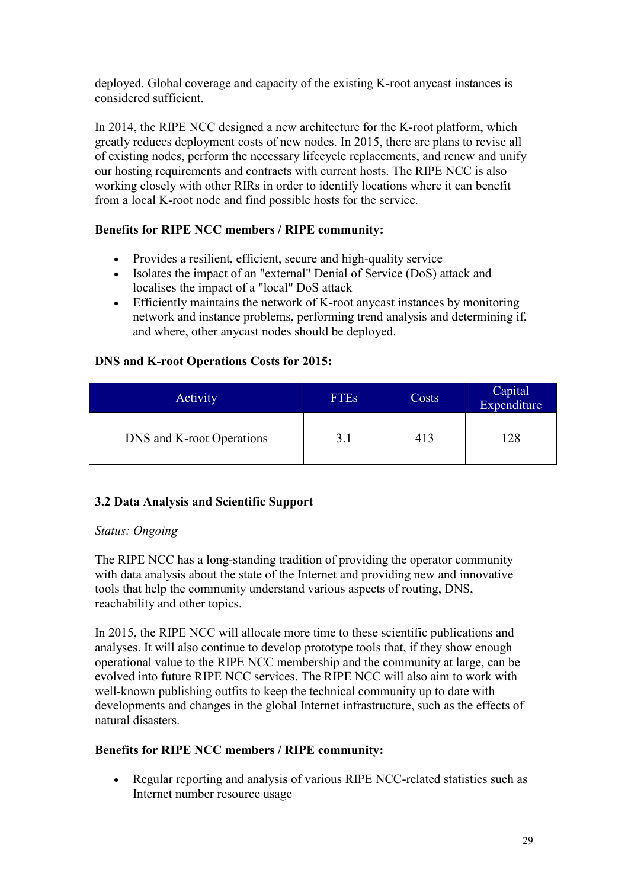deployed. Global coverage and capacity of the existing K-root anycast instances is considered sufficient.

In 2014, the RIPE NCC designed a new architecture for the K-root platform, which greatly reduces deployment costs of new nodes. In 2015, there are plans to revise all of existing nodes, perform the necessary lifecycle replacements, and renew and unify our hosting requirements and contracts with current hosts. The RIPE NCC is also working closely with other RIRs in order to identify locations where it can benefit from a local K-root node and find possible hosts for the service.

**Benefits for RIPE NCC members / RIPE community:**

- Provides a resilient, efficient, secure and high-quality service
- Isolates the impact of an "external" Denial of Service (DoS) attack and localises the impact of a "local" DoS attack
- Efficiently maintains the network of K-root anycast instances by monitoring network and instance problems, performing trend analysis and determining if, and where, other anycast nodes should be deployed.

**DNS and K-root Operations Costs for 2015:**

| Activity | FTEs | Costs | Capital Expenditure |
|---|---|---|---|
| DNS and K-root Operations | 3.1 | 413 | 128 |

### 3.2 Data Analysis and Scientific Support

*Status: Ongoing*

The RIPE NCC has a long-standing tradition of providing the operator community with data analysis about the state of the Internet and providing new and innovative tools that help the community understand various aspects of routing, DNS, reachability and other topics.

In 2015, the RIPE NCC will allocate more time to these scientific publications and analyses. It will also continue to develop prototype tools that, if they show enough operational value to the RIPE NCC membership and the community at large, can be evolved into future RIPE NCC services. The RIPE NCC will also aim to work with well-known publishing outfits to keep the technical community up to date with developments and changes in the global Internet infrastructure, such as the effects of natural disasters.

**Benefits for RIPE NCC members / RIPE community:**

- Regular reporting and analysis of various RIPE NCC-related statistics such as Internet number resource usage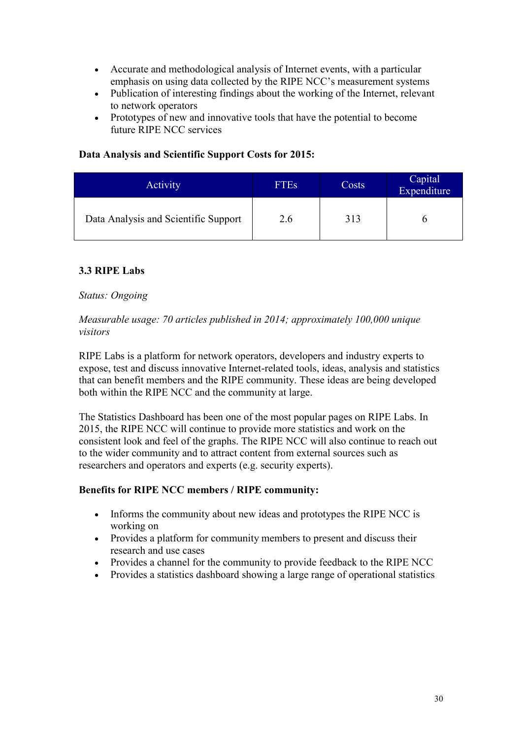- Accurate and methodological analysis of Internet events, with a particular emphasis on using data collected by the RIPE NCC's measurement systems
- Publication of interesting findings about the working of the Internet, relevant to network operators
- Prototypes of new and innovative tools that have the potential to become future RIPE NCC services

**Data Analysis and Scientific Support Costs for 2015:**

| Activity | FTEs | Costs | Capital Expenditure |
|---|---|---|---|
| Data Analysis and Scientific Support | 2.6 | 313 | 6 |

### 3.3 RIPE Labs

*Status: Ongoing*

*Measurable usage: 70 articles published in 2014; approximately 100,000 unique visitors*

RIPE Labs is a platform for network operators, developers and industry experts to expose, test and discuss innovative Internet-related tools, ideas, analysis and statistics that can benefit members and the RIPE community. These ideas are being developed both within the RIPE NCC and the community at large.

The Statistics Dashboard has been one of the most popular pages on RIPE Labs. In 2015, the RIPE NCC will continue to provide more statistics and work on the consistent look and feel of the graphs. The RIPE NCC will also continue to reach out to the wider community and to attract content from external sources such as researchers and operators and experts (e.g. security experts).

**Benefits for RIPE NCC members / RIPE community:**

- Informs the community about new ideas and prototypes the RIPE NCC is working on
- Provides a platform for community members to present and discuss their research and use cases
- Provides a channel for the community to provide feedback to the RIPE NCC
- Provides a statistics dashboard showing a large range of operational statistics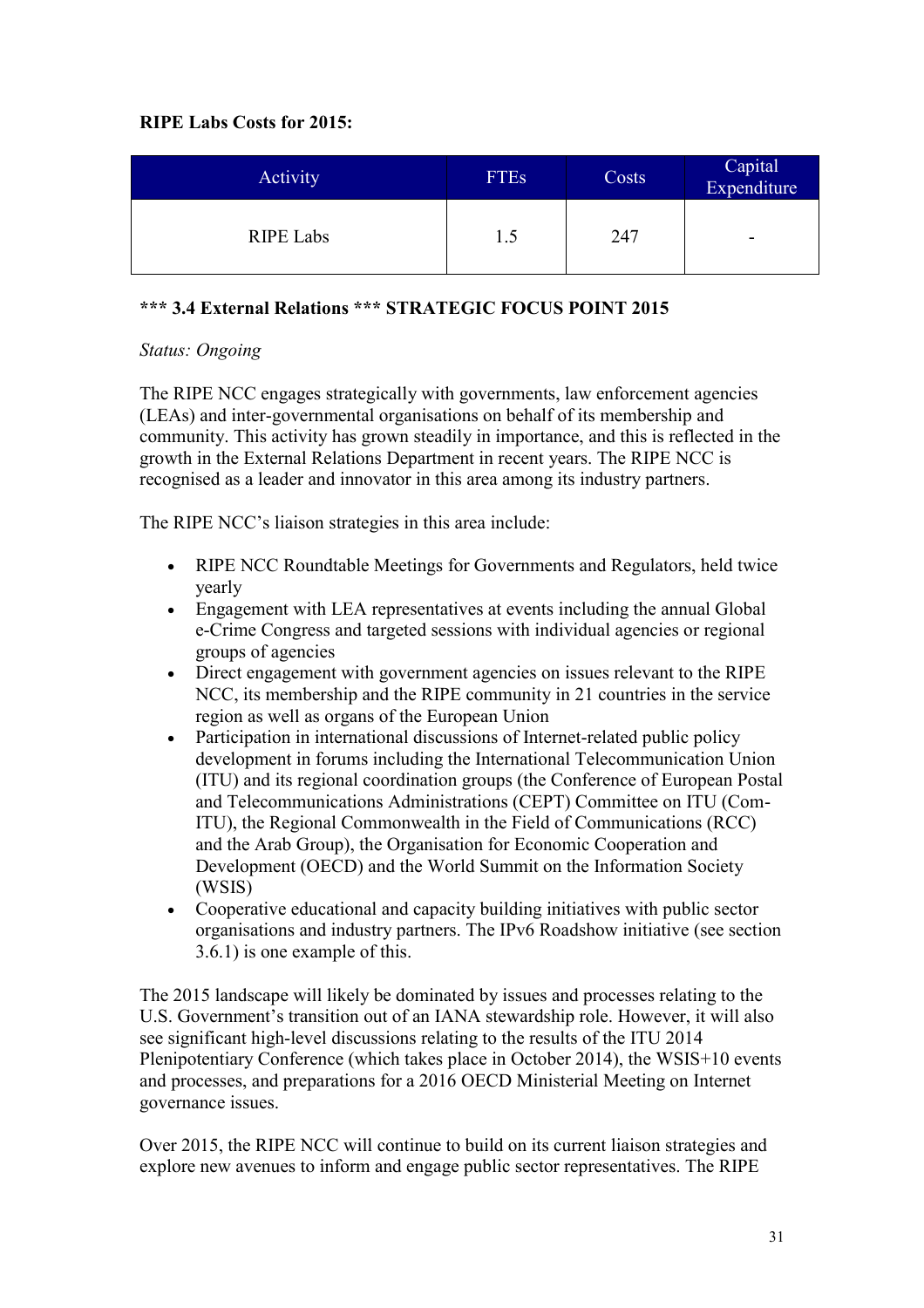**RIPE Labs Costs for 2015:**

| Activity | FTEs | Costs | Capital Expenditure |
|---|---|---|---|
| RIPE Labs | 1.5 | 247 | - |

### *** 3.4 External Relations *** STRATEGIC FOCUS POINT 2015

*Status: Ongoing*

The RIPE NCC engages strategically with governments, law enforcement agencies (LEAs) and inter-governmental organisations on behalf of its membership and community. This activity has grown steadily in importance, and this is reflected in the growth in the External Relations Department in recent years. The RIPE NCC is recognised as a leader and innovator in this area among its industry partners.

The RIPE NCC's liaison strategies in this area include:

- RIPE NCC Roundtable Meetings for Governments and Regulators, held twice yearly
- Engagement with LEA representatives at events including the annual Global e-Crime Congress and targeted sessions with individual agencies or regional groups of agencies
- Direct engagement with government agencies on issues relevant to the RIPE NCC, its membership and the RIPE community in 21 countries in the service region as well as organs of the European Union
- Participation in international discussions of Internet-related public policy development in forums including the International Telecommunication Union (ITU) and its regional coordination groups (the Conference of European Postal and Telecommunications Administrations (CEPT) Committee on ITU (Com-ITU), the Regional Commonwealth in the Field of Communications (RCC) and the Arab Group), the Organisation for Economic Cooperation and Development (OECD) and the World Summit on the Information Society (WSIS)
- Cooperative educational and capacity building initiatives with public sector organisations and industry partners. The IPv6 Roadshow initiative (see section 3.6.1) is one example of this.

The 2015 landscape will likely be dominated by issues and processes relating to the U.S. Government's transition out of an IANA stewardship role. However, it will also see significant high-level discussions relating to the results of the ITU 2014 Plenipotentiary Conference (which takes place in October 2014), the WSIS+10 events and processes, and preparations for a 2016 OECD Ministerial Meeting on Internet governance issues.

Over 2015, the RIPE NCC will continue to build on its current liaison strategies and explore new avenues to inform and engage public sector representatives. The RIPE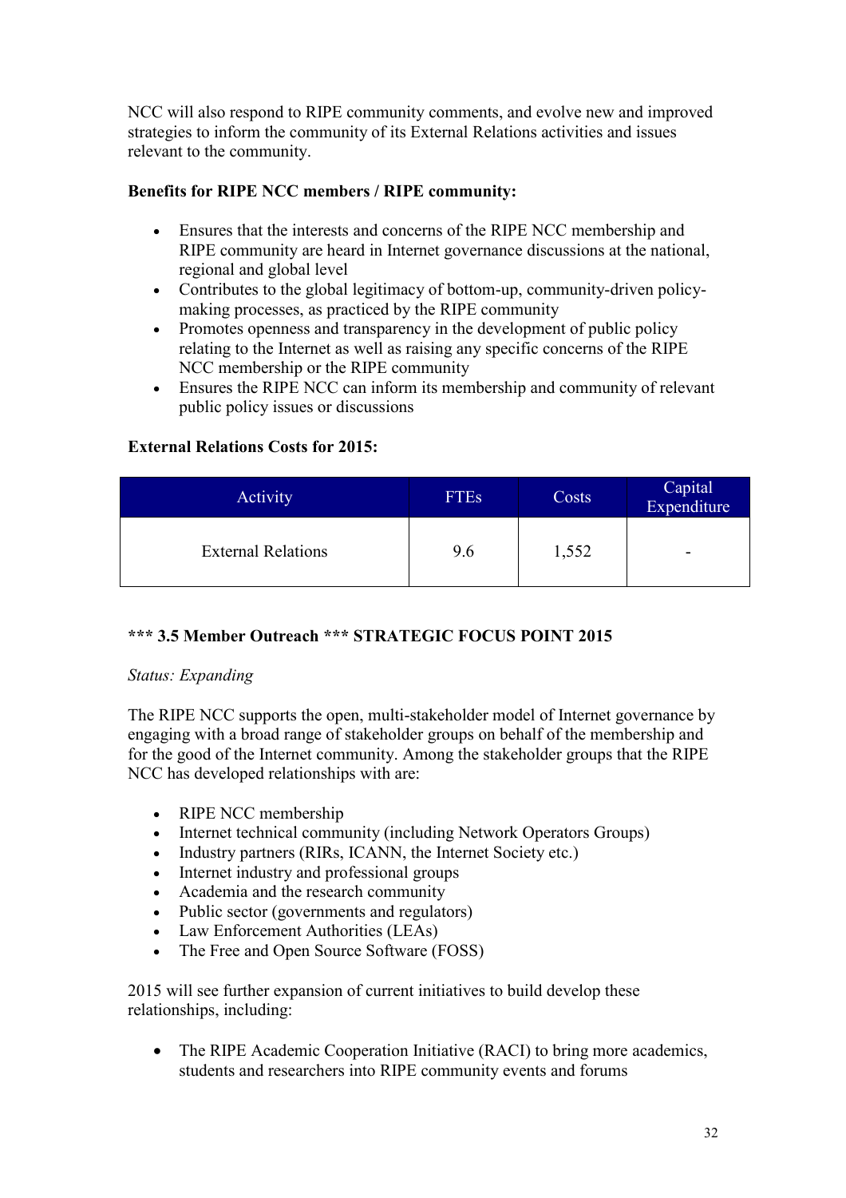NCC will also respond to RIPE community comments, and evolve new and improved strategies to inform the community of its External Relations activities and issues relevant to the community.

**Benefits for RIPE NCC members / RIPE community:**

- Ensures that the interests and concerns of the RIPE NCC membership and RIPE community are heard in Internet governance discussions at the national, regional and global level
- Contributes to the global legitimacy of bottom-up, community-driven policy-making processes, as practiced by the RIPE community
- Promotes openness and transparency in the development of public policy relating to the Internet as well as raising any specific concerns of the RIPE NCC membership or the RIPE community
- Ensures the RIPE NCC can inform its membership and community of relevant public policy issues or discussions

**External Relations Costs for 2015:**

| Activity | FTEs | Costs | Capital Expenditure |
|---|---|---|---|
| External Relations | 9.6 | 1,552 | - |

### *** 3.5 Member Outreach *** STRATEGIC FOCUS POINT 2015

*Status: Expanding*

The RIPE NCC supports the open, multi-stakeholder model of Internet governance by engaging with a broad range of stakeholder groups on behalf of the membership and for the good of the Internet community. Among the stakeholder groups that the RIPE NCC has developed relationships with are:

- RIPE NCC membership
- Internet technical community (including Network Operators Groups)
- Industry partners (RIRs, ICANN, the Internet Society etc.)
- Internet industry and professional groups
- Academia and the research community
- Public sector (governments and regulators)
- Law Enforcement Authorities (LEAs)
- The Free and Open Source Software (FOSS)

2015 will see further expansion of current initiatives to build develop these relationships, including:

- The RIPE Academic Cooperation Initiative (RACI) to bring more academics, students and researchers into RIPE community events and forums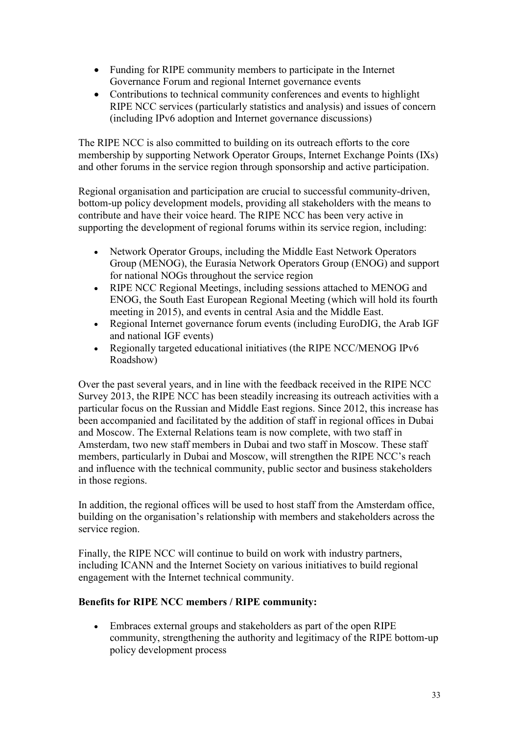- Funding for RIPE community members to participate in the Internet Governance Forum and regional Internet governance events
- Contributions to technical community conferences and events to highlight RIPE NCC services (particularly statistics and analysis) and issues of concern (including IPv6 adoption and Internet governance discussions)

The RIPE NCC is also committed to building on its outreach efforts to the core membership by supporting Network Operator Groups, Internet Exchange Points (IXs) and other forums in the service region through sponsorship and active participation.

Regional organisation and participation are crucial to successful community-driven, bottom-up policy development models, providing all stakeholders with the means to contribute and have their voice heard. The RIPE NCC has been very active in supporting the development of regional forums within its service region, including:

- Network Operator Groups, including the Middle East Network Operators Group (MENOG), the Eurasia Network Operators Group (ENOG) and support for national NOGs throughout the service region
- RIPE NCC Regional Meetings, including sessions attached to MENOG and ENOG, the South East European Regional Meeting (which will hold its fourth meeting in 2015), and events in central Asia and the Middle East.
- Regional Internet governance forum events (including EuroDIG, the Arab IGF and national IGF events)
- Regionally targeted educational initiatives (the RIPE NCC/MENOG IPv6 Roadshow)

Over the past several years, and in line with the feedback received in the RIPE NCC Survey 2013, the RIPE NCC has been steadily increasing its outreach activities with a particular focus on the Russian and Middle East regions. Since 2012, this increase has been accompanied and facilitated by the addition of staff in regional offices in Dubai and Moscow. The External Relations team is now complete, with two staff in Amsterdam, two new staff members in Dubai and two staff in Moscow. These staff members, particularly in Dubai and Moscow, will strengthen the RIPE NCC's reach and influence with the technical community, public sector and business stakeholders in those regions.

In addition, the regional offices will be used to host staff from the Amsterdam office, building on the organisation's relationship with members and stakeholders across the service region.

Finally, the RIPE NCC will continue to build on work with industry partners, including ICANN and the Internet Society on various initiatives to build regional engagement with the Internet technical community.

**Benefits for RIPE NCC members / RIPE community:**

- Embraces external groups and stakeholders as part of the open RIPE community, strengthening the authority and legitimacy of the RIPE bottom-up policy development process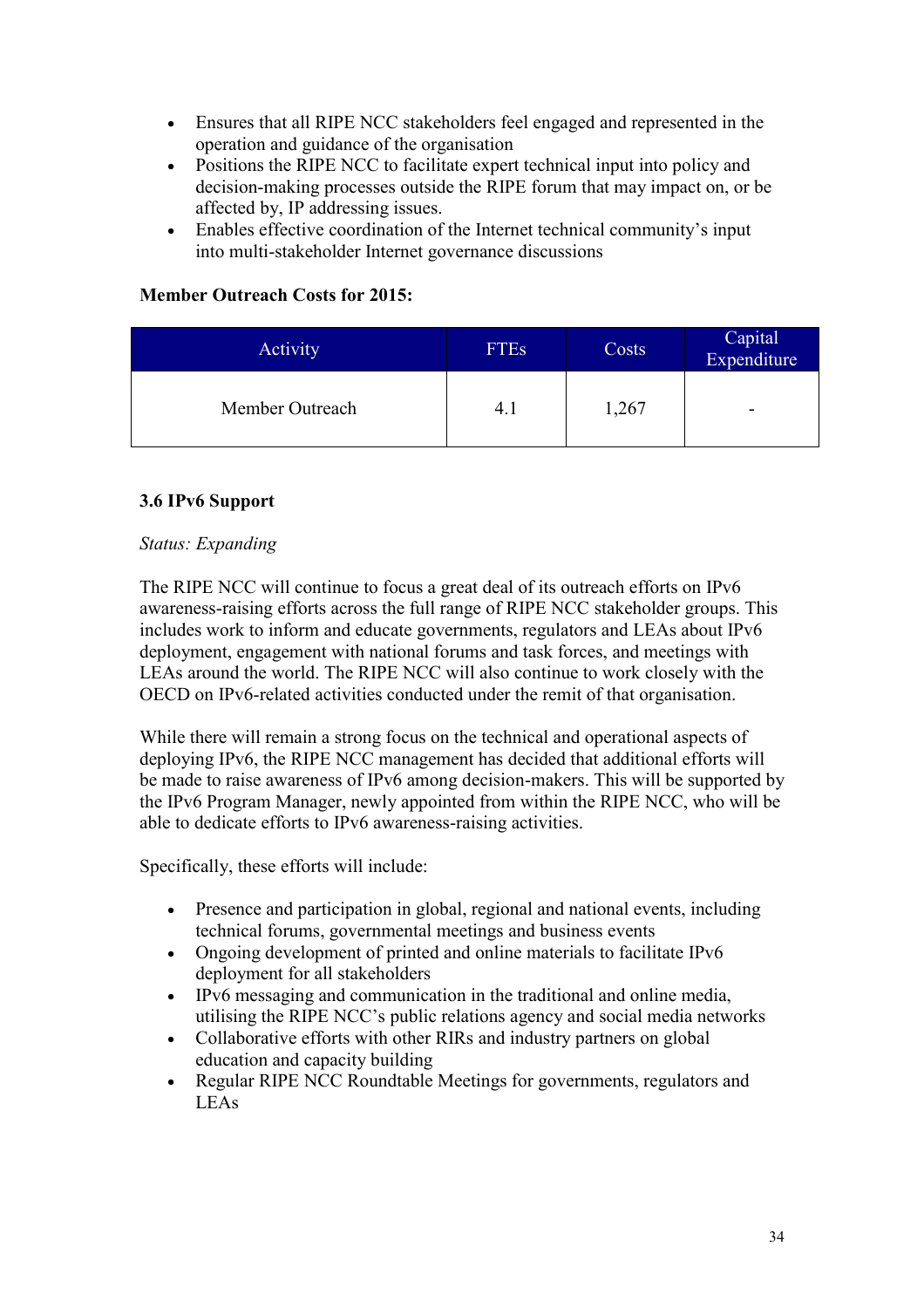- Ensures that all RIPE NCC stakeholders feel engaged and represented in the operation and guidance of the organisation
- Positions the RIPE NCC to facilitate expert technical input into policy and decision-making processes outside the RIPE forum that may impact on, or be affected by, IP addressing issues.
- Enables effective coordination of the Internet technical community's input into multi-stakeholder Internet governance discussions

**Member Outreach Costs for 2015:**

| Activity | FTEs | Costs | Capital Expenditure |
|---|---|---|---|
| Member Outreach | 4.1 | 1,267 | - |

### 3.6 IPv6 Support

*Status: Expanding*

The RIPE NCC will continue to focus a great deal of its outreach efforts on IPv6 awareness-raising efforts across the full range of RIPE NCC stakeholder groups. This includes work to inform and educate governments, regulators and LEAs about IPv6 deployment, engagement with national forums and task forces, and meetings with LEAs around the world. The RIPE NCC will also continue to work closely with the OECD on IPv6-related activities conducted under the remit of that organisation.

While there will remain a strong focus on the technical and operational aspects of deploying IPv6, the RIPE NCC management has decided that additional efforts will be made to raise awareness of IPv6 among decision-makers. This will be supported by the IPv6 Program Manager, newly appointed from within the RIPE NCC, who will be able to dedicate efforts to IPv6 awareness-raising activities.

Specifically, these efforts will include:

- Presence and participation in global, regional and national events, including technical forums, governmental meetings and business events
- Ongoing development of printed and online materials to facilitate IPv6 deployment for all stakeholders
- IPv6 messaging and communication in the traditional and online media, utilising the RIPE NCC's public relations agency and social media networks
- Collaborative efforts with other RIRs and industry partners on global education and capacity building
- Regular RIPE NCC Roundtable Meetings for governments, regulators and LEAs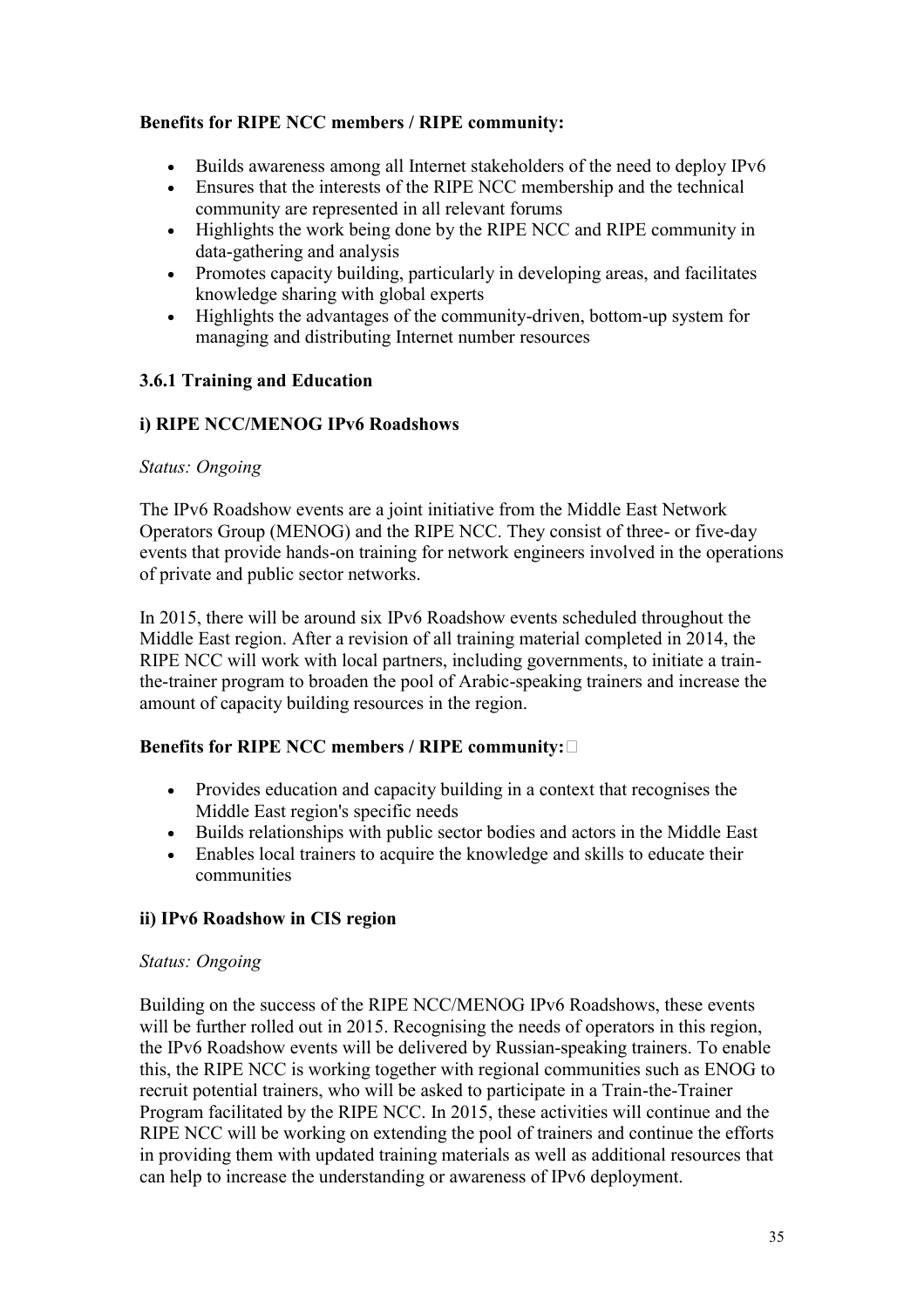**Benefits for RIPE NCC members / RIPE community:**

- Builds awareness among all Internet stakeholders of the need to deploy IPv6
- Ensures that the interests of the RIPE NCC membership and the technical community are represented in all relevant forums
- Highlights the work being done by the RIPE NCC and RIPE community in data-gathering and analysis
- Promotes capacity building, particularly in developing areas, and facilitates knowledge sharing with global experts
- Highlights the advantages of the community-driven, bottom-up system for managing and distributing Internet number resources

### 3.6.1 Training and Education

#### i) RIPE NCC/MENOG IPv6 Roadshows

*Status: Ongoing*

The IPv6 Roadshow events are a joint initiative from the Middle East Network Operators Group (MENOG) and the RIPE NCC. They consist of three- or five-day events that provide hands-on training for network engineers involved in the operations of private and public sector networks.

In 2015, there will be around six IPv6 Roadshow events scheduled throughout the Middle East region. After a revision of all training material completed in 2014, the RIPE NCC will work with local partners, including governments, to initiate a train-the-trainer program to broaden the pool of Arabic-speaking trainers and increase the amount of capacity building resources in the region.

**Benefits for RIPE NCC members / RIPE community:**

- Provides education and capacity building in a context that recognises the Middle East region's specific needs
- Builds relationships with public sector bodies and actors in the Middle East
- Enables local trainers to acquire the knowledge and skills to educate their communities

#### ii) IPv6 Roadshow in CIS region

*Status: Ongoing*

Building on the success of the RIPE NCC/MENOG IPv6 Roadshows, these events will be further rolled out in 2015. Recognising the needs of operators in this region, the IPv6 Roadshow events will be delivered by Russian-speaking trainers. To enable this, the RIPE NCC is working together with regional communities such as ENOG to recruit potential trainers, who will be asked to participate in a Train-the-Trainer Program facilitated by the RIPE NCC. In 2015, these activities will continue and the RIPE NCC will be working on extending the pool of trainers and continue the efforts in providing them with updated training materials as well as additional resources that can help to increase the understanding or awareness of IPv6 deployment.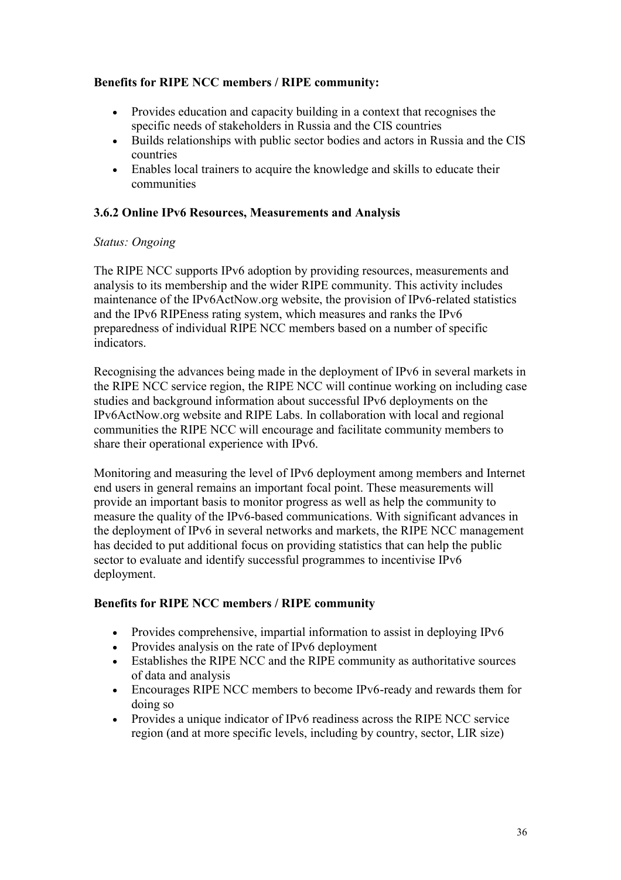**Benefits for RIPE NCC members / RIPE community:**

- Provides education and capacity building in a context that recognises the specific needs of stakeholders in Russia and the CIS countries
- Builds relationships with public sector bodies and actors in Russia and the CIS countries
- Enables local trainers to acquire the knowledge and skills to educate their communities

### 3.6.2 Online IPv6 Resources, Measurements and Analysis

*Status: Ongoing*

The RIPE NCC supports IPv6 adoption by providing resources, measurements and analysis to its membership and the wider RIPE community. This activity includes maintenance of the IPv6ActNow.org website, the provision of IPv6-related statistics and the IPv6 RIPEness rating system, which measures and ranks the IPv6 preparedness of individual RIPE NCC members based on a number of specific indicators.

Recognising the advances being made in the deployment of IPv6 in several markets in the RIPE NCC service region, the RIPE NCC will continue working on including case studies and background information about successful IPv6 deployments on the IPv6ActNow.org website and RIPE Labs. In collaboration with local and regional communities the RIPE NCC will encourage and facilitate community members to share their operational experience with IPv6.

Monitoring and measuring the level of IPv6 deployment among members and Internet end users in general remains an important focal point. These measurements will provide an important basis to monitor progress as well as help the community to measure the quality of the IPv6-based communications. With significant advances in the deployment of IPv6 in several networks and markets, the RIPE NCC management has decided to put additional focus on providing statistics that can help the public sector to evaluate and identify successful programmes to incentivise IPv6 deployment.

**Benefits for RIPE NCC members / RIPE community**

- Provides comprehensive, impartial information to assist in deploying IPv6
- Provides analysis on the rate of IPv6 deployment
- Establishes the RIPE NCC and the RIPE community as authoritative sources of data and analysis
- Encourages RIPE NCC members to become IPv6-ready and rewards them for doing so
- Provides a unique indicator of IPv6 readiness across the RIPE NCC service region (and at more specific levels, including by country, sector, LIR size)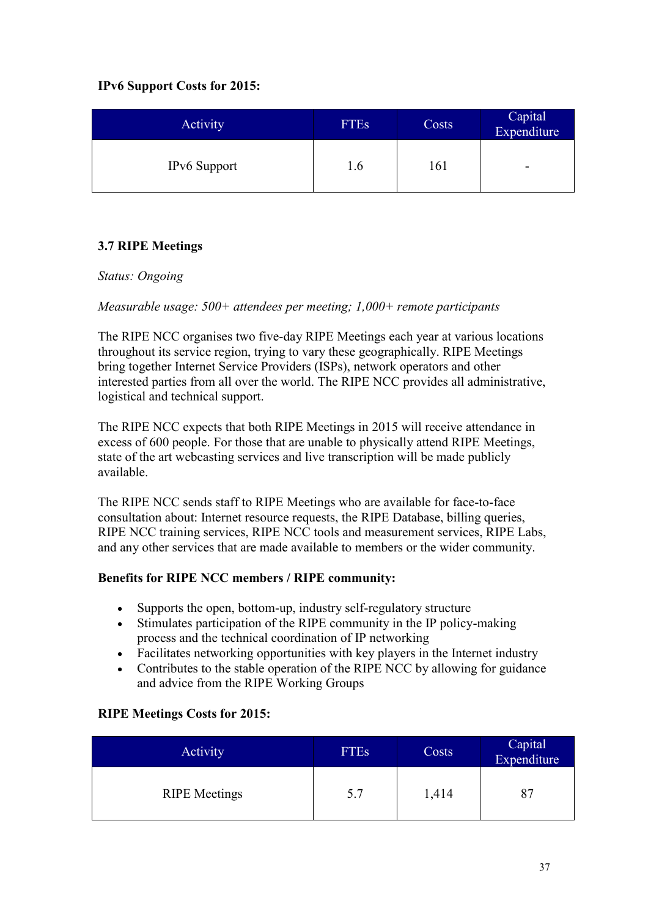**IPv6 Support Costs for 2015:**

| Activity | FTEs | Costs | Capital Expenditure |
|---|---|---|---|
| IPv6 Support | 1.6 | 161 | - |

### 3.7 RIPE Meetings

*Status: Ongoing*

*Measurable usage: 500+ attendees per meeting; 1,000+ remote participants*

The RIPE NCC organises two five-day RIPE Meetings each year at various locations throughout its service region, trying to vary these geographically. RIPE Meetings bring together Internet Service Providers (ISPs), network operators and other interested parties from all over the world. The RIPE NCC provides all administrative, logistical and technical support.

The RIPE NCC expects that both RIPE Meetings in 2015 will receive attendance in excess of 600 people. For those that are unable to physically attend RIPE Meetings, state of the art webcasting services and live transcription will be made publicly available.

The RIPE NCC sends staff to RIPE Meetings who are available for face-to-face consultation about: Internet resource requests, the RIPE Database, billing queries, RIPE NCC training services, RIPE NCC tools and measurement services, RIPE Labs, and any other services that are made available to members or the wider community.

**Benefits for RIPE NCC members / RIPE community:**

- Supports the open, bottom-up, industry self-regulatory structure
- Stimulates participation of the RIPE community in the IP policy-making process and the technical coordination of IP networking
- Facilitates networking opportunities with key players in the Internet industry
- Contributes to the stable operation of the RIPE NCC by allowing for guidance and advice from the RIPE Working Groups

**RIPE Meetings Costs for 2015:**

| Activity | FTEs | Costs | Capital Expenditure |
|---|---|---|---|
| RIPE Meetings | 5.7 | 1,414 | 87 |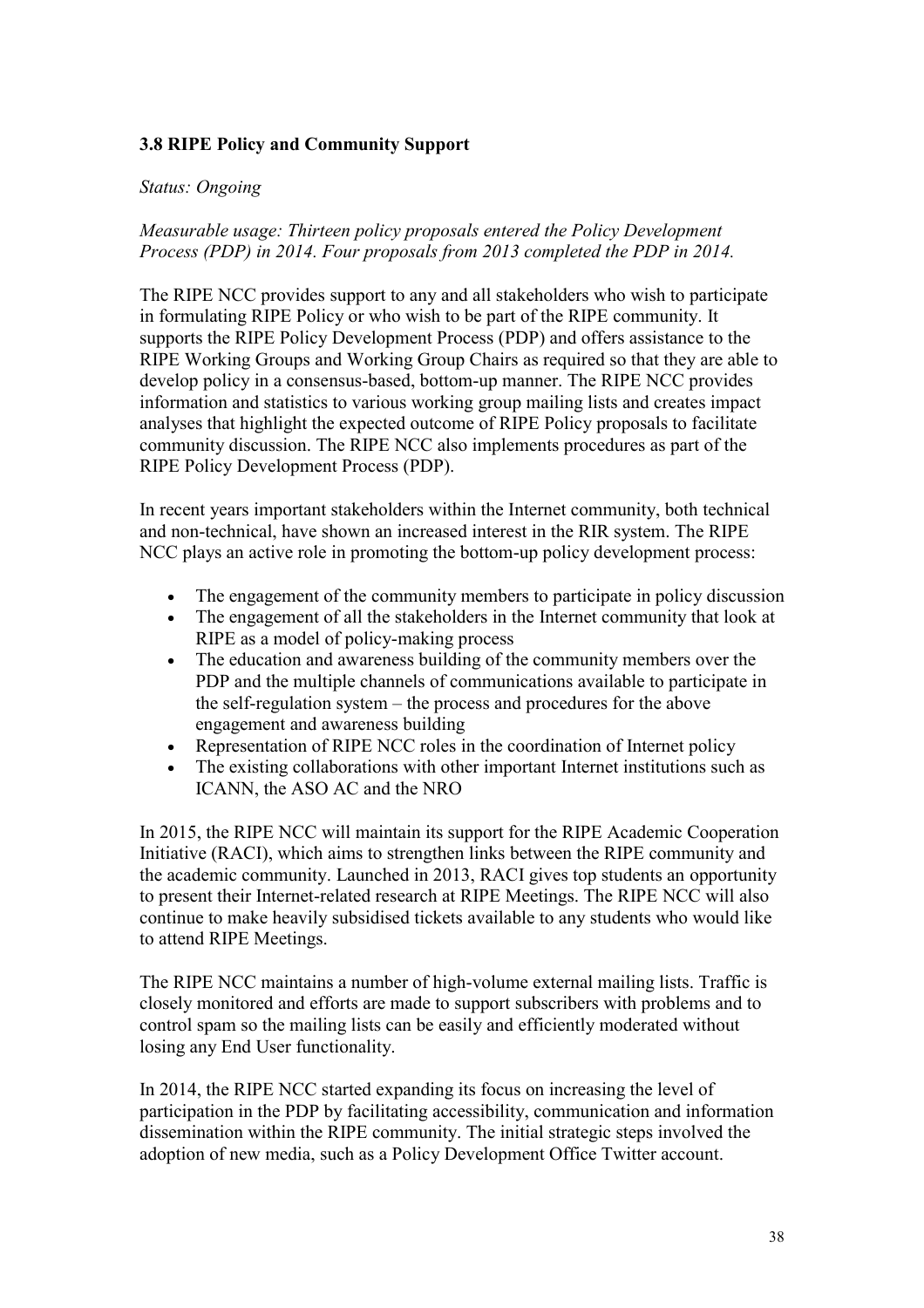### 3.8 RIPE Policy and Community Support

*Status: Ongoing*

*Measurable usage: Thirteen policy proposals entered the Policy Development Process (PDP) in 2014. Four proposals from 2013 completed the PDP in 2014.*

The RIPE NCC provides support to any and all stakeholders who wish to participate in formulating RIPE Policy or who wish to be part of the RIPE community. It supports the RIPE Policy Development Process (PDP) and offers assistance to the RIPE Working Groups and Working Group Chairs as required so that they are able to develop policy in a consensus-based, bottom-up manner. The RIPE NCC provides information and statistics to various working group mailing lists and creates impact analyses that highlight the expected outcome of RIPE Policy proposals to facilitate community discussion. The RIPE NCC also implements procedures as part of the RIPE Policy Development Process (PDP).

In recent years important stakeholders within the Internet community, both technical and non-technical, have shown an increased interest in the RIR system. The RIPE NCC plays an active role in promoting the bottom-up policy development process:

- The engagement of the community members to participate in policy discussion
- The engagement of all the stakeholders in the Internet community that look at RIPE as a model of policy-making process
- The education and awareness building of the community members over the PDP and the multiple channels of communications available to participate in the self-regulation system – the process and procedures for the above engagement and awareness building
- Representation of RIPE NCC roles in the coordination of Internet policy
- The existing collaborations with other important Internet institutions such as ICANN, the ASO AC and the NRO

In 2015, the RIPE NCC will maintain its support for the RIPE Academic Cooperation Initiative (RACI), which aims to strengthen links between the RIPE community and the academic community. Launched in 2013, RACI gives top students an opportunity to present their Internet-related research at RIPE Meetings. The RIPE NCC will also continue to make heavily subsidised tickets available to any students who would like to attend RIPE Meetings.

The RIPE NCC maintains a number of high-volume external mailing lists. Traffic is closely monitored and efforts are made to support subscribers with problems and to control spam so the mailing lists can be easily and efficiently moderated without losing any End User functionality.

In 2014, the RIPE NCC started expanding its focus on increasing the level of participation in the PDP by facilitating accessibility, communication and information dissemination within the RIPE community. The initial strategic steps involved the adoption of new media, such as a Policy Development Office Twitter account.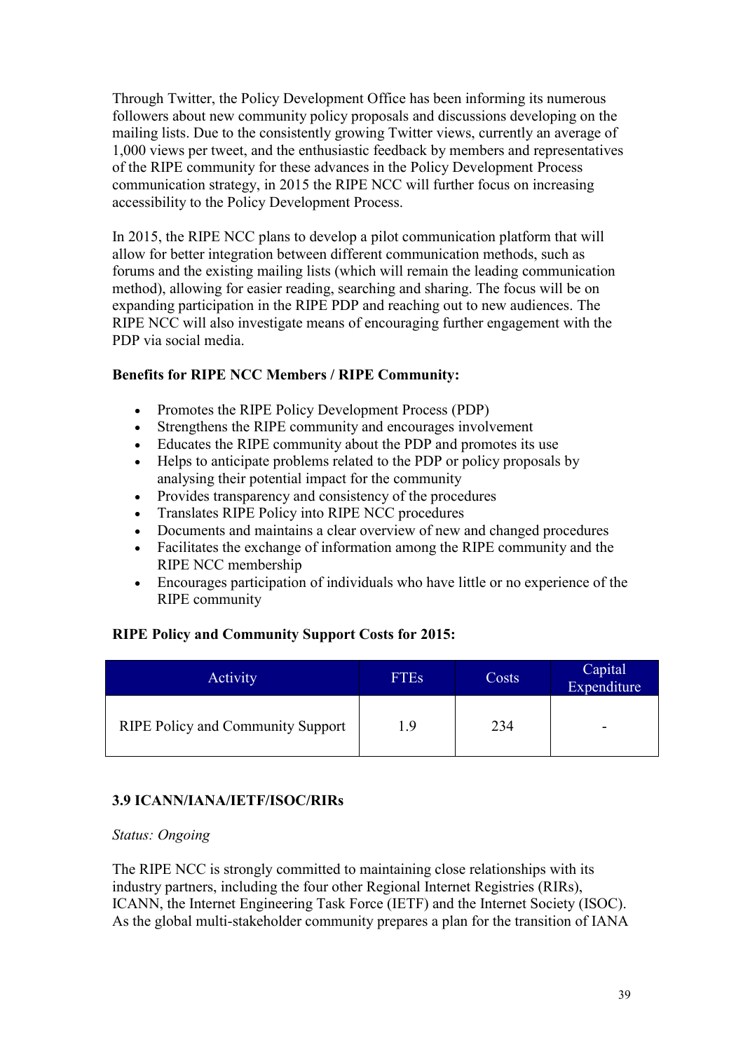Through Twitter, the Policy Development Office has been informing its numerous followers about new community policy proposals and discussions developing on the mailing lists. Due to the consistently growing Twitter views, currently an average of 1,000 views per tweet, and the enthusiastic feedback by members and representatives of the RIPE community for these advances in the Policy Development Process communication strategy, in 2015 the RIPE NCC will further focus on increasing accessibility to the Policy Development Process.

In 2015, the RIPE NCC plans to develop a pilot communication platform that will allow for better integration between different communication methods, such as forums and the existing mailing lists (which will remain the leading communication method), allowing for easier reading, searching and sharing. The focus will be on expanding participation in the RIPE PDP and reaching out to new audiences. The RIPE NCC will also investigate means of encouraging further engagement with the PDP via social media.

**Benefits for RIPE NCC Members / RIPE Community:**

- Promotes the RIPE Policy Development Process (PDP)
- Strengthens the RIPE community and encourages involvement
- Educates the RIPE community about the PDP and promotes its use
- Helps to anticipate problems related to the PDP or policy proposals by analysing their potential impact for the community
- Provides transparency and consistency of the procedures
- Translates RIPE Policy into RIPE NCC procedures
- Documents and maintains a clear overview of new and changed procedures
- Facilitates the exchange of information among the RIPE community and the RIPE NCC membership
- Encourages participation of individuals who have little or no experience of the RIPE community

**RIPE Policy and Community Support Costs for 2015:**

| Activity | FTEs | Costs | Capital Expenditure |
| --- | --- | --- | --- |
| RIPE Policy and Community Support | 1.9 | 234 | - |

### 3.9 ICANN/IANA/IETF/ISOC/RIRs

*Status: Ongoing*

The RIPE NCC is strongly committed to maintaining close relationships with its industry partners, including the four other Regional Internet Registries (RIRs), ICANN, the Internet Engineering Task Force (IETF) and the Internet Society (ISOC). As the global multi-stakeholder community prepares a plan for the transition of IANA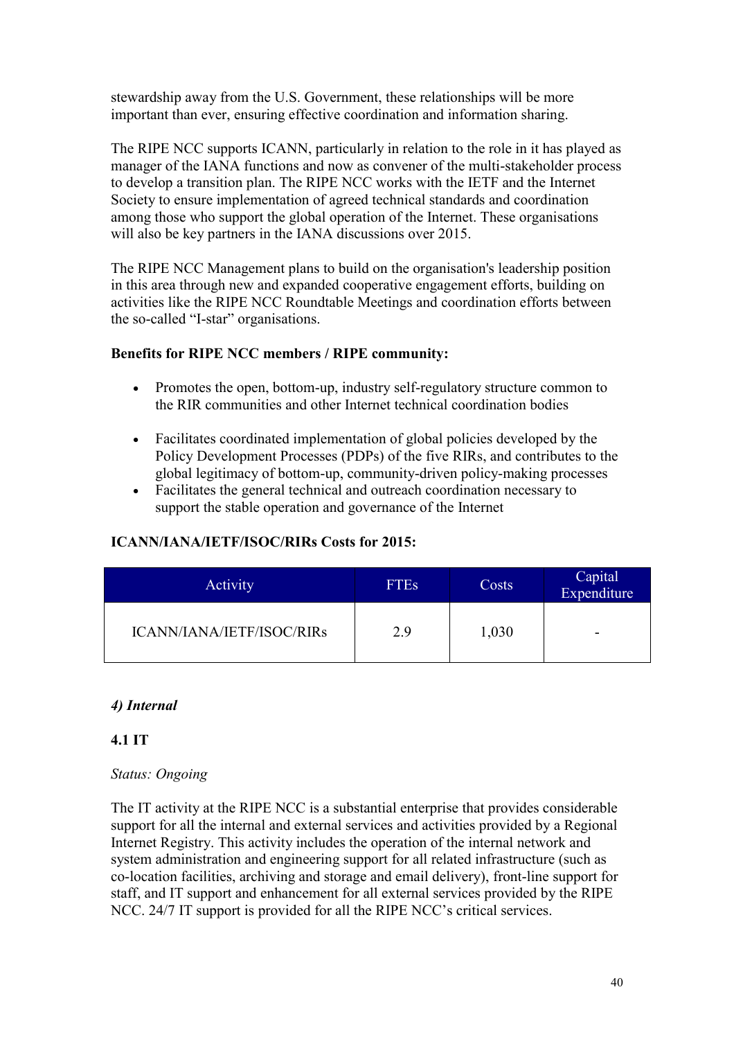stewardship away from the U.S. Government, these relationships will be more important than ever, ensuring effective coordination and information sharing.

The RIPE NCC supports ICANN, particularly in relation to the role in it has played as manager of the IANA functions and now as convener of the multi-stakeholder process to develop a transition plan. The RIPE NCC works with the IETF and the Internet Society to ensure implementation of agreed technical standards and coordination among those who support the global operation of the Internet. These organisations will also be key partners in the IANA discussions over 2015.

The RIPE NCC Management plans to build on the organisation's leadership position in this area through new and expanded cooperative engagement efforts, building on activities like the RIPE NCC Roundtable Meetings and coordination efforts between the so-called "I-star" organisations.

**Benefits for RIPE NCC members / RIPE community:**

- Promotes the open, bottom-up, industry self-regulatory structure common to the RIR communities and other Internet technical coordination bodies
- Facilitates coordinated implementation of global policies developed by the Policy Development Processes (PDPs) of the five RIRs, and contributes to the global legitimacy of bottom-up, community-driven policy-making processes
- Facilitates the general technical and outreach coordination necessary to support the stable operation and governance of the Internet

**ICANN/IANA/IETF/ISOC/RIRs Costs for 2015:**

| Activity | FTEs | Costs | Capital Expenditure |
|---|---|---|---|
| ICANN/IANA/IETF/ISOC/RIRs | 2.9 | 1,030 | - |

### *4) Internal*

#### 4.1 IT

*Status: Ongoing*

The IT activity at the RIPE NCC is a substantial enterprise that provides considerable support for all the internal and external services and activities provided by a Regional Internet Registry. This activity includes the operation of the internal network and system administration and engineering support for all related infrastructure (such as co-location facilities, archiving and storage and email delivery), front-line support for staff, and IT support and enhancement for all external services provided by the RIPE NCC. 24/7 IT support is provided for all the RIPE NCC's critical services.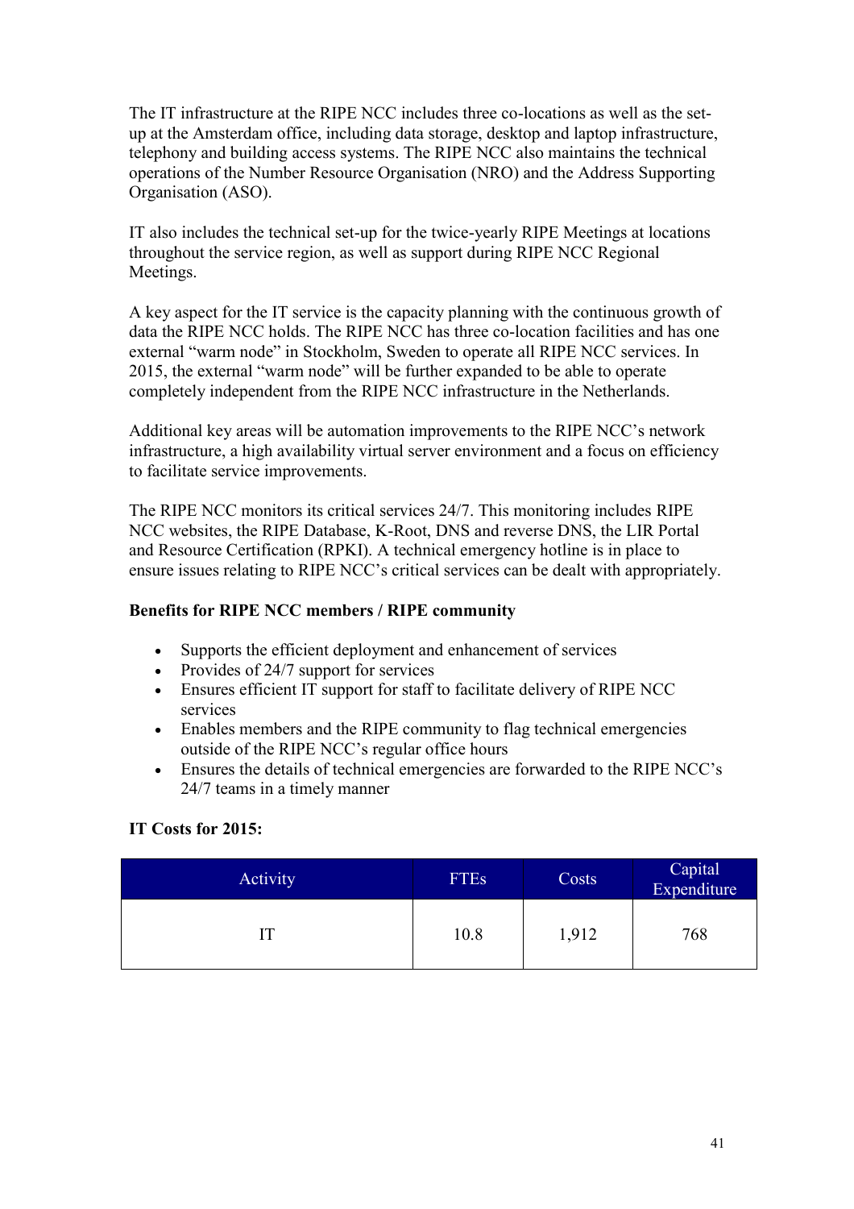The IT infrastructure at the RIPE NCC includes three co-locations as well as the set-up at the Amsterdam office, including data storage, desktop and laptop infrastructure, telephony and building access systems. The RIPE NCC also maintains the technical operations of the Number Resource Organisation (NRO) and the Address Supporting Organisation (ASO).

IT also includes the technical set-up for the twice-yearly RIPE Meetings at locations throughout the service region, as well as support during RIPE NCC Regional Meetings.

A key aspect for the IT service is the capacity planning with the continuous growth of data the RIPE NCC holds. The RIPE NCC has three co-location facilities and has one external "warm node" in Stockholm, Sweden to operate all RIPE NCC services. In 2015, the external "warm node" will be further expanded to be able to operate completely independent from the RIPE NCC infrastructure in the Netherlands.

Additional key areas will be automation improvements to the RIPE NCC's network infrastructure, a high availability virtual server environment and a focus on efficiency to facilitate service improvements.

The RIPE NCC monitors its critical services 24/7. This monitoring includes RIPE NCC websites, the RIPE Database, K-Root, DNS and reverse DNS, the LIR Portal and Resource Certification (RPKI). A technical emergency hotline is in place to ensure issues relating to RIPE NCC's critical services can be dealt with appropriately.

**Benefits for RIPE NCC members / RIPE community**

- Supports the efficient deployment and enhancement of services
- Provides of 24/7 support for services
- Ensures efficient IT support for staff to facilitate delivery of RIPE NCC services
- Enables members and the RIPE community to flag technical emergencies outside of the RIPE NCC's regular office hours
- Ensures the details of technical emergencies are forwarded to the RIPE NCC's 24/7 teams in a timely manner

**IT Costs for 2015:**

| Activity | FTEs | Costs | Capital Expenditure |
|---|---|---|---|
| IT | 10.8 | 1,912 | 768 |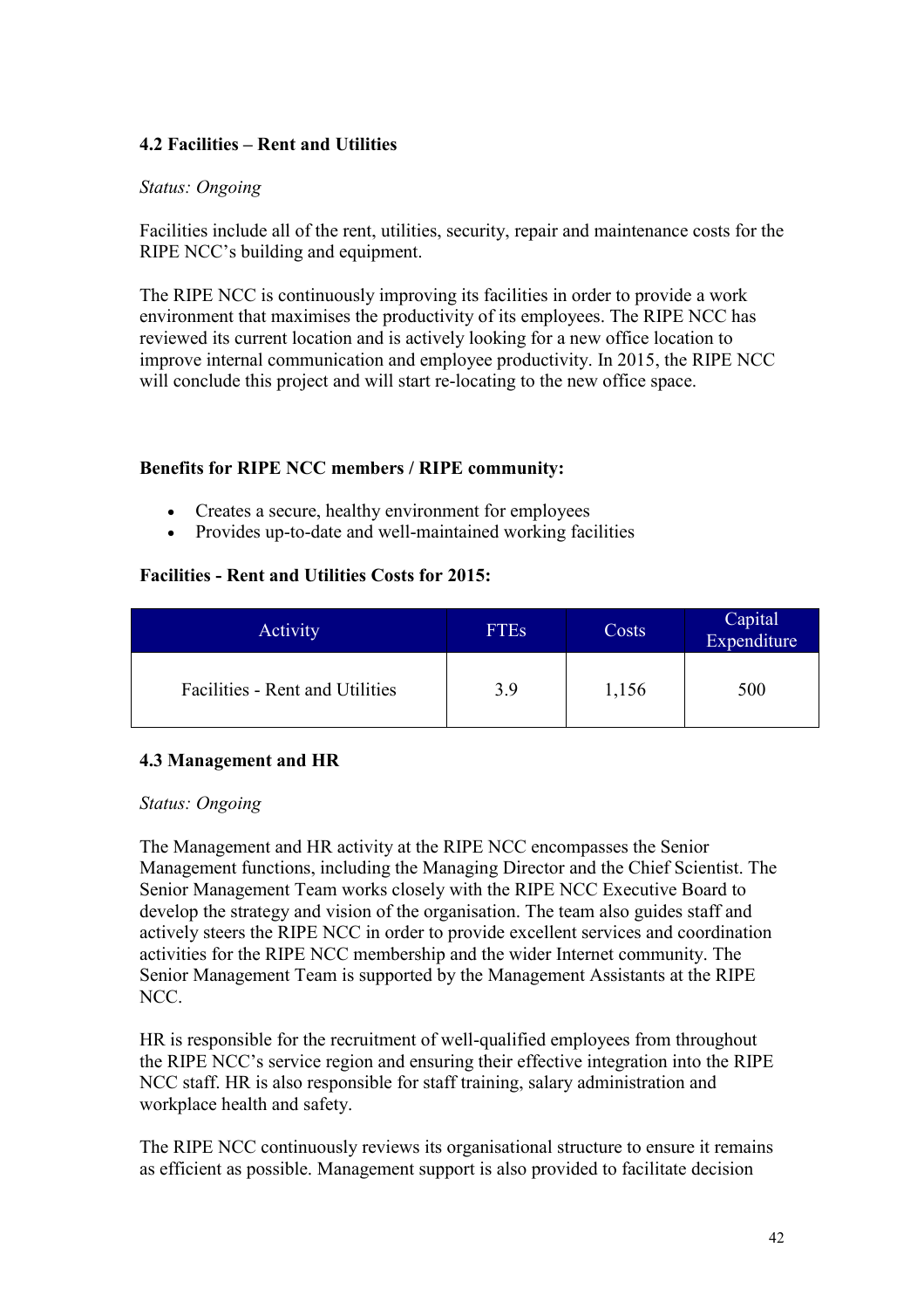### 4.2 Facilities – Rent and Utilities

*Status: Ongoing*

Facilities include all of the rent, utilities, security, repair and maintenance costs for the RIPE NCC's building and equipment.

The RIPE NCC is continuously improving its facilities in order to provide a work environment that maximises the productivity of its employees. The RIPE NCC has reviewed its current location and is actively looking for a new office location to improve internal communication and employee productivity. In 2015, the RIPE NCC will conclude this project and will start re-locating to the new office space.

**Benefits for RIPE NCC members / RIPE community:**

- Creates a secure, healthy environment for employees
- Provides up-to-date and well-maintained working facilities

**Facilities - Rent and Utilities Costs for 2015:**

| Activity | FTEs | Costs | Capital Expenditure |
|---|---|---|---|
| Facilities - Rent and Utilities | 3.9 | 1,156 | 500 |

### 4.3 Management and HR

*Status: Ongoing*

The Management and HR activity at the RIPE NCC encompasses the Senior Management functions, including the Managing Director and the Chief Scientist. The Senior Management Team works closely with the RIPE NCC Executive Board to develop the strategy and vision of the organisation. The team also guides staff and actively steers the RIPE NCC in order to provide excellent services and coordination activities for the RIPE NCC membership and the wider Internet community. The Senior Management Team is supported by the Management Assistants at the RIPE NCC.

HR is responsible for the recruitment of well-qualified employees from throughout the RIPE NCC's service region and ensuring their effective integration into the RIPE NCC staff. HR is also responsible for staff training, salary administration and workplace health and safety.

The RIPE NCC continuously reviews its organisational structure to ensure it remains as efficient as possible. Management support is also provided to facilitate decision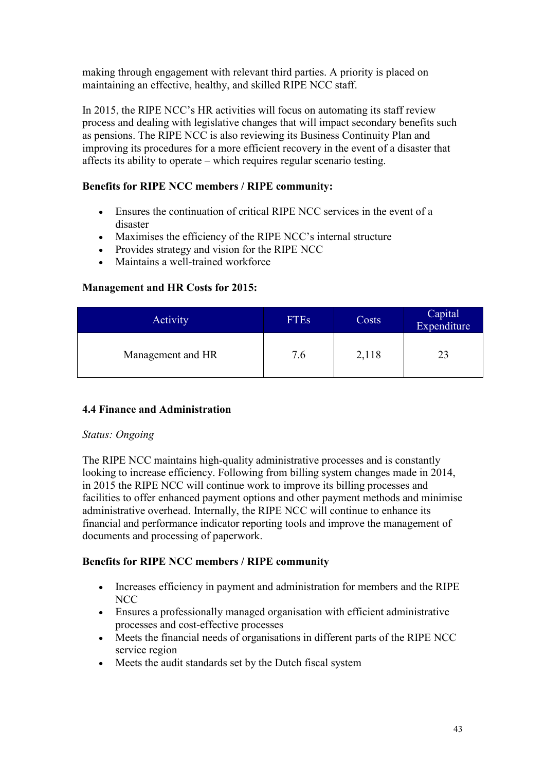making through engagement with relevant third parties. A priority is placed on maintaining an effective, healthy, and skilled RIPE NCC staff.

In 2015, the RIPE NCC's HR activities will focus on automating its staff review process and dealing with legislative changes that will impact secondary benefits such as pensions. The RIPE NCC is also reviewing its Business Continuity Plan and improving its procedures for a more efficient recovery in the event of a disaster that affects its ability to operate – which requires regular scenario testing.

**Benefits for RIPE NCC members / RIPE community:**

- Ensures the continuation of critical RIPE NCC services in the event of a disaster
- Maximises the efficiency of the RIPE NCC's internal structure
- Provides strategy and vision for the RIPE NCC
- Maintains a well-trained workforce

**Management and HR Costs for 2015:**

| Activity | FTEs | Costs | Capital Expenditure |
|---|---|---|---|
| Management and HR | 7.6 | 2,118 | 23 |

### 4.4 Finance and Administration

*Status: Ongoing*

The RIPE NCC maintains high-quality administrative processes and is constantly looking to increase efficiency. Following from billing system changes made in 2014, in 2015 the RIPE NCC will continue work to improve its billing processes and facilities to offer enhanced payment options and other payment methods and minimise administrative overhead. Internally, the RIPE NCC will continue to enhance its financial and performance indicator reporting tools and improve the management of documents and processing of paperwork.

**Benefits for RIPE NCC members / RIPE community**

- Increases efficiency in payment and administration for members and the RIPE NCC
- Ensures a professionally managed organisation with efficient administrative processes and cost-effective processes
- Meets the financial needs of organisations in different parts of the RIPE NCC service region
- Meets the audit standards set by the Dutch fiscal system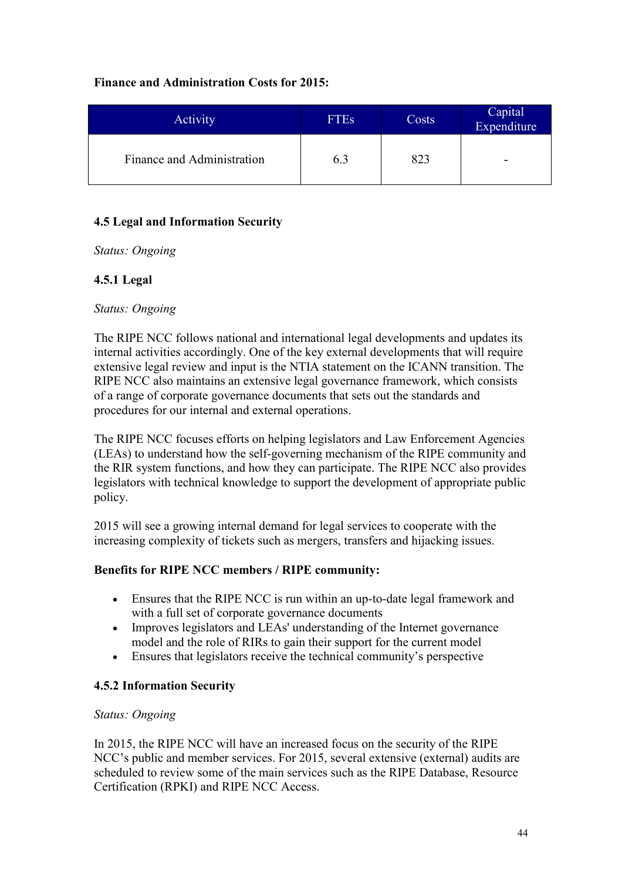**Finance and Administration Costs for 2015:**

| Activity | FTEs | Costs | Capital Expenditure |
|---|---|---|---|
| Finance and Administration | 6.3 | 823 | - |

### 4.5 Legal and Information Security

*Status: Ongoing*

#### 4.5.1 Legal

*Status: Ongoing*

The RIPE NCC follows national and international legal developments and updates its internal activities accordingly. One of the key external developments that will require extensive legal review and input is the NTIA statement on the ICANN transition. The RIPE NCC also maintains an extensive legal governance framework, which consists of a range of corporate governance documents that sets out the standards and procedures for our internal and external operations.

The RIPE NCC focuses efforts on helping legislators and Law Enforcement Agencies (LEAs) to understand how the self-governing mechanism of the RIPE community and the RIR system functions, and how they can participate. The RIPE NCC also provides legislators with technical knowledge to support the development of appropriate public policy.

2015 will see a growing internal demand for legal services to cooperate with the increasing complexity of tickets such as mergers, transfers and hijacking issues.

**Benefits for RIPE NCC members / RIPE community:**

- Ensures that the RIPE NCC is run within an up-to-date legal framework and with a full set of corporate governance documents
- Improves legislators and LEAs' understanding of the Internet governance model and the role of RIRs to gain their support for the current model
- Ensures that legislators receive the technical community's perspective

#### 4.5.2 Information Security

*Status: Ongoing*

In 2015, the RIPE NCC will have an increased focus on the security of the RIPE NCC's public and member services. For 2015, several extensive (external) audits are scheduled to review some of the main services such as the RIPE Database, Resource Certification (RPKI) and RIPE NCC Access.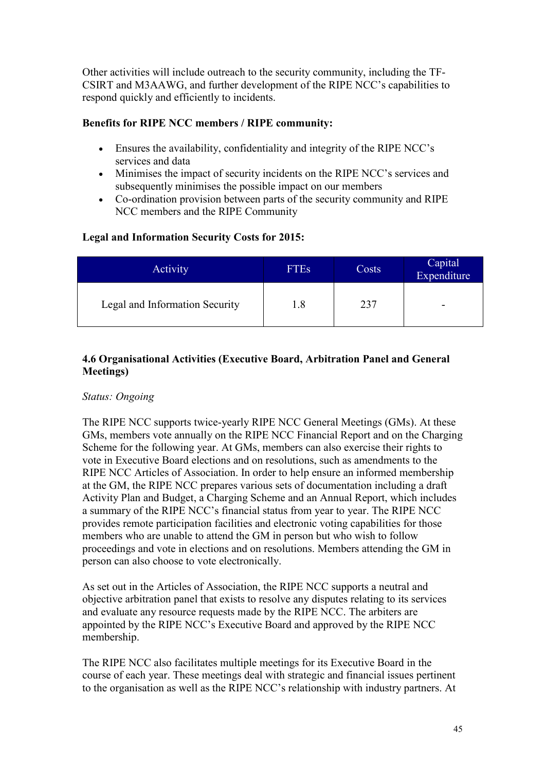Other activities will include outreach to the security community, including the TF-CSIRT and M3AAWG, and further development of the RIPE NCC's capabilities to respond quickly and efficiently to incidents.

**Benefits for RIPE NCC members / RIPE community:**

- Ensures the availability, confidentiality and integrity of the RIPE NCC's services and data
- Minimises the impact of security incidents on the RIPE NCC's services and subsequently minimises the possible impact on our members
- Co-ordination provision between parts of the security community and RIPE NCC members and the RIPE Community

**Legal and Information Security Costs for 2015:**

| Activity | FTEs | Costs | Capital Expenditure |
|---|---|---|---|
| Legal and Information Security | 1.8 | 237 | - |

### 4.6 Organisational Activities (Executive Board, Arbitration Panel and General Meetings)

*Status: Ongoing*

The RIPE NCC supports twice-yearly RIPE NCC General Meetings (GMs). At these GMs, members vote annually on the RIPE NCC Financial Report and on the Charging Scheme for the following year. At GMs, members can also exercise their rights to vote in Executive Board elections and on resolutions, such as amendments to the RIPE NCC Articles of Association. In order to help ensure an informed membership at the GM, the RIPE NCC prepares various sets of documentation including a draft Activity Plan and Budget, a Charging Scheme and an Annual Report, which includes a summary of the RIPE NCC's financial status from year to year. The RIPE NCC provides remote participation facilities and electronic voting capabilities for those members who are unable to attend the GM in person but who wish to follow proceedings and vote in elections and on resolutions. Members attending the GM in person can also choose to vote electronically.

As set out in the Articles of Association, the RIPE NCC supports a neutral and objective arbitration panel that exists to resolve any disputes relating to its services and evaluate any resource requests made by the RIPE NCC. The arbiters are appointed by the RIPE NCC's Executive Board and approved by the RIPE NCC membership.

The RIPE NCC also facilitates multiple meetings for its Executive Board in the course of each year. These meetings deal with strategic and financial issues pertinent to the organisation as well as the RIPE NCC's relationship with industry partners. At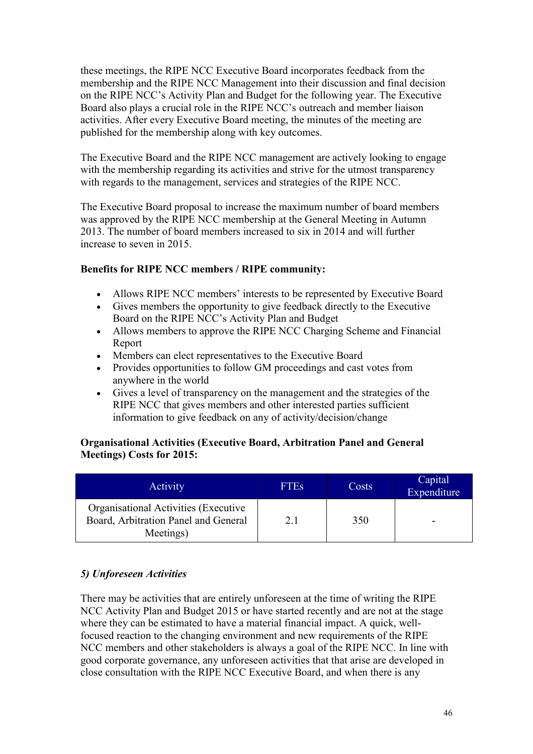these meetings, the RIPE NCC Executive Board incorporates feedback from the membership and the RIPE NCC Management into their discussion and final decision on the RIPE NCC's Activity Plan and Budget for the following year. The Executive Board also plays a crucial role in the RIPE NCC's outreach and member liaison activities. After every Executive Board meeting, the minutes of the meeting are published for the membership along with key outcomes.

The Executive Board and the RIPE NCC management are actively looking to engage with the membership regarding its activities and strive for the utmost transparency with regards to the management, services and strategies of the RIPE NCC.

The Executive Board proposal to increase the maximum number of board members was approved by the RIPE NCC membership at the General Meeting in Autumn 2013. The number of board members increased to six in 2014 and will further increase to seven in 2015.

**Benefits for RIPE NCC members / RIPE community:**

- Allows RIPE NCC members' interests to be represented by Executive Board
- Gives members the opportunity to give feedback directly to the Executive Board on the RIPE NCC's Activity Plan and Budget
- Allows members to approve the RIPE NCC Charging Scheme and Financial Report
- Members can elect representatives to the Executive Board
- Provides opportunities to follow GM proceedings and cast votes from anywhere in the world
- Gives a level of transparency on the management and the strategies of the RIPE NCC that gives members and other interested parties sufficient information to give feedback on any of activity/decision/change

**Organisational Activities (Executive Board, Arbitration Panel and General Meetings) Costs for 2015:**

| Activity | FTEs | Costs | Capital Expenditure |
|---|---|---|---|
| Organisational Activities (Executive Board, Arbitration Panel and General Meetings) | 2.1 | 350 | - |

### *5) Unforeseen Activities*

There may be activities that are entirely unforeseen at the time of writing the RIPE NCC Activity Plan and Budget 2015 or have started recently and are not at the stage where they can be estimated to have a material financial impact. A quick, well-focused reaction to the changing environment and new requirements of the RIPE NCC members and other stakeholders is always a goal of the RIPE NCC. In line with good corporate governance, any unforeseen activities that that arise are developed in close consultation with the RIPE NCC Executive Board, and when there is any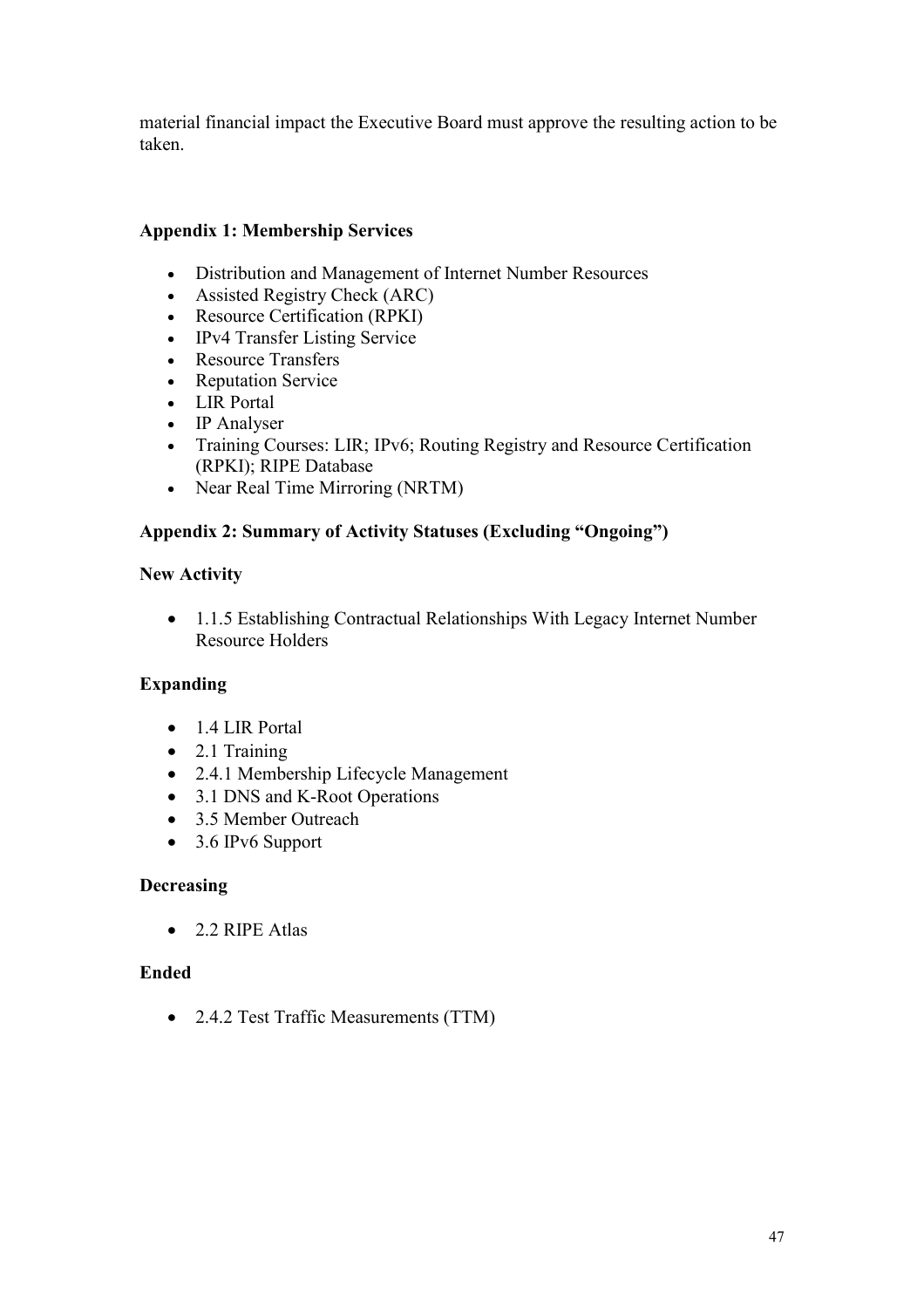material financial impact the Executive Board must approve the resulting action to be taken.

## Appendix 1: Membership Services

- Distribution and Management of Internet Number Resources
- Assisted Registry Check (ARC)
- Resource Certification (RPKI)
- IPv4 Transfer Listing Service
- Resource Transfers
- Reputation Service
- LIR Portal
- IP Analyser
- Training Courses: LIR; IPv6; Routing Registry and Resource Certification (RPKI); RIPE Database
- Near Real Time Mirroring (NRTM)

## Appendix 2: Summary of Activity Statuses (Excluding "Ongoing")

### New Activity

- 1.1.5 Establishing Contractual Relationships With Legacy Internet Number Resource Holders

### Expanding

- 1.4 LIR Portal
- 2.1 Training
- 2.4.1 Membership Lifecycle Management
- 3.1 DNS and K-Root Operations
- 3.5 Member Outreach
- 3.6 IPv6 Support

### Decreasing

- 2.2 RIPE Atlas

### Ended

- 2.4.2 Test Traffic Measurements (TTM)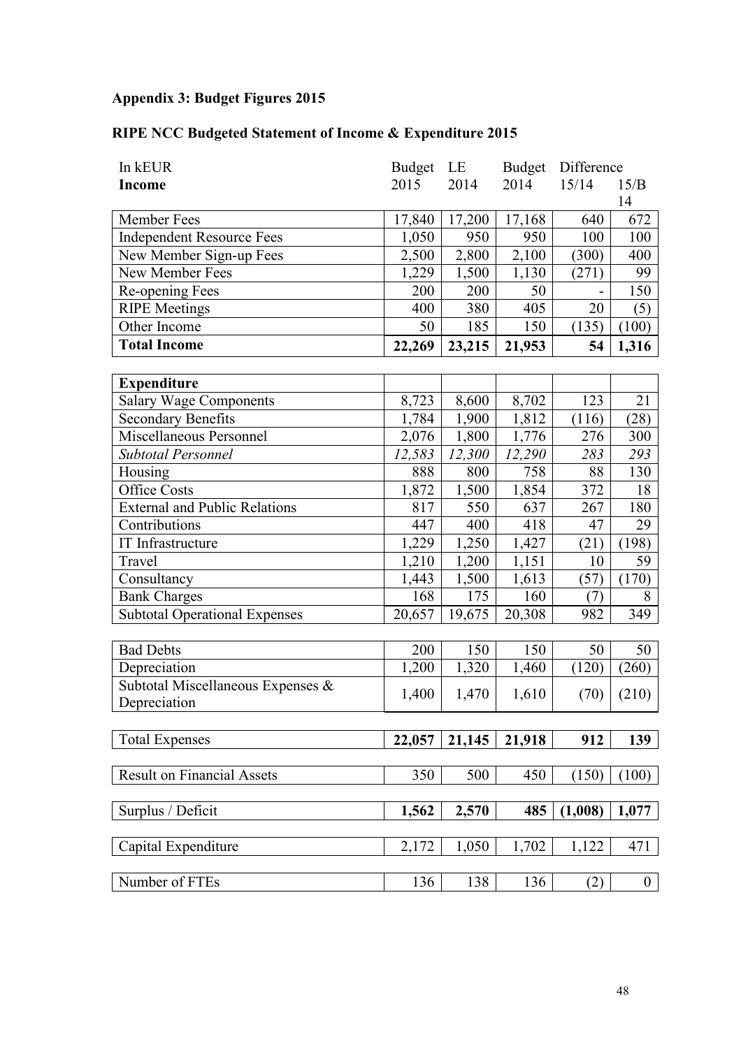## Appendix 3: Budget Figures 2015

## RIPE NCC Budgeted Statement of Income & Expenditure 2015

| In kEUR<br>**Income** | Budget 2015 | LE 2014 | Budget 2014 | Difference 15/14 | 15/B 14 |
|---|---|---|---|---|---|
| Member Fees | 17,840 | 17,200 | 17,168 | 640 | 672 |
| Independent Resource Fees | 1,050 | 950 | 950 | 100 | 100 |
| New Member Sign-up Fees | 2,500 | 2,800 | 2,100 | (300) | 400 |
| New Member Fees | 1,229 | 1,500 | 1,130 | (271) | 99 |
| Re-opening Fees | 200 | 200 | 50 | - | 150 |
| RIPE Meetings | 400 | 380 | 405 | 20 | (5) |
| Other Income | 50 | 185 | 150 | (135) | (100) |
| **Total Income** | **22,269** | **23,215** | **21,953** | **54** | **1,316** |
| **Expenditure** | | | | | |
| Salary Wage Components | 8,723 | 8,600 | 8,702 | 123 | 21 |
| Secondary Benefits | 1,784 | 1,900 | 1,812 | (116) | (28) |
| Miscellaneous Personnel | 2,076 | 1,800 | 1,776 | 276 | 300 |
| *Subtotal Personnel* | *12,583* | *12,300* | *12,290* | *283* | *293* |
| Housing | 888 | 800 | 758 | 88 | 130 |
| Office Costs | 1,872 | 1,500 | 1,854 | 372 | 18 |
| External and Public Relations | 817 | 550 | 637 | 267 | 180 |
| Contributions | 447 | 400 | 418 | 47 | 29 |
| IT Infrastructure | 1,229 | 1,250 | 1,427 | (21) | (198) |
| Travel | 1,210 | 1,200 | 1,151 | 10 | 59 |
| Consultancy | 1,443 | 1,500 | 1,613 | (57) | (170) |
| Bank Charges | 168 | 175 | 160 | (7) | 8 |
| Subtotal Operational Expenses | 20,657 | 19,675 | 20,308 | 982 | 349 |
| Bad Debts | 200 | 150 | 150 | 50 | 50 |
| Depreciation | 1,200 | 1,320 | 1,460 | (120) | (260) |
| Subtotal Miscellaneous Expenses & Depreciation | 1,400 | 1,470 | 1,610 | (70) | (210) |
| Total Expenses | **22,057** | **21,145** | **21,918** | **912** | **139** |
| Result on Financial Assets | 350 | 500 | 450 | (150) | (100) |
| Surplus / Deficit | **1,562** | **2,570** | **485** | **(1,008)** | **1,077** |
| Capital Expenditure | 2,172 | 1,050 | 1,702 | 1,122 | 471 |
| Number of FTEs | 136 | 138 | 136 | (2) | 0 |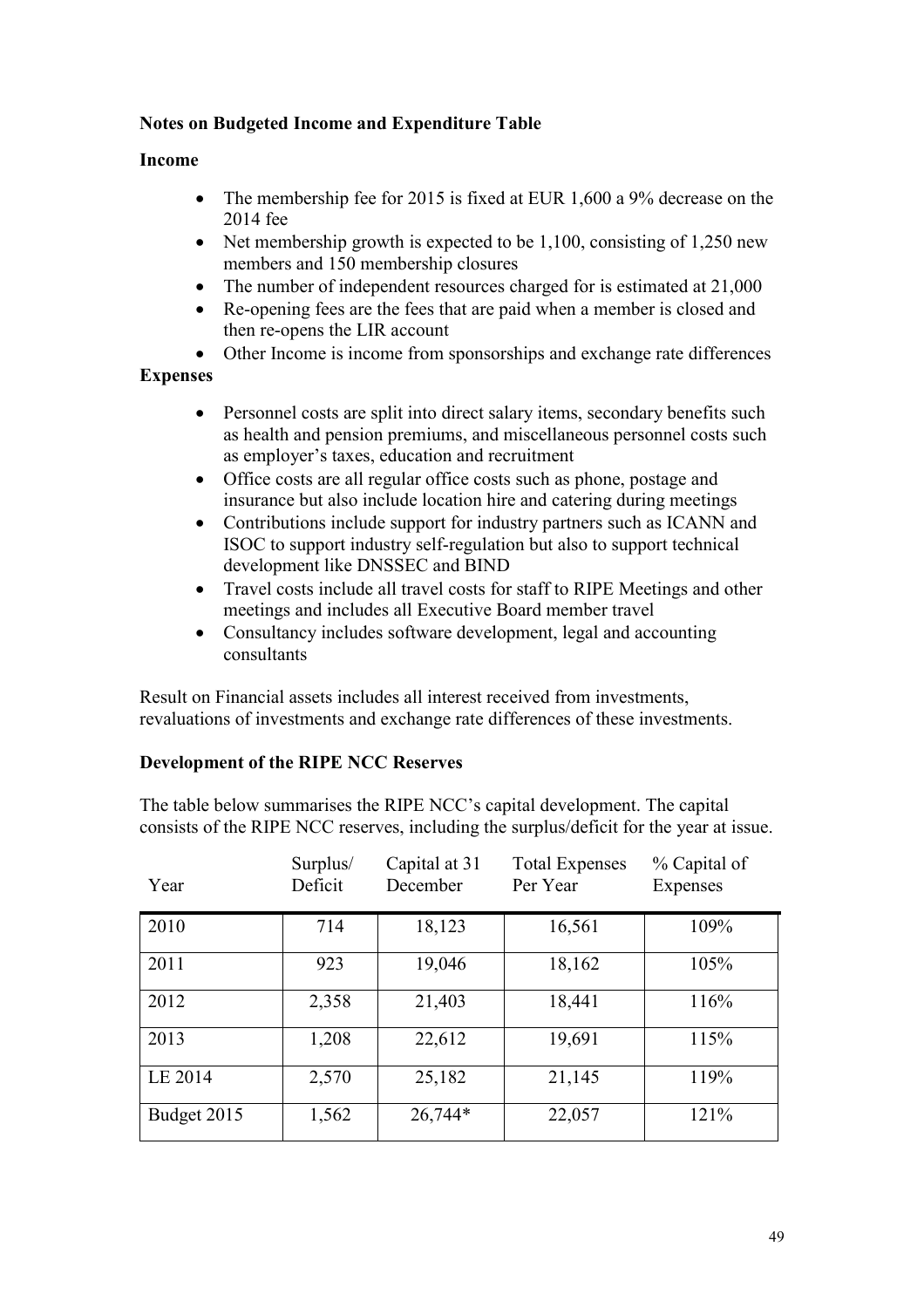**Notes on Budgeted Income and Expenditure Table**

**Income**

- The membership fee for 2015 is fixed at EUR 1,600 a 9% decrease on the 2014 fee
- Net membership growth is expected to be 1,100, consisting of 1,250 new members and 150 membership closures
- The number of independent resources charged for is estimated at 21,000
- Re-opening fees are the fees that are paid when a member is closed and then re-opens the LIR account
- Other Income is income from sponsorships and exchange rate differences

**Expenses**

- Personnel costs are split into direct salary items, secondary benefits such as health and pension premiums, and miscellaneous personnel costs such as employer's taxes, education and recruitment
- Office costs are all regular office costs such as phone, postage and insurance but also include location hire and catering during meetings
- Contributions include support for industry partners such as ICANN and ISOC to support industry self-regulation but also to support technical development like DNSSEC and BIND
- Travel costs include all travel costs for staff to RIPE Meetings and other meetings and includes all Executive Board member travel
- Consultancy includes software development, legal and accounting consultants

Result on Financial assets includes all interest received from investments, revaluations of investments and exchange rate differences of these investments.

**Development of the RIPE NCC Reserves**

The table below summarises the RIPE NCC's capital development. The capital consists of the RIPE NCC reserves, including the surplus/deficit for the year at issue.

| Year | Surplus/ Deficit | Capital at 31 December | Total Expenses Per Year | % Capital of Expenses |
|---|---|---|---|---|
| 2010 | 714 | 18,123 | 16,561 | 109% |
| 2011 | 923 | 19,046 | 18,162 | 105% |
| 2012 | 2,358 | 21,403 | 18,441 | 116% |
| 2013 | 1,208 | 22,612 | 19,691 | 115% |
| LE 2014 | 2,570 | 25,182 | 21,145 | 119% |
| Budget 2015 | 1,562 | 26,744* | 22,057 | 121% |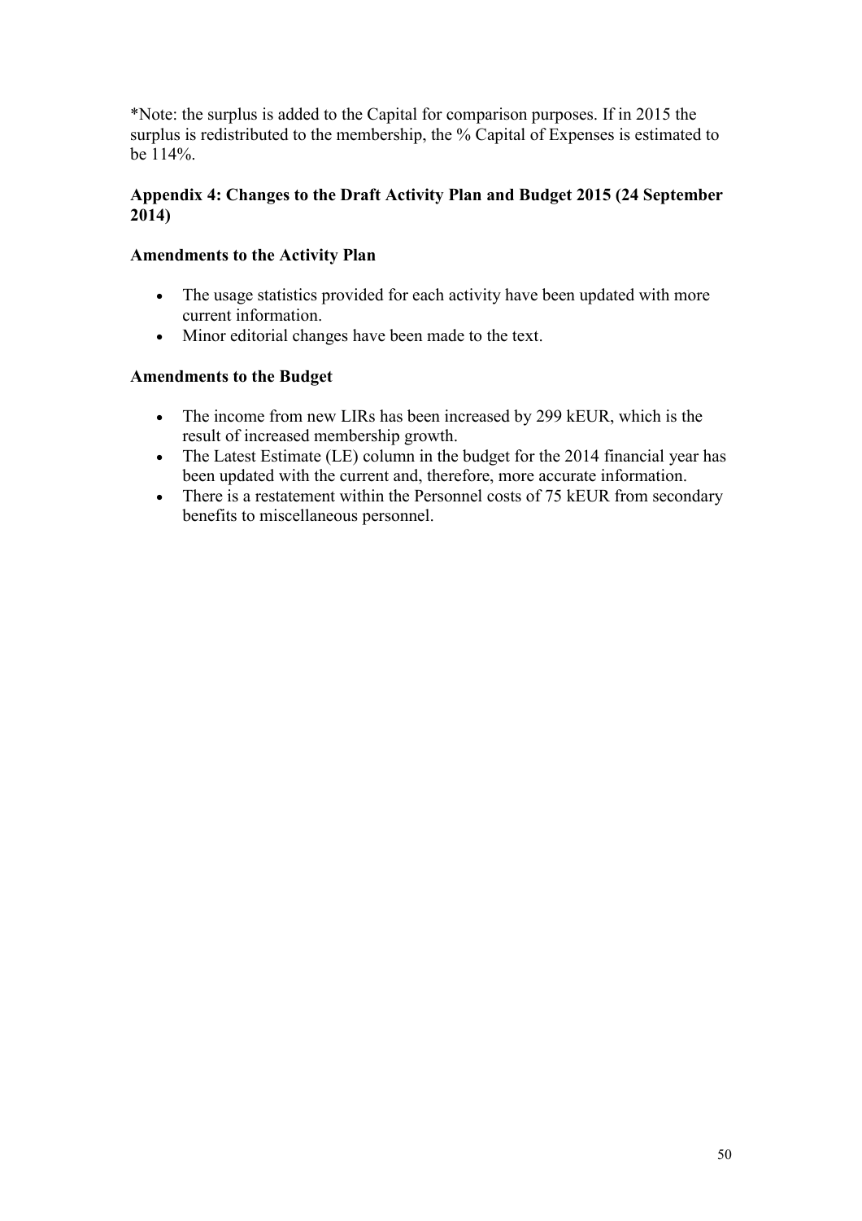*Note: the surplus is added to the Capital for comparison purposes. If in 2015 the surplus is redistributed to the membership, the % Capital of Expenses is estimated to be 114%.

## Appendix 4: Changes to the Draft Activity Plan and Budget 2015 (24 September 2014)

### Amendments to the Activity Plan

- The usage statistics provided for each activity have been updated with more current information.
- Minor editorial changes have been made to the text.

### Amendments to the Budget

- The income from new LIRs has been increased by 299 kEUR, which is the result of increased membership growth.
- The Latest Estimate (LE) column in the budget for the 2014 financial year has been updated with the current and, therefore, more accurate information.
- There is a restatement within the Personnel costs of 75 kEUR from secondary benefits to miscellaneous personnel.